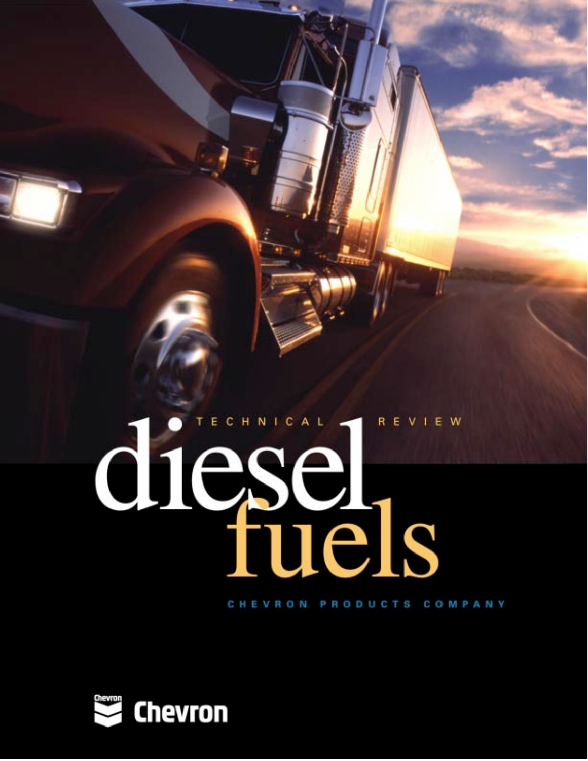TECHNICAL REVIEW

# diesel fuels

CHEVRON PRODUCTS COMPANY

Chevron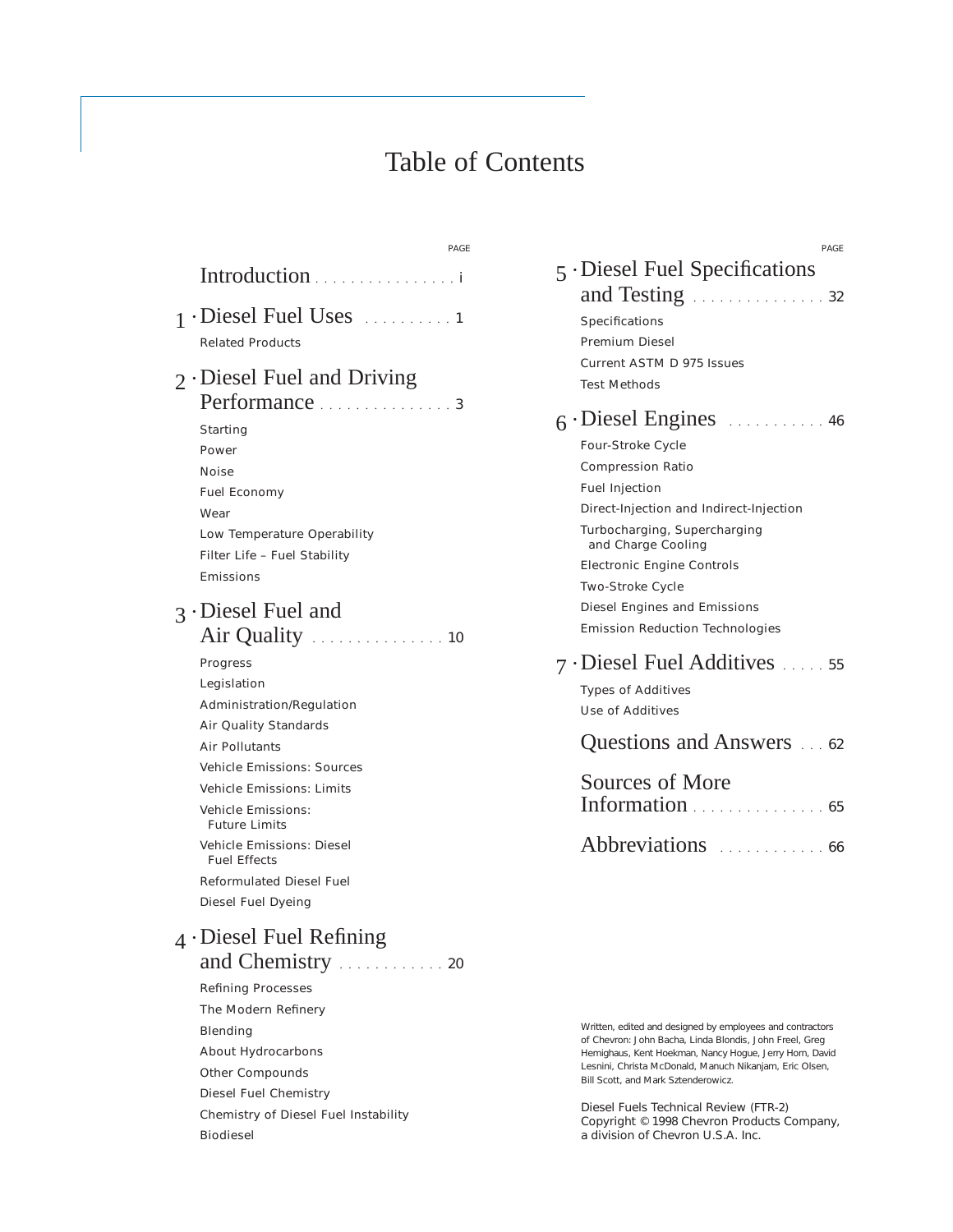# Table of Contents

| | PAGE |
|---|---|
| Introduction | i |
| 1 · Diesel Fuel Uses | 1 |
| Related Products | |
| 2 · Diesel Fuel and Driving Performance | 3 |
| Starting | |
| Power | |
| Noise | |
| Fuel Economy | |
| Wear | |
| Low Temperature Operability | |
| Filter Life – Fuel Stability | |
| Emissions | |
| 3 · Diesel Fuel and Air Quality | 10 |
| Progress | |
| Legislation | |
| Administration/Regulation | |
| Air Quality Standards | |
| Air Pollutants | |
| Vehicle Emissions: Sources | |
| Vehicle Emissions: Limits | |
| Vehicle Emissions: Future Limits | |
| Vehicle Emissions: Diesel Fuel Effects | |
| Reformulated Diesel Fuel | |
| Diesel Fuel Dyeing | |
| 4 · Diesel Fuel Refining and Chemistry | 20 |
| Refining Processes | |
| The Modern Refinery | |
| Blending | |
| About Hydrocarbons | |
| Other Compounds | |
| Diesel Fuel Chemistry | |
| Chemistry of Diesel Fuel Instability | |
| Biodiesel | |
| 5 · Diesel Fuel Specifications and Testing | 32 |
| Specifications | |
| Premium Diesel | |
| Current ASTM D 975 Issues | |
| Test Methods | |
| 6 · Diesel Engines | 46 |
| Four-Stroke Cycle | |
| Compression Ratio | |
| Fuel Injection | |
| Direct-Injection and Indirect-Injection | |
| Turbocharging, Supercharging and Charge Cooling | |
| Electronic Engine Controls | |
| Two-Stroke Cycle | |
| Diesel Engines and Emissions | |
| Emission Reduction Technologies | |
| 7 · Diesel Fuel Additives | 55 |
| Types of Additives | |
| Use of Additives | |
| Questions and Answers | 62 |
| Sources of More Information | 65 |
| Abbreviations | 66 |

Written, edited and designed by employees and contractors of Chevron: John Bacha, Linda Blondis, John Freel, Greg Hemighaus, Kent Hoekman, Nancy Hogue, Jerry Horn, David Lesnini, Christa McDonald, Manuch Nikanjam, Eric Olsen, Bill Scott, and Mark Sztenderowicz.

Diesel Fuels Technical Review (FTR-2)
Copyright © 1998 Chevron Products Company, a division of Chevron U.S.A. Inc.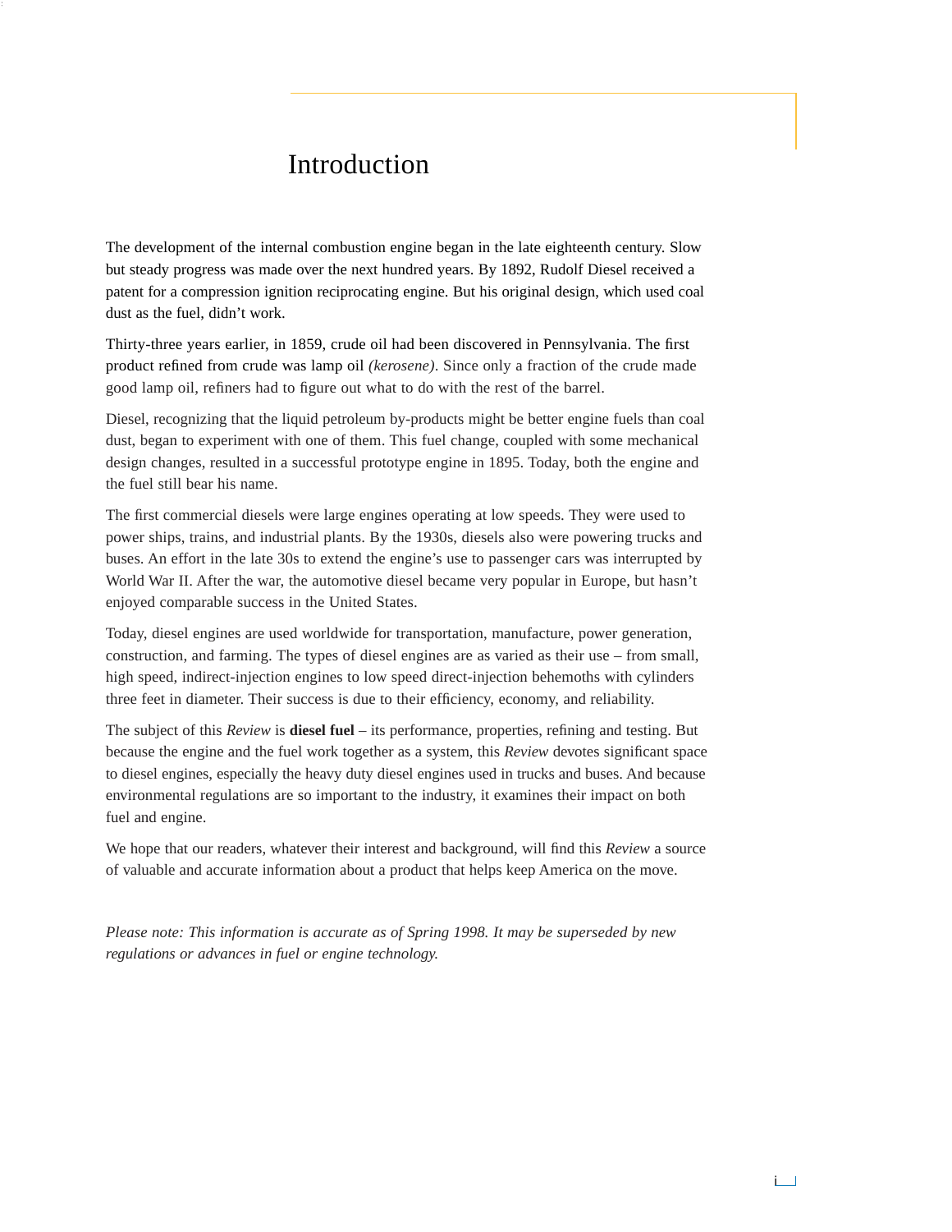# Introduction

The development of the internal combustion engine began in the late eighteenth century. Slow but steady progress was made over the next hundred years. By 1892, Rudolf Diesel received a patent for a compression ignition reciprocating engine. But his original design, which used coal dust as the fuel, didn't work.

Thirty-three years earlier, in 1859, crude oil had been discovered in Pennsylvania. The first product refined from crude was lamp oil *(kerosene)*. Since only a fraction of the crude made good lamp oil, refiners had to figure out what to do with the rest of the barrel.

Diesel, recognizing that the liquid petroleum by-products might be better engine fuels than coal dust, began to experiment with one of them. This fuel change, coupled with some mechanical design changes, resulted in a successful prototype engine in 1895. Today, both the engine and the fuel still bear his name.

The first commercial diesels were large engines operating at low speeds. They were used to power ships, trains, and industrial plants. By the 1930s, diesels also were powering trucks and buses. An effort in the late 30s to extend the engine's use to passenger cars was interrupted by World War II. After the war, the automotive diesel became very popular in Europe, but hasn't enjoyed comparable success in the United States.

Today, diesel engines are used worldwide for transportation, manufacture, power generation, construction, and farming. The types of diesel engines are as varied as their use – from small, high speed, indirect-injection engines to low speed direct-injection behemoths with cylinders three feet in diameter. Their success is due to their efficiency, economy, and reliability.

The subject of this *Review* is **diesel fuel** – its performance, properties, refining and testing. But because the engine and the fuel work together as a system, this *Review* devotes significant space to diesel engines, especially the heavy duty diesel engines used in trucks and buses. And because environmental regulations are so important to the industry, it examines their impact on both fuel and engine.

We hope that our readers, whatever their interest and background, will find this *Review* a source of valuable and accurate information about a product that helps keep America on the move.

*Please note: This information is accurate as of Spring 1998. It may be superseded by new regulations or advances in fuel or engine technology.*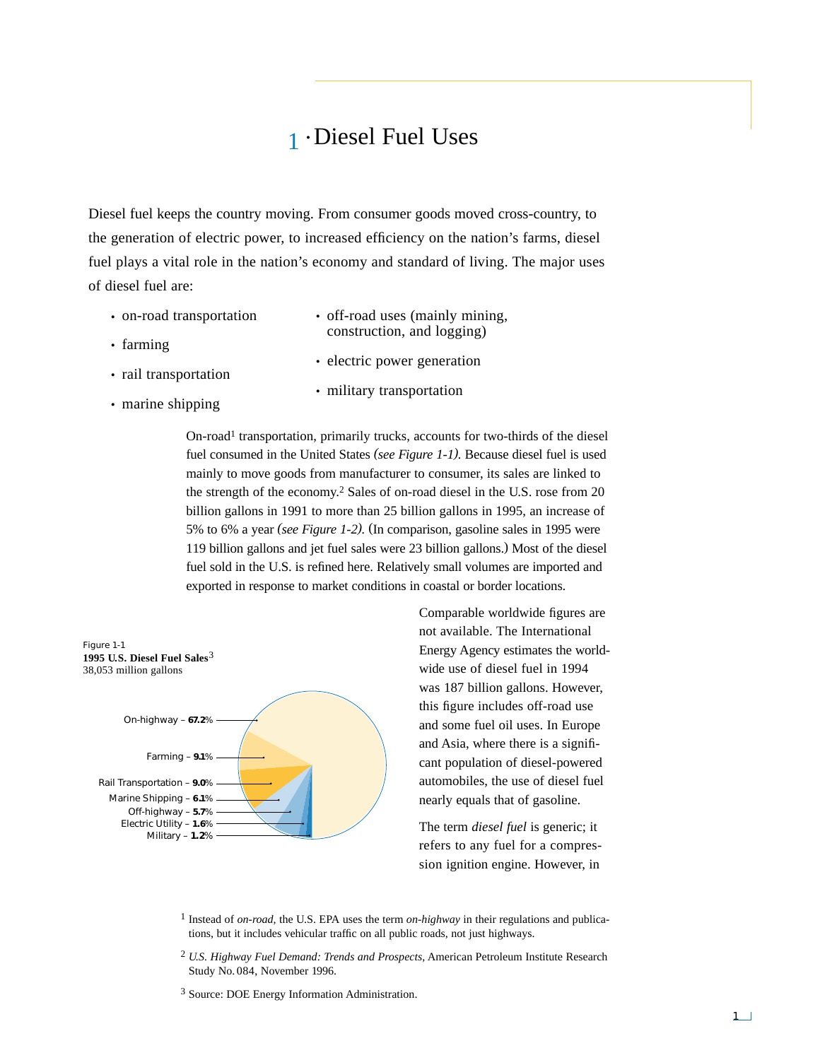# 1 · Diesel Fuel Uses

Diesel fuel keeps the country moving. From consumer goods moved cross-country, to the generation of electric power, to increased efficiency on the nation's farms, diesel fuel plays a vital role in the nation's economy and standard of living. The major uses of diesel fuel are:

- on-road transportation
- farming
- rail transportation
- marine shipping
- off-road uses (mainly mining, construction, and logging)
- electric power generation
- military transportation

On-road[1] transportation, primarily trucks, accounts for two-thirds of the diesel fuel consumed in the United States *(see Figure 1-1).* Because diesel fuel is used mainly to move goods from manufacturer to consumer, its sales are linked to the strength of the economy.[2] Sales of on-road diesel in the U.S. rose from 20 billion gallons in 1991 to more than 25 billion gallons in 1995, an increase of 5% to 6% a year *(see Figure 1-2).* (In comparison, gasoline sales in 1995 were 119 billion gallons and jet fuel sales were 23 billion gallons.) Most of the diesel fuel sold in the U.S. is refined here. Relatively small volumes are imported and exported in response to market conditions in coastal or border locations.

Figure 1-1
**1995 U.S. Diesel Fuel Sales**[3]
38,053 million gallons

- On-highway – **67.2**%
- Farming – **9.1**%
- Rail Transportation – **9.0**%
- Marine Shipping – **6.1**%
- Off-highway – **5.7**%
- Electric Utility – **1.6**%
- Military – **1.2**%

Comparable worldwide figures are not available. The International Energy Agency estimates the worldwide use of diesel fuel in 1994 was 187 billion gallons. However, this figure includes off-road use and some fuel oil uses. In Europe and Asia, where there is a significant population of diesel-powered automobiles, the use of diesel fuel nearly equals that of gasoline.

The term *diesel fuel* is generic; it refers to any fuel for a compression ignition engine. However, in

[1] Instead of *on-road,* the U.S. EPA uses the term *on-highway* in their regulations and publications, but it includes vehicular traffic on all public roads, not just highways.

[2] *U.S. Highway Fuel Demand: Trends and Prospects,* American Petroleum Institute Research Study No. 084, November 1996.

[3] Source: DOE Energy Information Administration.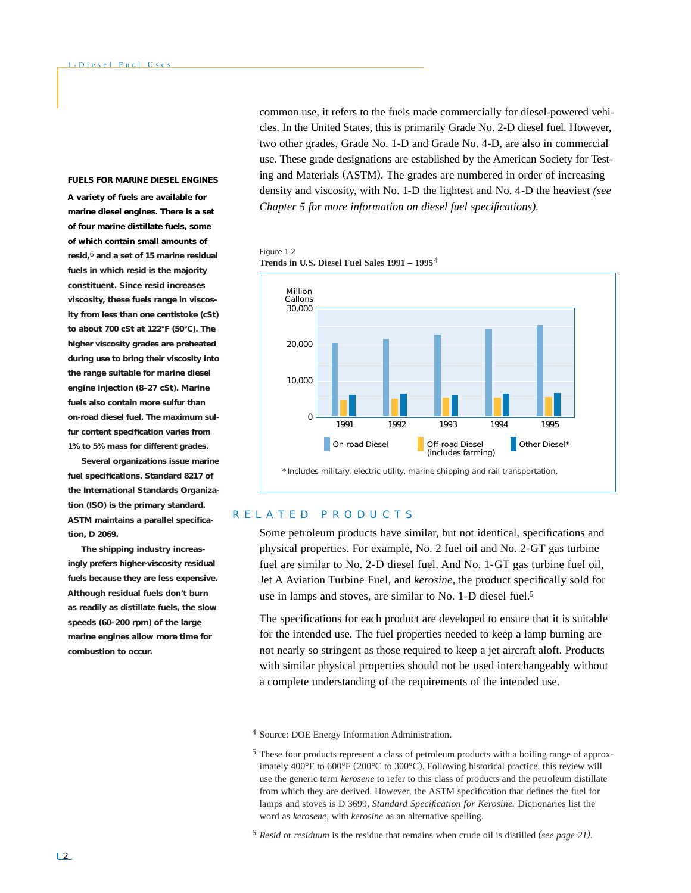common use, it refers to the fuels made commercially for diesel-powered vehicles. In the United States, this is primarily Grade No. 2-D diesel fuel. However, two other grades, Grade No. 1-D and Grade No. 4-D, are also in commercial use. These grade designations are established by the American Society for Testing and Materials (ASTM). The grades are numbered in order of increasing density and viscosity, with No. 1-D the lightest and No. 4-D the heaviest *(see Chapter 5 for more information on diesel fuel specifications).*

**FUELS FOR MARINE DIESEL ENGINES**

**A variety of fuels are available for marine diesel engines. There is a set of four marine distillate fuels, some of which contain small amounts of resid,[6] and a set of 15 marine residual fuels in which resid is the majority constituent. Since resid increases viscosity, these fuels range in viscosity from less than one centistoke (cSt) to about 700 cSt at 122°F (50°C). The higher viscosity grades are preheated during use to bring their viscosity into the range suitable for marine diesel engine injection (8–27 cSt). Marine fuels also contain more sulfur than on-road diesel fuel. The maximum sulfur content specification varies from 1% to 5% mass for different grades.**

**Several organizations issue marine fuel specifications. Standard 8217 of the International Standards Organization (ISO) is the primary standard. ASTM maintains a parallel specification, D 2069.**

**The shipping industry increasingly prefers higher-viscosity residual fuels because they are less expensive. Although residual fuels don't burn as readily as distillate fuels, the slow speeds (60–200 rpm) of the large marine engines allow more time for combustion to occur.**

Figure 1-2
**Trends in U.S. Diesel Fuel Sales 1991 – 1995**[4]

Million Gallons (y-axis: 0, 10,000, 20,000, 30,000); years 1991–1995. Legend: On-road Diesel; Off-road Diesel (includes farming); Other Diesel*

*Includes military, electric utility, marine shipping and rail transportation.

## RELATED PRODUCTS

Some petroleum products have similar, but not identical, specifications and physical properties. For example, No. 2 fuel oil and No. 2-GT gas turbine fuel are similar to No. 2-D diesel fuel. And No. 1-GT gas turbine fuel oil, Jet A Aviation Turbine Fuel, and *kerosine*, the product specifically sold for use in lamps and stoves, are similar to No. 1-D diesel fuel.[5]

The specifications for each product are developed to ensure that it is suitable for the intended use. The fuel properties needed to keep a lamp burning are not nearly so stringent as those required to keep a jet aircraft aloft. Products with similar physical properties should not be used interchangeably without a complete understanding of the requirements of the intended use.

[4] Source: DOE Energy Information Administration.

[5] These four products represent a class of petroleum products with a boiling range of approximately 400°F to 600°F (200°C to 300°C). Following historical practice, this review will use the generic term *kerosene* to refer to this class of products and the petroleum distillate from which they are derived. However, the ASTM specification that defines the fuel for lamps and stoves is D 3699, *Standard Specification for Kerosine.* Dictionaries list the word as *kerosene*, with *kerosine* as an alternative spelling.

[6] *Resid* or *residuum* is the residue that remains when crude oil is distilled *(see page 21).*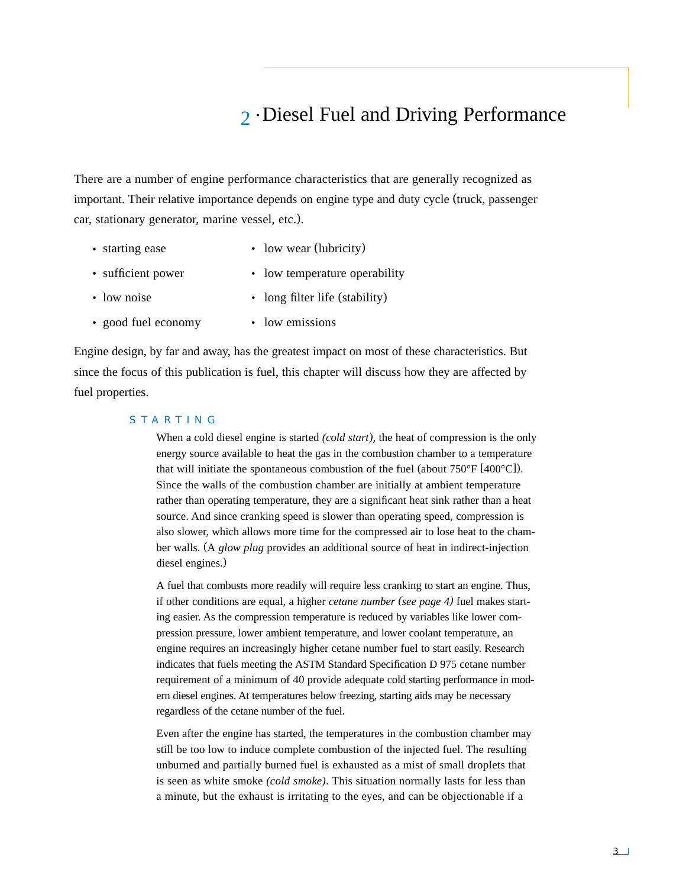# 2 · Diesel Fuel and Driving Performance

There are a number of engine performance characteristics that are generally recognized as important. Their relative importance depends on engine type and duty cycle (truck, passenger car, stationary generator, marine vessel, etc.).

- starting ease
- sufficient power
- low noise
- good fuel economy
- low wear (lubricity)
- low temperature operability
- long filter life (stability)
- low emissions

Engine design, by far and away, has the greatest impact on most of these characteristics. But since the focus of this publication is fuel, this chapter will discuss how they are affected by fuel properties.

## STARTING

When a cold diesel engine is started *(cold start),* the heat of compression is the only energy source available to heat the gas in the combustion chamber to a temperature that will initiate the spontaneous combustion of the fuel (about 750°F [400°C]). Since the walls of the combustion chamber are initially at ambient temperature rather than operating temperature, they are a significant heat sink rather than a heat source. And since cranking speed is slower than operating speed, compression is also slower, which allows more time for the compressed air to lose heat to the chamber walls. (A *glow plug* provides an additional source of heat in indirect-injection diesel engines.)

A fuel that combusts more readily will require less cranking to start an engine. Thus, if other conditions are equal, a higher *cetane number (see page 4)* fuel makes starting easier. As the compression temperature is reduced by variables like lower compression pressure, lower ambient temperature, and lower coolant temperature, an engine requires an increasingly higher cetane number fuel to start easily. Research indicates that fuels meeting the ASTM Standard Specification D 975 cetane number requirement of a minimum of 40 provide adequate cold starting performance in modern diesel engines. At temperatures below freezing, starting aids may be necessary regardless of the cetane number of the fuel.

Even after the engine has started, the temperatures in the combustion chamber may still be too low to induce complete combustion of the injected fuel. The resulting unburned and partially burned fuel is exhausted as a mist of small droplets that is seen as white smoke *(cold smoke)*. This situation normally lasts for less than a minute, but the exhaust is irritating to the eyes, and can be objectionable if a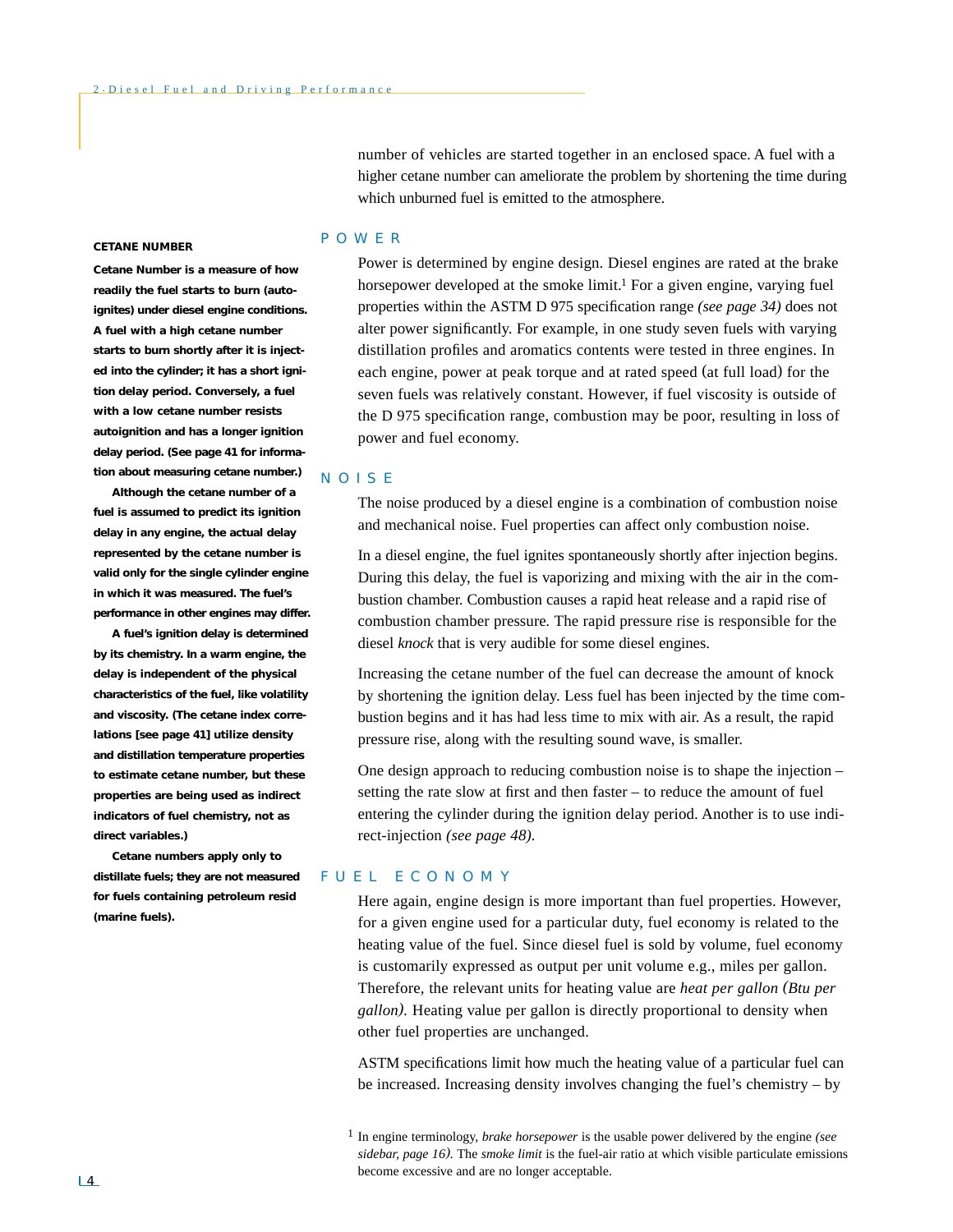number of vehicles are started together in an enclosed space. A fuel with a higher cetane number can ameliorate the problem by shortening the time during which unburned fuel is emitted to the atmosphere.

## POWER

Power is determined by engine design. Diesel engines are rated at the brake horsepower developed at the smoke limit.[1] For a given engine, varying fuel properties within the ASTM D 975 specification range *(see page 34)* does not alter power significantly. For example, in one study seven fuels with varying distillation profiles and aromatics contents were tested in three engines. In each engine, power at peak torque and at rated speed (at full load) for the seven fuels was relatively constant. However, if fuel viscosity is outside of the D 975 specification range, combustion may be poor, resulting in loss of power and fuel economy.

## NOISE

The noise produced by a diesel engine is a combination of combustion noise and mechanical noise. Fuel properties can affect only combustion noise.

In a diesel engine, the fuel ignites spontaneously shortly after injection begins. During this delay, the fuel is vaporizing and mixing with the air in the combustion chamber. Combustion causes a rapid heat release and a rapid rise of combustion chamber pressure. The rapid pressure rise is responsible for the diesel *knock* that is very audible for some diesel engines.

Increasing the cetane number of the fuel can decrease the amount of knock by shortening the ignition delay. Less fuel has been injected by the time combustion begins and it has had less time to mix with air. As a result, the rapid pressure rise, along with the resulting sound wave, is smaller.

One design approach to reducing combustion noise is to shape the injection – setting the rate slow at first and then faster – to reduce the amount of fuel entering the cylinder during the ignition delay period. Another is to use indirect-injection *(see page 48).*

## FUEL ECONOMY

Here again, engine design is more important than fuel properties. However, for a given engine used for a particular duty, fuel economy is related to the heating value of the fuel. Since diesel fuel is sold by volume, fuel economy is customarily expressed as output per unit volume e.g., miles per gallon. Therefore, the relevant units for heating value are *heat per gallon (Btu per gallon).* Heating value per gallon is directly proportional to density when other fuel properties are unchanged.

ASTM specifications limit how much the heating value of a particular fuel can be increased. Increasing density involves changing the fuel's chemistry – by

---

**CETANE NUMBER**

**Cetane Number is a measure of how readily the fuel starts to burn (autoignites) under diesel engine conditions. A fuel with a high cetane number starts to burn shortly after it is injected into the cylinder; it has a short ignition delay period. Conversely, a fuel with a low cetane number resists autoignition and has a longer ignition delay period. (See page 41 for information about measuring cetane number.)**

**Although the cetane number of a fuel is assumed to predict its ignition delay in any engine, the actual delay represented by the cetane number is valid only for the single cylinder engine in which it was measured. The fuel's performance in other engines may differ.**

**A fuel's ignition delay is determined by its chemistry. In a warm engine, the delay is independent of the physical characteristics of the fuel, like volatility and viscosity. (The cetane index correlations [see page 41] utilize density and distillation temperature properties to estimate cetane number, but these properties are being used as indirect indicators of fuel chemistry, not as direct variables.)**

**Cetane numbers apply only to distillate fuels; they are not measured for fuels containing petroleum resid (marine fuels).**

---

[1] In engine terminology, *brake horsepower* is the usable power delivered by the engine *(see sidebar, page 16).* The *smoke limit* is the fuel-air ratio at which visible particulate emissions become excessive and are no longer acceptable.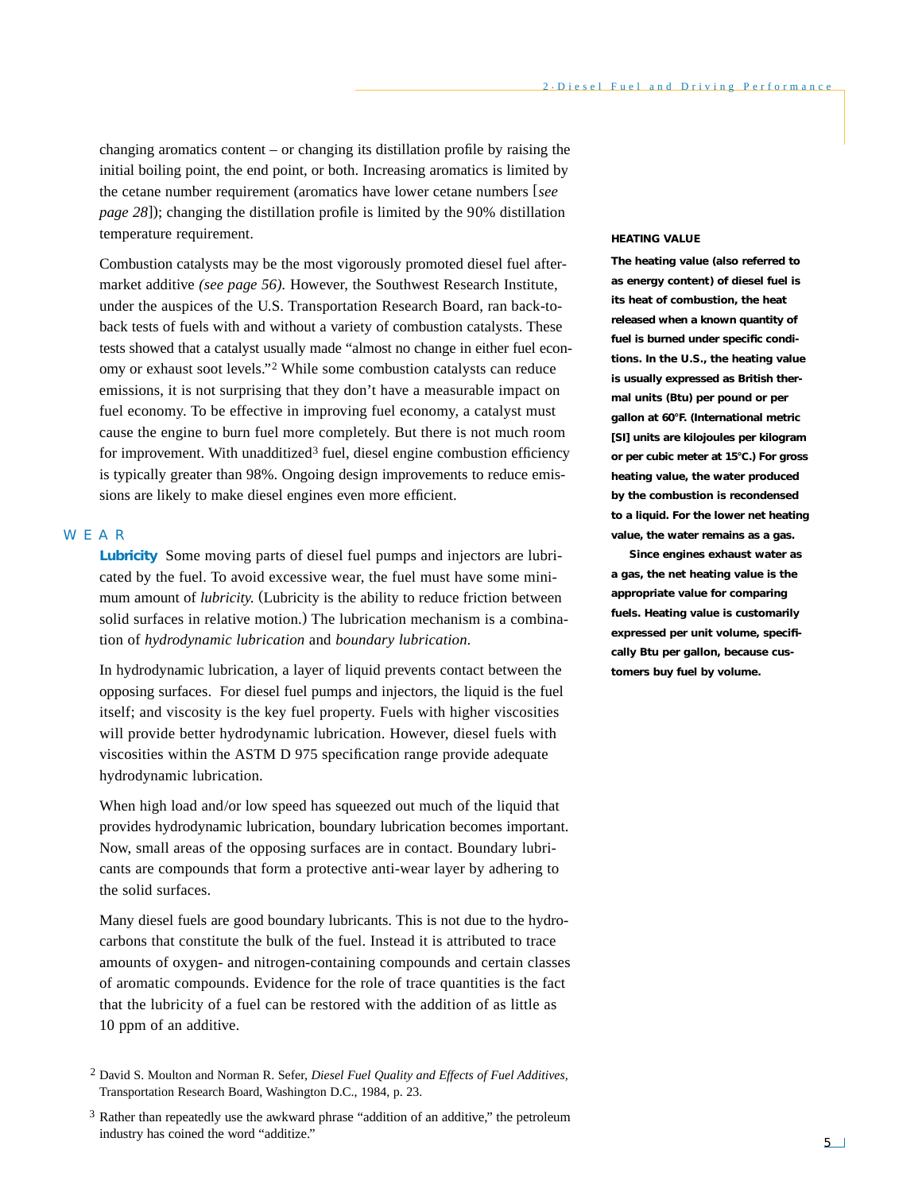changing aromatics content – or changing its distillation profile by raising the initial boiling point, the end point, or both. Increasing aromatics is limited by the cetane number requirement (aromatics have lower cetane numbers [*see page 28*]); changing the distillation profile is limited by the 90% distillation temperature requirement.

Combustion catalysts may be the most vigorously promoted diesel fuel aftermarket additive *(see page 56)*. However, the Southwest Research Institute, under the auspices of the U.S. Transportation Research Board, ran back-to-back tests of fuels with and without a variety of combustion catalysts. These tests showed that a catalyst usually made "almost no change in either fuel economy or exhaust soot levels."[2] While some combustion catalysts can reduce emissions, it is not surprising that they don't have a measurable impact on fuel economy. To be effective in improving fuel economy, a catalyst must cause the engine to burn fuel more completely. But there is not much room for improvement. With unadditized[3] fuel, diesel engine combustion efficiency is typically greater than 98%. Ongoing design improvements to reduce emissions are likely to make diesel engines even more efficient.

**HEATING VALUE**

**The heating value (also referred to as energy content) of diesel fuel is its heat of combustion, the heat released when a known quantity of fuel is burned under specific conditions. In the U.S., the heating value is usually expressed as British thermal units (Btu) per pound or per gallon at 60°F. (International metric [SI] units are kilojoules per kilogram or per cubic meter at 15°C.) For gross heating value, the water produced by the combustion is recondensed to a liquid. For the lower net heating value, the water remains as a gas.**

**Since engines exhaust water as a gas, the net heating value is the appropriate value for comparing fuels. Heating value is customarily expressed per unit volume, specifically Btu per gallon, because customers buy fuel by volume.**

## WEAR

**Lubricity** Some moving parts of diesel fuel pumps and injectors are lubricated by the fuel. To avoid excessive wear, the fuel must have some minimum amount of *lubricity*. (Lubricity is the ability to reduce friction between solid surfaces in relative motion.) The lubrication mechanism is a combination of *hydrodynamic lubrication* and *boundary lubrication*.

In hydrodynamic lubrication, a layer of liquid prevents contact between the opposing surfaces. For diesel fuel pumps and injectors, the liquid is the fuel itself; and viscosity is the key fuel property. Fuels with higher viscosities will provide better hydrodynamic lubrication. However, diesel fuels with viscosities within the ASTM D 975 specification range provide adequate hydrodynamic lubrication.

When high load and/or low speed has squeezed out much of the liquid that provides hydrodynamic lubrication, boundary lubrication becomes important. Now, small areas of the opposing surfaces are in contact. Boundary lubricants are compounds that form a protective anti-wear layer by adhering to the solid surfaces.

Many diesel fuels are good boundary lubricants. This is not due to the hydrocarbons that constitute the bulk of the fuel. Instead it is attributed to trace amounts of oxygen- and nitrogen-containing compounds and certain classes of aromatic compounds. Evidence for the role of trace quantities is the fact that the lubricity of a fuel can be restored with the addition of as little as 10 ppm of an additive.

[2] David S. Moulton and Norman R. Sefer, *Diesel Fuel Quality and Effects of Fuel Additives*, Transportation Research Board, Washington D.C., 1984, p. 23.

[3] Rather than repeatedly use the awkward phrase "addition of an additive," the petroleum industry has coined the word "additize."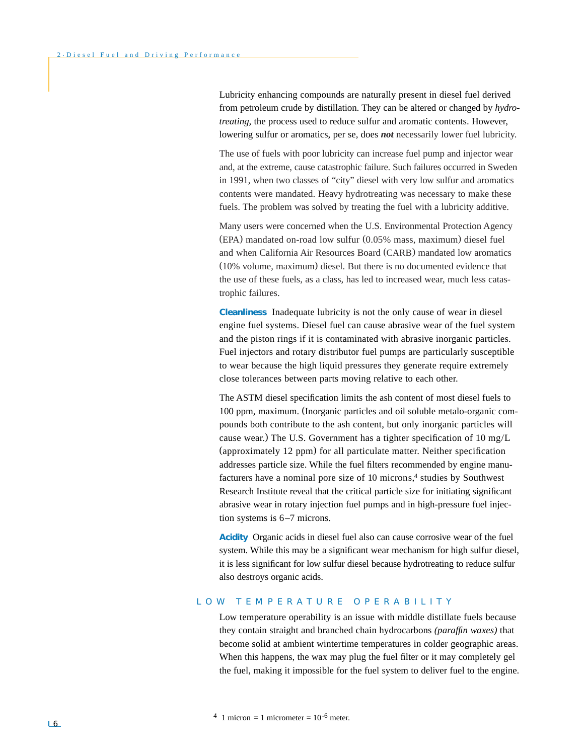Lubricity enhancing compounds are naturally present in diesel fuel derived from petroleum crude by distillation. They can be altered or changed by *hydrotreating,* the process used to reduce sulfur and aromatic contents. However, lowering sulfur or aromatics, per se, does ***not*** necessarily lower fuel lubricity.

The use of fuels with poor lubricity can increase fuel pump and injector wear and, at the extreme, cause catastrophic failure. Such failures occurred in Sweden in 1991, when two classes of "city" diesel with very low sulfur and aromatics contents were mandated. Heavy hydrotreating was necessary to make these fuels. The problem was solved by treating the fuel with a lubricity additive.

Many users were concerned when the U.S. Environmental Protection Agency (EPA) mandated on-road low sulfur (0.05% mass, maximum) diesel fuel and when California Air Resources Board (CARB) mandated low aromatics (10% volume, maximum) diesel. But there is no documented evidence that the use of these fuels, as a class, has led to increased wear, much less catastrophic failures.

**Cleanliness** Inadequate lubricity is not the only cause of wear in diesel engine fuel systems. Diesel fuel can cause abrasive wear of the fuel system and the piston rings if it is contaminated with abrasive inorganic particles. Fuel injectors and rotary distributor fuel pumps are particularly susceptible to wear because the high liquid pressures they generate require extremely close tolerances between parts moving relative to each other.

The ASTM diesel specification limits the ash content of most diesel fuels to 100 ppm, maximum. (Inorganic particles and oil soluble metalo-organic compounds both contribute to the ash content, but only inorganic particles will cause wear.) The U.S. Government has a tighter specification of 10 mg/L (approximately 12 ppm) for all particulate matter. Neither specification addresses particle size. While the fuel filters recommended by engine manufacturers have a nominal pore size of 10 microns,[4] studies by Southwest Research Institute reveal that the critical particle size for initiating significant abrasive wear in rotary injection fuel pumps and in high-pressure fuel injection systems is 6–7 microns.

**Acidity** Organic acids in diesel fuel also can cause corrosive wear of the fuel system. While this may be a significant wear mechanism for high sulfur diesel, it is less significant for low sulfur diesel because hydrotreating to reduce sulfur also destroys organic acids.

## LOW TEMPERATURE OPERABILITY

Low temperature operability is an issue with middle distillate fuels because they contain straight and branched chain hydrocarbons *(paraffin waxes)* that become solid at ambient wintertime temperatures in colder geographic areas. When this happens, the wax may plug the fuel filter or it may completely gel the fuel, making it impossible for the fuel system to deliver fuel to the engine.

[4] 1 micron = 1 micrometer = $10^{-6}$ meter.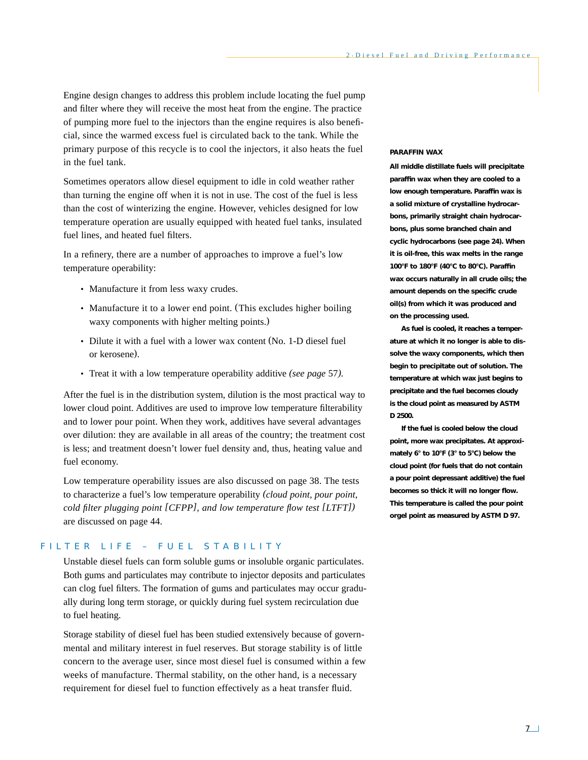Engine design changes to address this problem include locating the fuel pump and filter where they will receive the most heat from the engine. The practice of pumping more fuel to the injectors than the engine requires is also beneficial, since the warmed excess fuel is circulated back to the tank. While the primary purpose of this recycle is to cool the injectors, it also heats the fuel in the fuel tank.

Sometimes operators allow diesel equipment to idle in cold weather rather than turning the engine off when it is not in use. The cost of the fuel is less than the cost of winterizing the engine. However, vehicles designed for low temperature operation are usually equipped with heated fuel tanks, insulated fuel lines, and heated fuel filters.

In a refinery, there are a number of approaches to improve a fuel's low temperature operability:

- Manufacture it from less waxy crudes.
- Manufacture it to a lower end point. (This excludes higher boiling waxy components with higher melting points.)
- Dilute it with a fuel with a lower wax content (No. 1-D diesel fuel or kerosene).
- Treat it with a low temperature operability additive *(see page 57).*

After the fuel is in the distribution system, dilution is the most practical way to lower cloud point. Additives are used to improve low temperature filterability and to lower pour point. When they work, additives have several advantages over dilution: they are available in all areas of the country; the treatment cost is less; and treatment doesn't lower fuel density and, thus, heating value and fuel economy.

Low temperature operability issues are also discussed on page 38. The tests to characterize a fuel's low temperature operability *(cloud point, pour point, cold filter plugging point [CFPP], and low temperature flow test [LTFT])* are discussed on page 44.

**PARAFFIN WAX**

**All middle distillate fuels will precipitate paraffin wax when they are cooled to a low enough temperature. Paraffin wax is a solid mixture of crystalline hydrocarbons, primarily straight chain hydrocarbons, plus some branched chain and cyclic hydrocarbons (see page 24). When it is oil-free, this wax melts in the range 100°F to 180°F (40°C to 80°C). Paraffin wax occurs naturally in all crude oils; the amount depends on the specific crude oil(s) from which it was produced and on the processing used.**

**As fuel is cooled, it reaches a temperature at which it no longer is able to dissolve the waxy components, which then begin to precipitate out of solution. The temperature at which wax just begins to precipitate and the fuel becomes cloudy is the cloud point as measured by ASTM D 2500.**

**If the fuel is cooled below the cloud point, more wax precipitates. At approximately 6° to 10°F (3° to 5°C) below the cloud point (for fuels that do not contain a pour point depressant additive) the fuel becomes so thick it will no longer flow. This temperature is called the pour point orgel point as measured by ASTM D 97.**

## FILTER LIFE – FUEL STABILITY

Unstable diesel fuels can form soluble gums or insoluble organic particulates. Both gums and particulates may contribute to injector deposits and particulates can clog fuel filters. The formation of gums and particulates may occur gradually during long term storage, or quickly during fuel system recirculation due to fuel heating.

Storage stability of diesel fuel has been studied extensively because of governmental and military interest in fuel reserves. But storage stability is of little concern to the average user, since most diesel fuel is consumed within a few weeks of manufacture. Thermal stability, on the other hand, is a necessary requirement for diesel fuel to function effectively as a heat transfer fluid.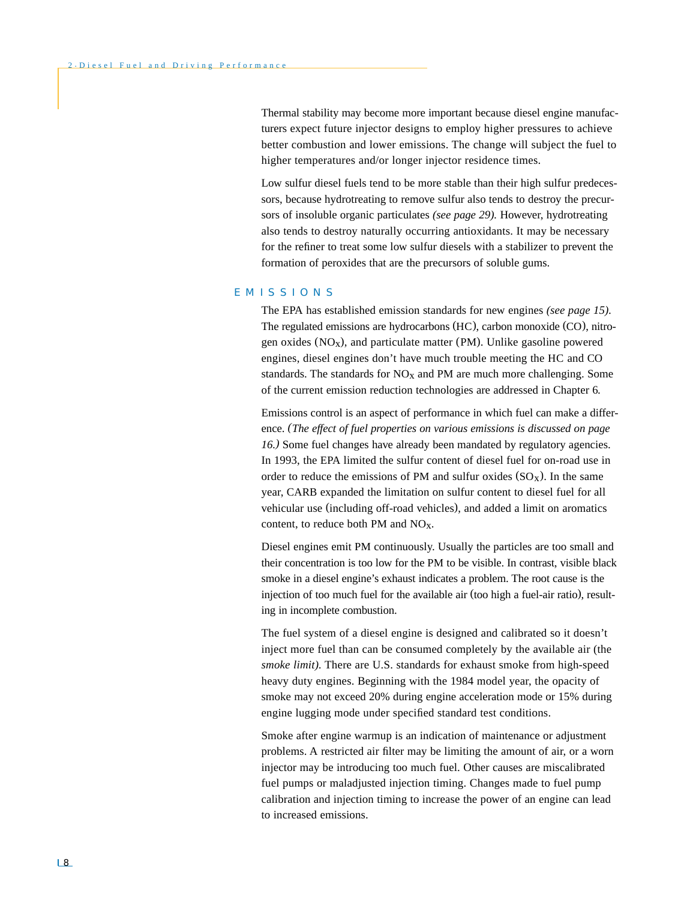Thermal stability may become more important because diesel engine manufacturers expect future injector designs to employ higher pressures to achieve better combustion and lower emissions. The change will subject the fuel to higher temperatures and/or longer injector residence times.

Low sulfur diesel fuels tend to be more stable than their high sulfur predecessors, because hydrotreating to remove sulfur also tends to destroy the precursors of insoluble organic particulates *(see page 29).* However, hydrotreating also tends to destroy naturally occurring antioxidants. It may be necessary for the refiner to treat some low sulfur diesels with a stabilizer to prevent the formation of peroxides that are the precursors of soluble gums.

## EMISSIONS

The EPA has established emission standards for new engines *(see page 15).* The regulated emissions are hydrocarbons (HC), carbon monoxide (CO), nitrogen oxides ($NO_X$), and particulate matter (PM). Unlike gasoline powered engines, diesel engines don't have much trouble meeting the HC and CO standards. The standards for $NO_X$ and PM are much more challenging. Some of the current emission reduction technologies are addressed in Chapter 6.

Emissions control is an aspect of performance in which fuel can make a difference. *(The effect of fuel properties on various emissions is discussed on page 16.)* Some fuel changes have already been mandated by regulatory agencies. In 1993, the EPA limited the sulfur content of diesel fuel for on-road use in order to reduce the emissions of PM and sulfur oxides ($SO_X$). In the same year, CARB expanded the limitation on sulfur content to diesel fuel for all vehicular use (including off-road vehicles), and added a limit on aromatics content, to reduce both PM and $NO_X$.

Diesel engines emit PM continuously. Usually the particles are too small and their concentration is too low for the PM to be visible. In contrast, visible black smoke in a diesel engine's exhaust indicates a problem. The root cause is the injection of too much fuel for the available air (too high a fuel-air ratio), resulting in incomplete combustion.

The fuel system of a diesel engine is designed and calibrated so it doesn't inject more fuel than can be consumed completely by the available air (the *smoke limit).* There are U.S. standards for exhaust smoke from high-speed heavy duty engines. Beginning with the 1984 model year, the opacity of smoke may not exceed 20% during engine acceleration mode or 15% during engine lugging mode under specified standard test conditions.

Smoke after engine warmup is an indication of maintenance or adjustment problems. A restricted air filter may be limiting the amount of air, or a worn injector may be introducing too much fuel. Other causes are miscalibrated fuel pumps or maladjusted injection timing. Changes made to fuel pump calibration and injection timing to increase the power of an engine can lead to increased emissions.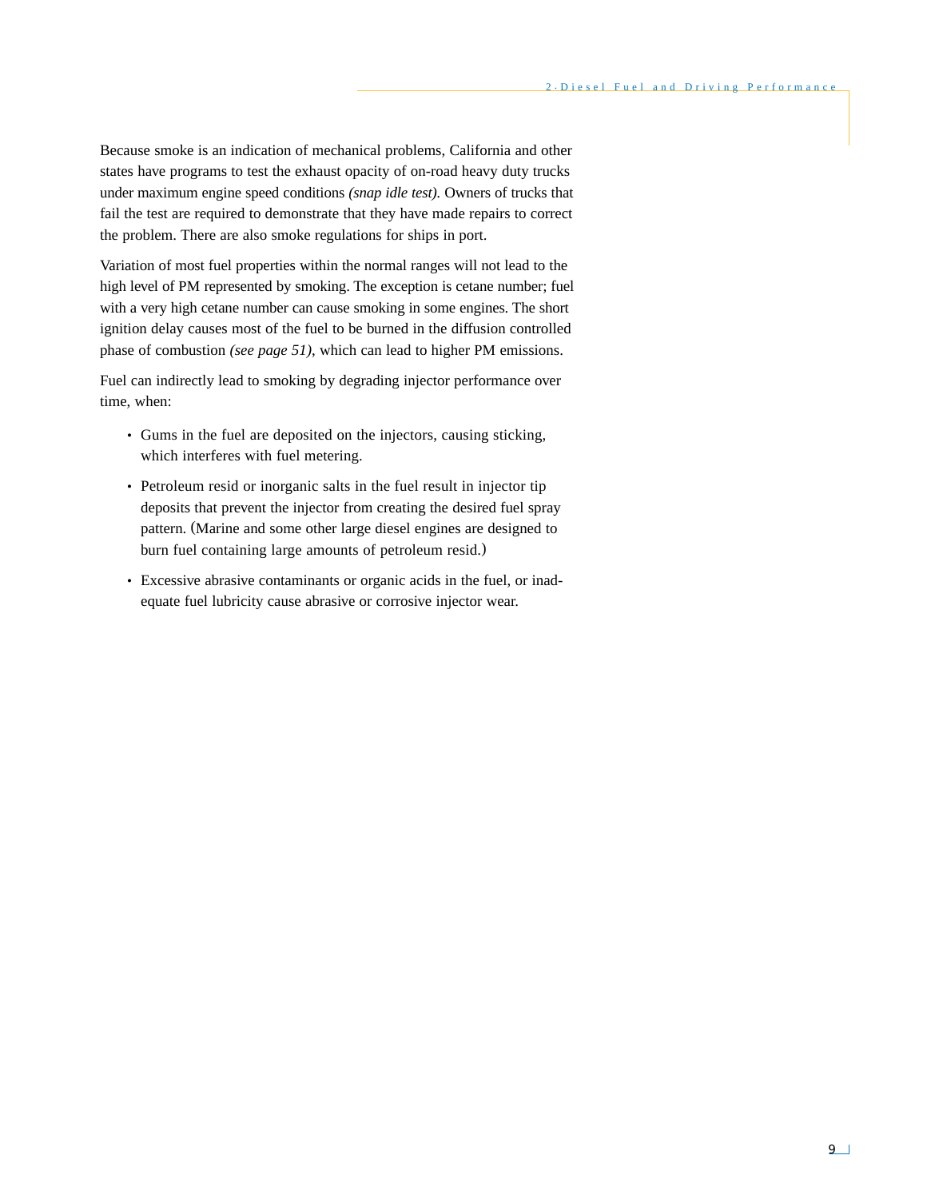Because smoke is an indication of mechanical problems, California and other states have programs to test the exhaust opacity of on-road heavy duty trucks under maximum engine speed conditions *(snap idle test)*. Owners of trucks that fail the test are required to demonstrate that they have made repairs to correct the problem. There are also smoke regulations for ships in port.

Variation of most fuel properties within the normal ranges will not lead to the high level of PM represented by smoking. The exception is cetane number; fuel with a very high cetane number can cause smoking in some engines. The short ignition delay causes most of the fuel to be burned in the diffusion controlled phase of combustion *(see page 51)*, which can lead to higher PM emissions.

Fuel can indirectly lead to smoking by degrading injector performance over time, when:

- Gums in the fuel are deposited on the injectors, causing sticking, which interferes with fuel metering.
- Petroleum resid or inorganic salts in the fuel result in injector tip deposits that prevent the injector from creating the desired fuel spray pattern. (Marine and some other large diesel engines are designed to burn fuel containing large amounts of petroleum resid.)
- Excessive abrasive contaminants or organic acids in the fuel, or inadequate fuel lubricity cause abrasive or corrosive injector wear.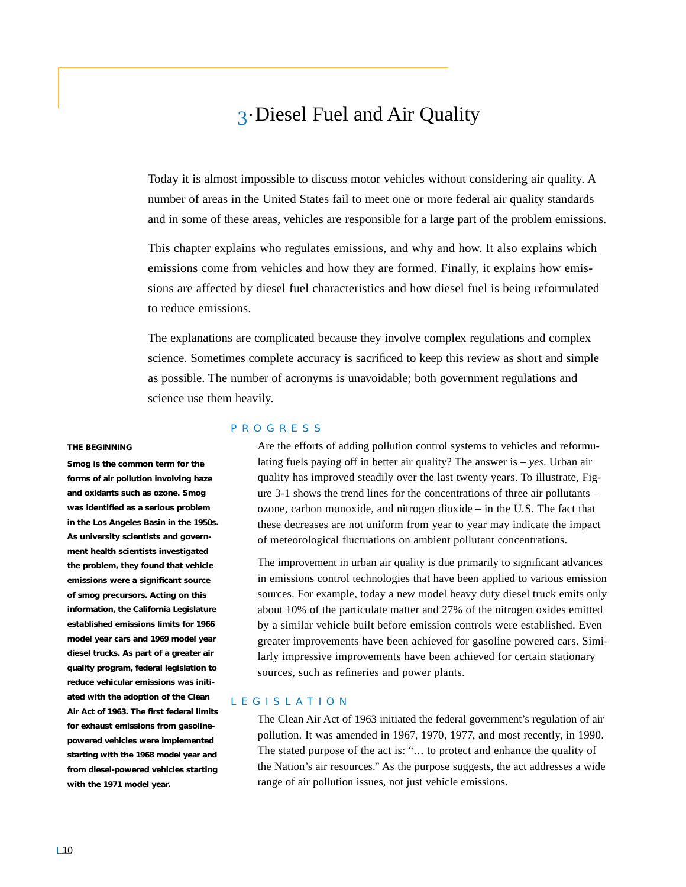# 3 · Diesel Fuel and Air Quality

Today it is almost impossible to discuss motor vehicles without considering air quality. A number of areas in the United States fail to meet one or more federal air quality standards and in some of these areas, vehicles are responsible for a large part of the problem emissions.

This chapter explains who regulates emissions, and why and how. It also explains which emissions come from vehicles and how they are formed. Finally, it explains how emissions are affected by diesel fuel characteristics and how diesel fuel is being reformulated to reduce emissions.

The explanations are complicated because they involve complex regulations and complex science. Sometimes complete accuracy is sacrificed to keep this review as short and simple as possible. The number of acronyms is unavoidable; both government regulations and science use them heavily.

## PROGRESS

Are the efforts of adding pollution control systems to vehicles and reformulating fuels paying off in better air quality? The answer is – *yes*. Urban air quality has improved steadily over the last twenty years. To illustrate, Figure 3-1 shows the trend lines for the concentrations of three air pollutants – ozone, carbon monoxide, and nitrogen dioxide – in the U.S. The fact that these decreases are not uniform from year to year may indicate the impact of meteorological fluctuations on ambient pollutant concentrations.

The improvement in urban air quality is due primarily to significant advances in emissions control technologies that have been applied to various emission sources. For example, today a new model heavy duty diesel truck emits only about 10% of the particulate matter and 27% of the nitrogen oxides emitted by a similar vehicle built before emission controls were established. Even greater improvements have been achieved for gasoline powered cars. Similarly impressive improvements have been achieved for certain stationary sources, such as refineries and power plants.

**THE BEGINNING**

**Smog is the common term for the forms of air pollution involving haze and oxidants such as ozone. Smog was identified as a serious problem in the Los Angeles Basin in the 1950s. As university scientists and government health scientists investigated the problem, they found that vehicle emissions were a significant source of smog precursors. Acting on this information, the California Legislature established emissions limits for 1966 model year cars and 1969 model year diesel trucks. As part of a greater air quality program, federal legislation to reduce vehicular emissions was initiated with the adoption of the Clean Air Act of 1963. The first federal limits for exhaust emissions from gasoline-powered vehicles were implemented starting with the 1968 model year and from diesel-powered vehicles starting with the 1971 model year.**

## LEGISLATION

The Clean Air Act of 1963 initiated the federal government's regulation of air pollution. It was amended in 1967, 1970, 1977, and most recently, in 1990. The stated purpose of the act is: "… to protect and enhance the quality of the Nation's air resources." As the purpose suggests, the act addresses a wide range of air pollution issues, not just vehicle emissions.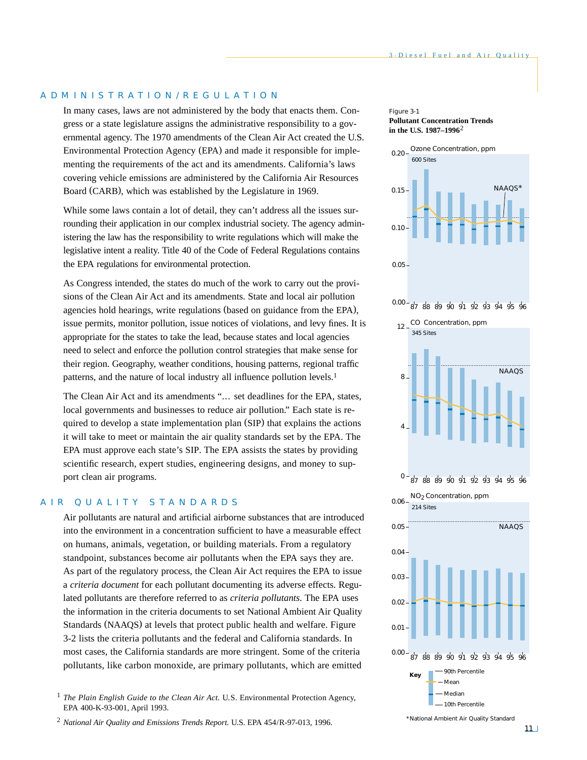## ADMINISTRATION/REGULATION

In many cases, laws are not administered by the body that enacts them. Congress or a state legislature assigns the administrative responsibility to a governmental agency. The 1970 amendments of the Clean Air Act created the U.S. Environmental Protection Agency (EPA) and made it responsible for implementing the requirements of the act and its amendments. California's laws covering vehicle emissions are administered by the California Air Resources Board (CARB), which was established by the Legislature in 1969.

While some laws contain a lot of detail, they can't address all the issues surrounding their application in our complex industrial society. The agency administering the law has the responsibility to write regulations which will make the legislative intent a reality. Title 40 of the Code of Federal Regulations contains the EPA regulations for environmental protection.

As Congress intended, the states do much of the work to carry out the provisions of the Clean Air Act and its amendments. State and local air pollution agencies hold hearings, write regulations (based on guidance from the EPA), issue permits, monitor pollution, issue notices of violations, and levy fines. It is appropriate for the states to take the lead, because states and local agencies need to select and enforce the pollution control strategies that make sense for their region. Geography, weather conditions, housing patterns, regional traffic patterns, and the nature of local industry all influence pollution levels.[1]

The Clean Air Act and its amendments "… set deadlines for the EPA, states, local governments and businesses to reduce air pollution." Each state is required to develop a state implementation plan (SIP) that explains the actions it will take to meet or maintain the air quality standards set by the EPA. The EPA must approve each state's SIP. The EPA assists the states by providing scientific research, expert studies, engineering designs, and money to support clean air programs.

## AIR QUALITY STANDARDS

Air pollutants are natural and artificial airborne substances that are introduced into the environment in a concentration sufficient to have a measurable effect on humans, animals, vegetation, or building materials. From a regulatory standpoint, substances become air pollutants when the EPA says they are. As part of the regulatory process, the Clean Air Act requires the EPA to issue a *criteria document* for each pollutant documenting its adverse effects. Regulated pollutants are therefore referred to as *criteria pollutants.* The EPA uses the information in the criteria documents to set National Ambient Air Quality Standards (NAAQS) at levels that protect public health and welfare. Figure 3-2 lists the criteria pollutants and the federal and California standards. In most cases, the California standards are more stringent. Some of the criteria pollutants, like carbon monoxide, are primary pollutants, which are emitted

Figure 3-1
**Pollutant Concentration Trends in the U.S. 1987–1996**[2]

*National Ambient Air Quality Standard

[1] *The Plain English Guide to the Clean Air Act.* U.S. Environmental Protection Agency, EPA 400-K-93-001, April 1993.

[2] *National Air Quality and Emissions Trends Report.* U.S. EPA 454/R-97-013, 1996.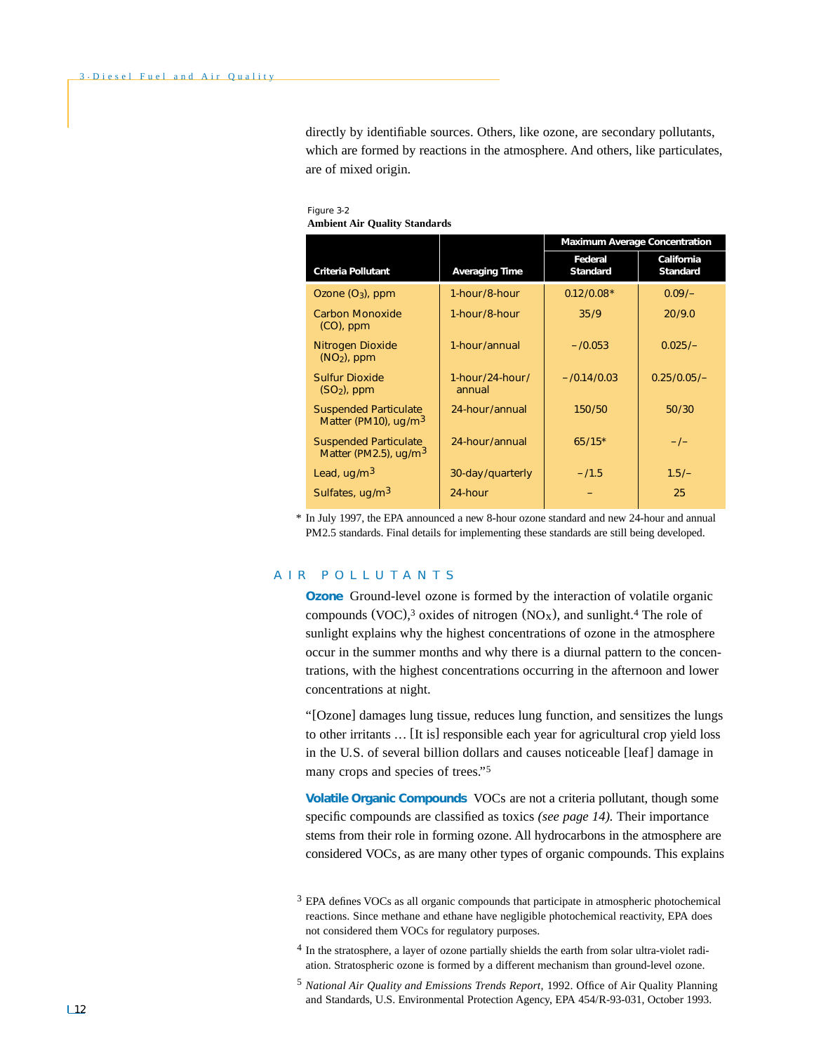directly by identifiable sources. Others, like ozone, are secondary pollutants, which are formed by reactions in the atmosphere. And others, like particulates, are of mixed origin.

Figure 3-2
**Ambient Air Quality Standards**

| Criteria Pollutant | Averaging Time | Maximum Average Concentration | |
|---|---|---|---|
| | | Federal Standard | California Standard |
| Ozone ($O_3$), ppm | 1-hour/8-hour | 0.12/0.08* | 0.09/– |
| Carbon Monoxide (CO), ppm | 1-hour/8-hour | 35/9 | 20/9.0 |
| Nitrogen Dioxide ($NO_2$), ppm | 1-hour/annual | –/0.053 | 0.025/– |
| Sulfur Dioxide ($SO_2$), ppm | 1-hour/24-hour/annual | –/0.14/0.03 | 0.25/0.05/– |
| Suspended Particulate Matter (PM10), ug/m$^3$ | 24-hour/annual | 150/50 | 50/30 |
| Suspended Particulate Matter (PM2.5), ug/m$^3$ | 24-hour/annual | 65/15* | –/– |
| Lead, ug/m$^3$ | 30-day/quarterly | –/1.5 | 1.5/– |
| Sulfates, ug/m$^3$ | 24-hour | – | 25 |

\* In July 1997, the EPA announced a new 8-hour ozone standard and new 24-hour and annual PM2.5 standards. Final details for implementing these standards are still being developed.

## AIR POLLUTANTS

**Ozone** Ground-level ozone is formed by the interaction of volatile organic compounds (VOC),[3] oxides of nitrogen ($NO_X$), and sunlight.[4] The role of sunlight explains why the highest concentrations of ozone in the atmosphere occur in the summer months and why there is a diurnal pattern to the concentrations, with the highest concentrations occurring in the afternoon and lower concentrations at night.

"[Ozone] damages lung tissue, reduces lung function, and sensitizes the lungs to other irritants … [It is] responsible each year for agricultural crop yield loss in the U.S. of several billion dollars and causes noticeable [leaf] damage in many crops and species of trees."[5]

**Volatile Organic Compounds** VOCs are not a criteria pollutant, though some specific compounds are classified as toxics *(see page 14).* Their importance stems from their role in forming ozone. All hydrocarbons in the atmosphere are considered VOCs, as are many other types of organic compounds. This explains

[3] EPA defines VOCs as all organic compounds that participate in atmospheric photochemical reactions. Since methane and ethane have negligible photochemical reactivity, EPA does not considered them VOCs for regulatory purposes.

[4] In the stratosphere, a layer of ozone partially shields the earth from solar ultra-violet radiation. Stratospheric ozone is formed by a different mechanism than ground-level ozone.

[5] *National Air Quality and Emissions Trends Report,* 1992. Office of Air Quality Planning and Standards, U.S. Environmental Protection Agency, EPA 454/R-93-031, October 1993.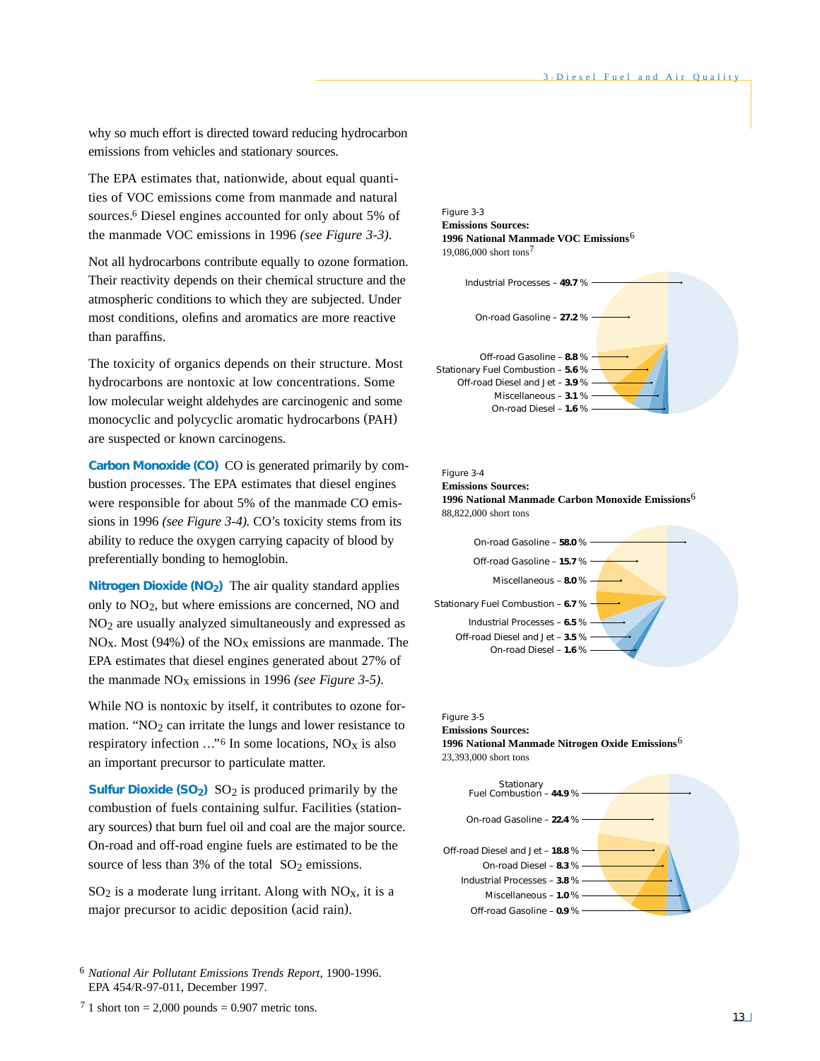why so much effort is directed toward reducing hydrocarbon emissions from vehicles and stationary sources.

The EPA estimates that, nationwide, about equal quantities of VOC emissions come from manmade and natural sources.[6] Diesel engines accounted for only about 5% of the manmade VOC emissions in 1996 *(see Figure 3-3)*.

Not all hydrocarbons contribute equally to ozone formation. Their reactivity depends on their chemical structure and the atmospheric conditions to which they are subjected. Under most conditions, olefins and aromatics are more reactive than paraffins.

The toxicity of organics depends on their structure. Most hydrocarbons are nontoxic at low concentrations. Some low molecular weight aldehydes are carcinogenic and some monocyclic and polycyclic aromatic hydrocarbons (PAH) are suspected or known carcinogens.

**Carbon Monoxide (CO)** CO is generated primarily by combustion processes. The EPA estimates that diesel engines were responsible for about 5% of the manmade CO emissions in 1996 *(see Figure 3-4)*. CO's toxicity stems from its ability to reduce the oxygen carrying capacity of blood by preferentially bonding to hemoglobin.

**Nitrogen Dioxide ($NO_2$)** The air quality standard applies only to $NO_2$, but where emissions are concerned, NO and $NO_2$ are usually analyzed simultaneously and expressed as $NO_X$. Most (94%) of the $NO_X$ emissions are manmade. The EPA estimates that diesel engines generated about 27% of the manmade $NO_X$ emissions in 1996 *(see Figure 3-5)*.

While NO is nontoxic by itself, it contributes to ozone formation. "$NO_2$ can irritate the lungs and lower resistance to respiratory infection …"[6] In some locations, $NO_X$ is also an important precursor to particulate matter.

**Sulfur Dioxide ($SO_2$)** $SO_2$ is produced primarily by the combustion of fuels containing sulfur. Facilities (stationary sources) that burn fuel oil and coal are the major source. On-road and off-road engine fuels are estimated to be the source of less than 3% of the total $SO_2$ emissions.

$SO_2$ is a moderate lung irritant. Along with $NO_X$, it is a major precursor to acidic deposition (acid rain).

Figure 3-3
**Emissions Sources:**
**1996 National Manmade VOC Emissions**[6]
19,086,000 short tons[7]

- Industrial Processes – **49.7** %
- On-road Gasoline – **27.2** %
- Off-road Gasoline – **8.8** %
- Stationary Fuel Combustion – **5.6** %
- Off-road Diesel and Jet – **3.9** %
- Miscellaneous – **3.1** %
- On-road Diesel – **1.6** %

Figure 3-4
**Emissions Sources:**
**1996 National Manmade Carbon Monoxide Emissions**[6]
88,822,000 short tons

- On-road Gasoline – **58.0** %
- Off-road Gasoline – **15.7** %
- Miscellaneous – **8.0** %
- Stationary Fuel Combustion – **6.7** %
- Industrial Processes – **6.5** %
- Off-road Diesel and Jet – **3.5** %
- On-road Diesel – **1.6** %

Figure 3-5
**Emissions Sources:**
**1996 National Manmade Nitrogen Oxide Emissions**[6]
23,393,000 short tons

- Stationary Fuel Combustion – **44.9** %
- On-road Gasoline – **22.4** %
- Off-road Diesel and Jet – **18.8** %
- On-road Diesel – **8.3** %
- Industrial Processes – **3.8** %
- Miscellaneous – **1.0** %
- Off-road Gasoline – **0.9** %

[6] *National Air Pollutant Emissions Trends Report,* 1900-1996. EPA 454/R-97-011, December 1997.

[7] 1 short ton = 2,000 pounds = 0.907 metric tons.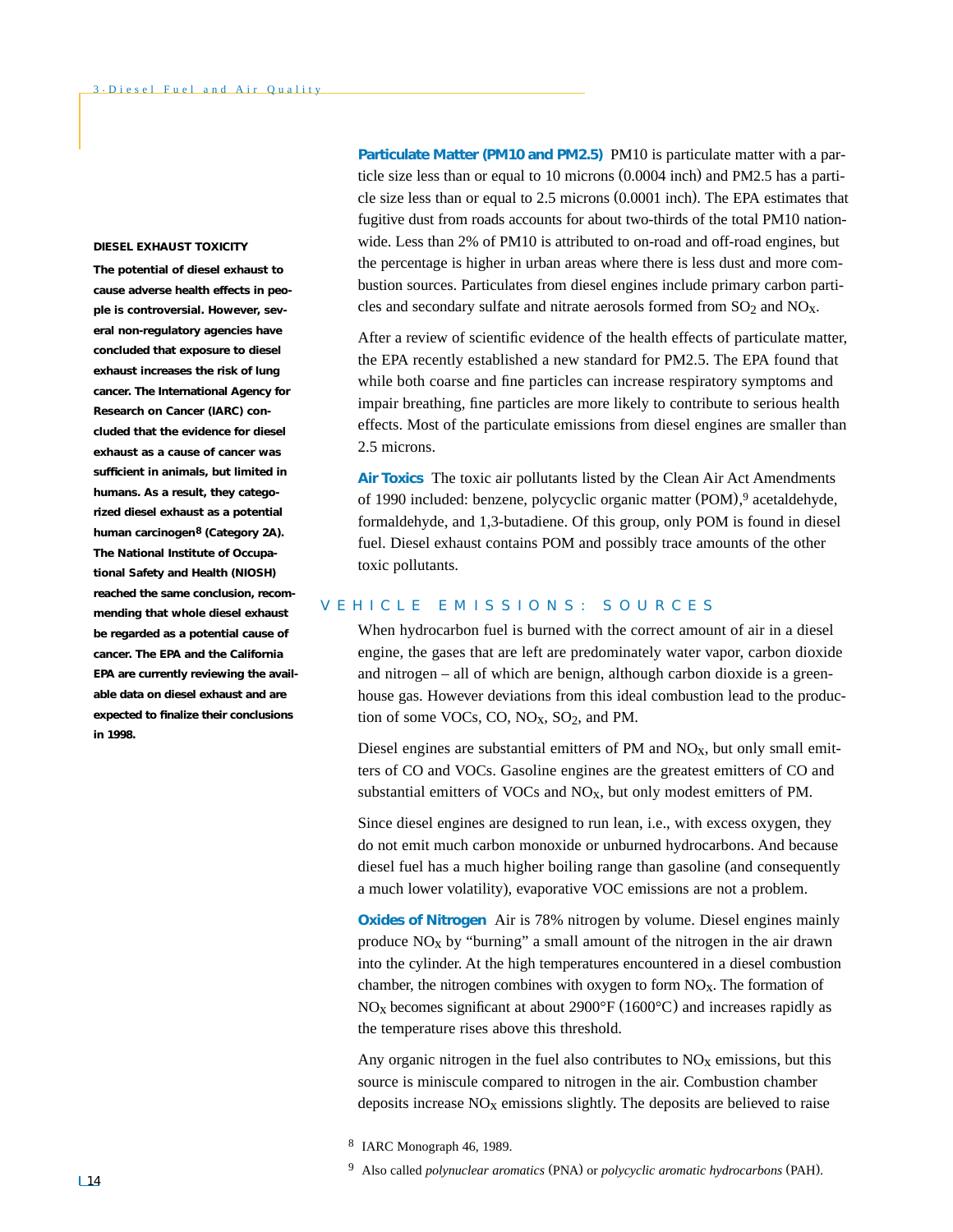**DIESEL EXHAUST TOXICITY**

**The potential of diesel exhaust to cause adverse health effects in people is controversial. However, several non-regulatory agencies have concluded that exposure to diesel exhaust increases the risk of lung cancer. The International Agency for Research on Cancer (IARC) concluded that the evidence for diesel exhaust as a cause of cancer was sufficient in animals, but limited in humans. As a result, they categorized diesel exhaust as a potential human carcinogen[8] (Category 2A). The National Institute of Occupational Safety and Health (NIOSH) reached the same conclusion, recommending that whole diesel exhaust be regarded as a potential cause of cancer. The EPA and the California EPA are currently reviewing the available data on diesel exhaust and are expected to finalize their conclusions in 1998.**

**Particulate Matter (PM10 and PM2.5)** PM10 is particulate matter with a particle size less than or equal to 10 microns (0.0004 inch) and PM2.5 has a particle size less than or equal to 2.5 microns (0.0001 inch). The EPA estimates that fugitive dust from roads accounts for about two-thirds of the total PM10 nationwide. Less than 2% of PM10 is attributed to on-road and off-road engines, but the percentage is higher in urban areas where there is less dust and more combustion sources. Particulates from diesel engines include primary carbon particles and secondary sulfate and nitrate aerosols formed from $SO_2$ and $NO_X$.

After a review of scientific evidence of the health effects of particulate matter, the EPA recently established a new standard for PM2.5. The EPA found that while both coarse and fine particles can increase respiratory symptoms and impair breathing, fine particles are more likely to contribute to serious health effects. Most of the particulate emissions from diesel engines are smaller than 2.5 microns.

**Air Toxics** The toxic air pollutants listed by the Clean Air Act Amendments of 1990 included: benzene, polycyclic organic matter (POM),[9] acetaldehyde, formaldehyde, and 1,3-butadiene. Of this group, only POM is found in diesel fuel. Diesel exhaust contains POM and possibly trace amounts of the other toxic pollutants.

## VEHICLE EMISSIONS: SOURCES

When hydrocarbon fuel is burned with the correct amount of air in a diesel engine, the gases that are left are predominately water vapor, carbon dioxide and nitrogen – all of which are benign, although carbon dioxide is a greenhouse gas. However deviations from this ideal combustion lead to the production of some VOCs, CO, $NO_X$, $SO_2$, and PM.

Diesel engines are substantial emitters of PM and $NO_X$, but only small emitters of CO and VOCs. Gasoline engines are the greatest emitters of CO and substantial emitters of VOCs and $NO_X$, but only modest emitters of PM.

Since diesel engines are designed to run lean, i.e., with excess oxygen, they do not emit much carbon monoxide or unburned hydrocarbons. And because diesel fuel has a much higher boiling range than gasoline (and consequently a much lower volatility), evaporative VOC emissions are not a problem.

**Oxides of Nitrogen** Air is 78% nitrogen by volume. Diesel engines mainly produce $NO_X$ by "burning" a small amount of the nitrogen in the air drawn into the cylinder. At the high temperatures encountered in a diesel combustion chamber, the nitrogen combines with oxygen to form $NO_X$. The formation of $NO_X$ becomes significant at about 2900°F (1600°C) and increases rapidly as the temperature rises above this threshold.

Any organic nitrogen in the fuel also contributes to $NO_X$ emissions, but this source is miniscule compared to nitrogen in the air. Combustion chamber deposits increase $NO_X$ emissions slightly. The deposits are believed to raise

[8] IARC Monograph 46, 1989.

[9] Also called *polynuclear aromatics* (PNA) or *polycyclic aromatic hydrocarbons* (PAH).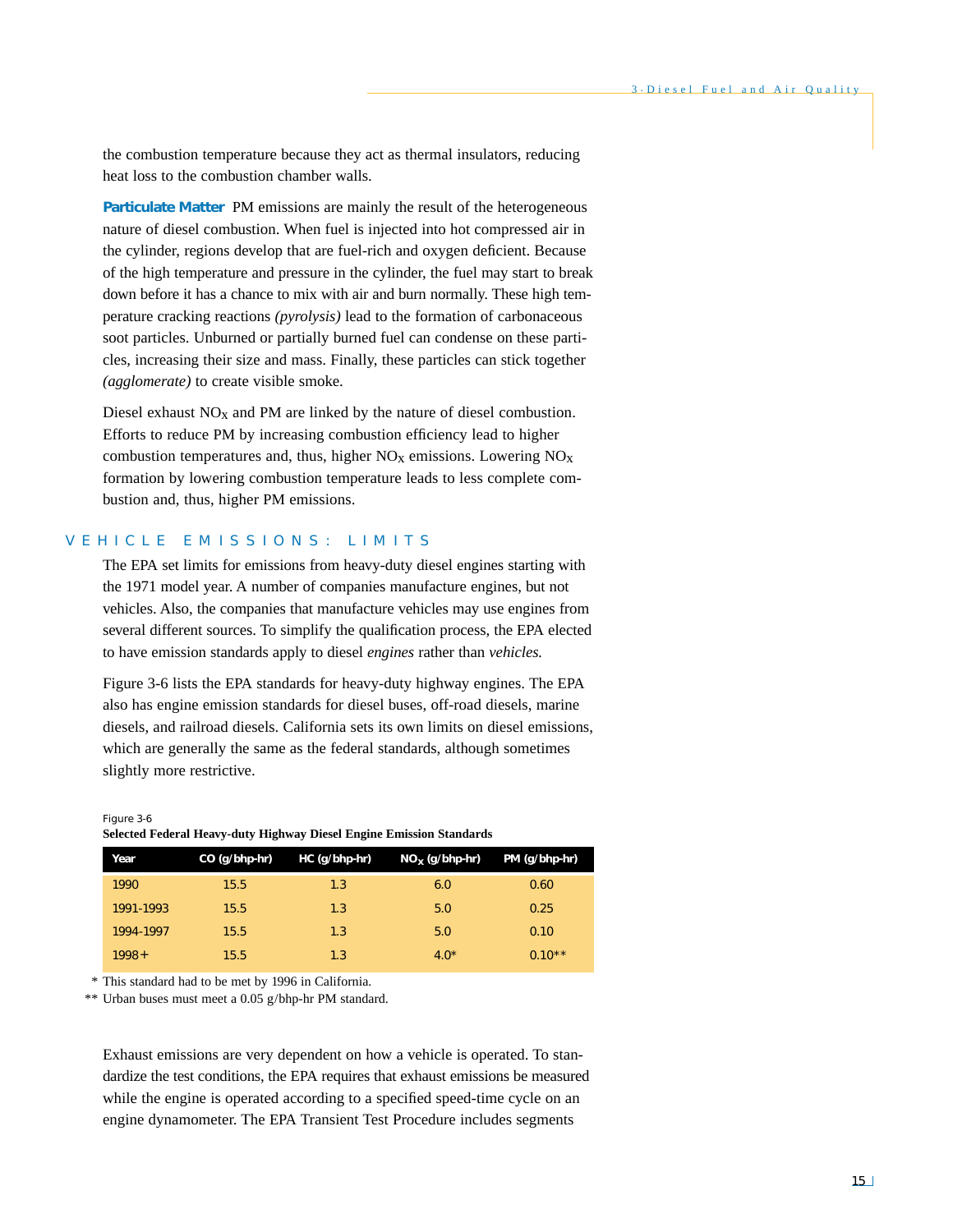the combustion temperature because they act as thermal insulators, reducing heat loss to the combustion chamber walls.

**Particulate Matter** PM emissions are mainly the result of the heterogeneous nature of diesel combustion. When fuel is injected into hot compressed air in the cylinder, regions develop that are fuel-rich and oxygen deficient. Because of the high temperature and pressure in the cylinder, the fuel may start to break down before it has a chance to mix with air and burn normally. These high temperature cracking reactions *(pyrolysis)* lead to the formation of carbonaceous soot particles. Unburned or partially burned fuel can condense on these particles, increasing their size and mass. Finally, these particles can stick together *(agglomerate)* to create visible smoke.

Diesel exhaust $NO_X$ and PM are linked by the nature of diesel combustion. Efforts to reduce PM by increasing combustion efficiency lead to higher combustion temperatures and, thus, higher $NO_X$ emissions. Lowering $NO_X$ formation by lowering combustion temperature leads to less complete combustion and, thus, higher PM emissions.

## VEHICLE EMISSIONS: LIMITS

The EPA set limits for emissions from heavy-duty diesel engines starting with the 1971 model year. A number of companies manufacture engines, but not vehicles. Also, the companies that manufacture vehicles may use engines from several different sources. To simplify the qualification process, the EPA elected to have emission standards apply to diesel *engines* rather than *vehicles.*

Figure 3-6 lists the EPA standards for heavy-duty highway engines. The EPA also has engine emission standards for diesel buses, off-road diesels, marine diesels, and railroad diesels. California sets its own limits on diesel emissions, which are generally the same as the federal standards, although sometimes slightly more restrictive.

Figure 3-6
**Selected Federal Heavy-duty Highway Diesel Engine Emission Standards**

| Year | CO (g/bhp-hr) | HC (g/bhp-hr) | $NO_X$ (g/bhp-hr) | PM (g/bhp-hr) |
|---|---|---|---|---|
| 1990 | 15.5 | 1.3 | 6.0 | 0.60 |
| 1991-1993 | 15.5 | 1.3 | 5.0 | 0.25 |
| 1994-1997 | 15.5 | 1.3 | 5.0 | 0.10 |
| 1998+ | 15.5 | 1.3 | 4.0* | 0.10** |

\* This standard had to be met by 1996 in California.

\*\* Urban buses must meet a 0.05 g/bhp-hr PM standard.

Exhaust emissions are very dependent on how a vehicle is operated. To standardize the test conditions, the EPA requires that exhaust emissions be measured while the engine is operated according to a specified speed-time cycle on an engine dynamometer. The EPA Transient Test Procedure includes segments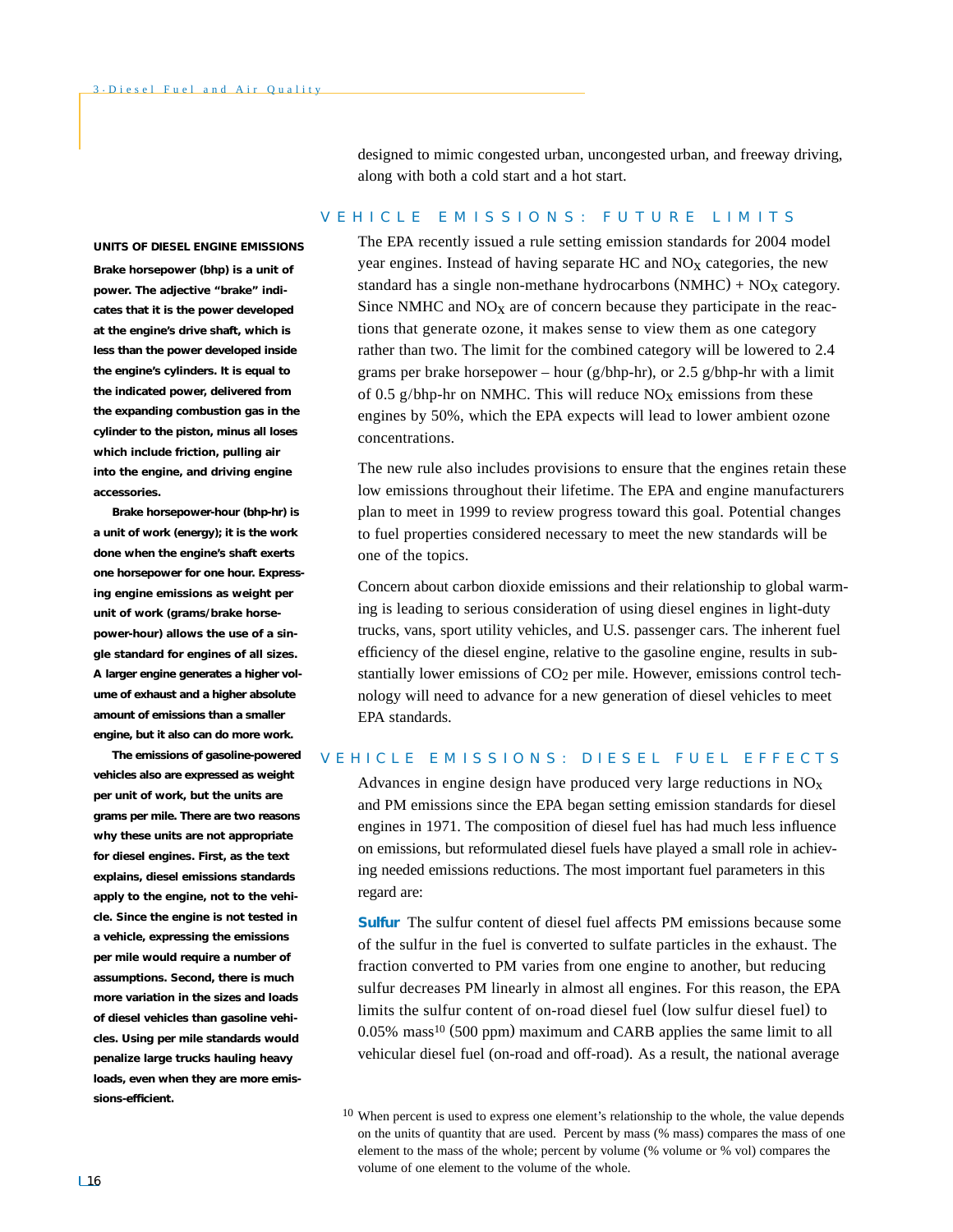designed to mimic congested urban, uncongested urban, and freeway driving, along with both a cold start and a hot start.

## VEHICLE EMISSIONS: FUTURE LIMITS

The EPA recently issued a rule setting emission standards for 2004 model year engines. Instead of having separate HC and $NO_X$ categories, the new standard has a single non-methane hydrocarbons (NMHC) + $NO_X$ category. Since NMHC and $NO_X$ are of concern because they participate in the reactions that generate ozone, it makes sense to view them as one category rather than two. The limit for the combined category will be lowered to 2.4 grams per brake horsepower – hour (g/bhp-hr), or 2.5 g/bhp-hr with a limit of 0.5 g/bhp-hr on NMHC. This will reduce $NO_X$ emissions from these engines by 50%, which the EPA expects will lead to lower ambient ozone concentrations.

The new rule also includes provisions to ensure that the engines retain these low emissions throughout their lifetime. The EPA and engine manufacturers plan to meet in 1999 to review progress toward this goal. Potential changes to fuel properties considered necessary to meet the new standards will be one of the topics.

Concern about carbon dioxide emissions and their relationship to global warming is leading to serious consideration of using diesel engines in light-duty trucks, vans, sport utility vehicles, and U.S. passenger cars. The inherent fuel efficiency of the diesel engine, relative to the gasoline engine, results in substantially lower emissions of $CO_2$ per mile. However, emissions control technology will need to advance for a new generation of diesel vehicles to meet EPA standards.

**UNITS OF DIESEL ENGINE EMISSIONS**

**Brake horsepower (bhp) is a unit of power. The adjective "brake" indicates that it is the power developed at the engine's drive shaft, which is less than the power developed inside the engine's cylinders. It is equal to the indicated power, delivered from the expanding combustion gas in the cylinder to the piston, minus all loses which include friction, pulling air into the engine, and driving engine accessories.**

**Brake horsepower-hour (bhp-hr) is a unit of work (energy); it is the work done when the engine's shaft exerts one horsepower for one hour. Expressing engine emissions as weight per unit of work (grams/brake horsepower-hour) allows the use of a single standard for engines of all sizes. A larger engine generates a higher volume of exhaust and a higher absolute amount of emissions than a smaller engine, but it also can do more work.**

**The emissions of gasoline-powered vehicles also are expressed as weight per unit of work, but the units are grams per mile. There are two reasons why these units are not appropriate for diesel engines. First, as the text explains, diesel emissions standards apply to the engine, not to the vehicle. Since the engine is not tested in a vehicle, expressing the emissions per mile would require a number of assumptions. Second, there is much more variation in the sizes and loads of diesel vehicles than gasoline vehicles. Using per mile standards would penalize large trucks hauling heavy loads, even when they are more emissions-efficient.**

## VEHICLE EMISSIONS: DIESEL FUEL EFFECTS

Advances in engine design have produced very large reductions in $NO_X$ and PM emissions since the EPA began setting emission standards for diesel engines in 1971. The composition of diesel fuel has had much less influence on emissions, but reformulated diesel fuels have played a small role in achieving needed emissions reductions. The most important fuel parameters in this regard are:

**Sulfur** The sulfur content of diesel fuel affects PM emissions because some of the sulfur in the fuel is converted to sulfate particles in the exhaust. The fraction converted to PM varies from one engine to another, but reducing sulfur decreases PM linearly in almost all engines. For this reason, the EPA limits the sulfur content of on-road diesel fuel (low sulfur diesel fuel) to 0.05% mass[10] (500 ppm) maximum and CARB applies the same limit to all vehicular diesel fuel (on-road and off-road). As a result, the national average

[10] When percent is used to express one element's relationship to the whole, the value depends on the units of quantity that are used. Percent by mass (% mass) compares the mass of one element to the mass of the whole; percent by volume (% volume or % vol) compares the volume of one element to the volume of the whole.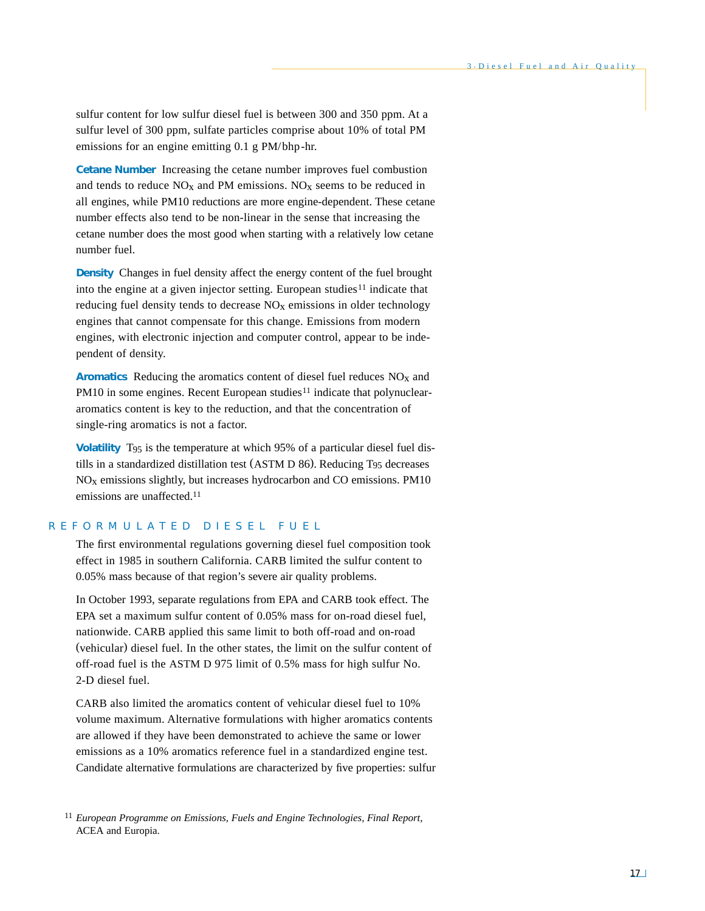sulfur content for low sulfur diesel fuel is between 300 and 350 ppm. At a sulfur level of 300 ppm, sulfate particles comprise about 10% of total PM emissions for an engine emitting 0.1 g PM/bhp-hr.

**Cetane Number** Increasing the cetane number improves fuel combustion and tends to reduce $NO_X$ and PM emissions. $NO_X$ seems to be reduced in all engines, while PM10 reductions are more engine-dependent. These cetane number effects also tend to be non-linear in the sense that increasing the cetane number does the most good when starting with a relatively low cetane number fuel.

**Density** Changes in fuel density affect the energy content of the fuel brought into the engine at a given injector setting. European studies[11] indicate that reducing fuel density tends to decrease $NO_X$ emissions in older technology engines that cannot compensate for this change. Emissions from modern engines, with electronic injection and computer control, appear to be independent of density.

**Aromatics** Reducing the aromatics content of diesel fuel reduces $NO_X$ and PM10 in some engines. Recent European studies[11] indicate that polynuclear-aromatics content is key to the reduction, and that the concentration of single-ring aromatics is not a factor.

**Volatility** $T_{95}$ is the temperature at which 95% of a particular diesel fuel distills in a standardized distillation test (ASTM D 86). Reducing $T_{95}$ decreases $NO_X$ emissions slightly, but increases hydrocarbon and CO emissions. PM10 emissions are unaffected.[11]

## REFORMULATED DIESEL FUEL

The first environmental regulations governing diesel fuel composition took effect in 1985 in southern California. CARB limited the sulfur content to 0.05% mass because of that region's severe air quality problems.

In October 1993, separate regulations from EPA and CARB took effect. The EPA set a maximum sulfur content of 0.05% mass for on-road diesel fuel, nationwide. CARB applied this same limit to both off-road and on-road (vehicular) diesel fuel. In the other states, the limit on the sulfur content of off-road fuel is the ASTM D 975 limit of 0.5% mass for high sulfur No. 2-D diesel fuel.

CARB also limited the aromatics content of vehicular diesel fuel to 10% volume maximum. Alternative formulations with higher aromatics contents are allowed if they have been demonstrated to achieve the same or lower emissions as a 10% aromatics reference fuel in a standardized engine test. Candidate alternative formulations are characterized by five properties: sulfur

[11] *European Programme on Emissions, Fuels and Engine Technologies, Final Report,* ACEA and Europia.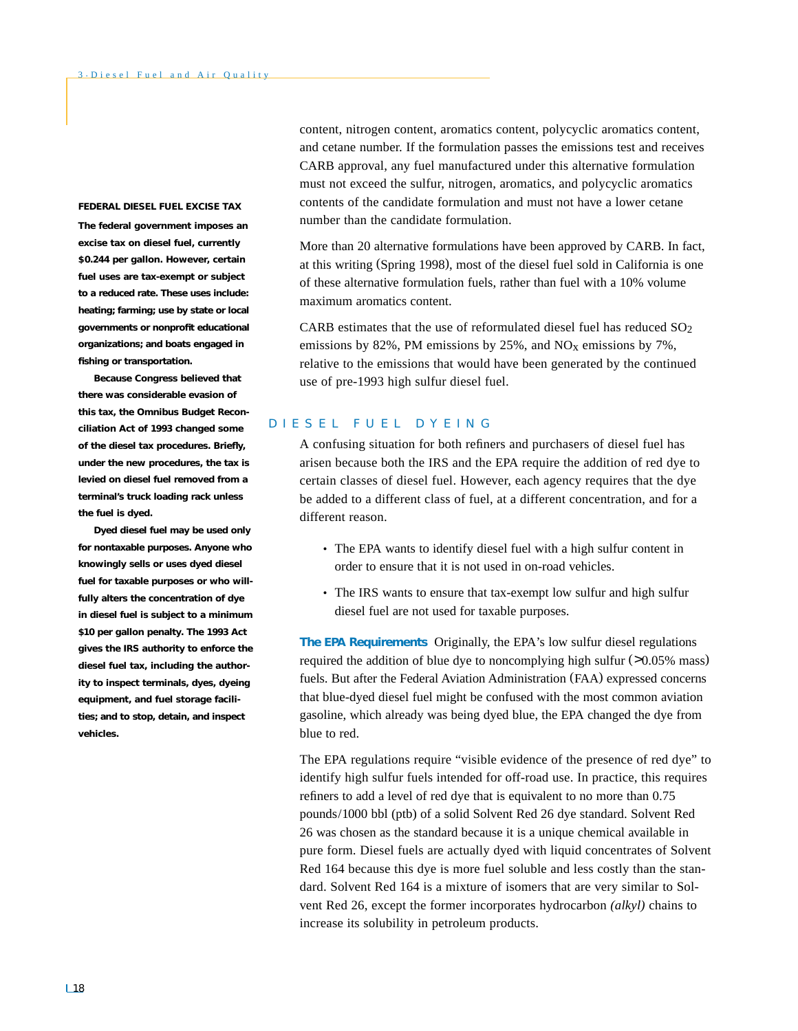content, nitrogen content, aromatics content, polycyclic aromatics content, and cetane number. If the formulation passes the emissions test and receives CARB approval, any fuel manufactured under this alternative formulation must not exceed the sulfur, nitrogen, aromatics, and polycyclic aromatics contents of the candidate formulation and must not have a lower cetane number than the candidate formulation.

More than 20 alternative formulations have been approved by CARB. In fact, at this writing (Spring 1998), most of the diesel fuel sold in California is one of these alternative formulation fuels, rather than fuel with a 10% volume maximum aromatics content.

CARB estimates that the use of reformulated diesel fuel has reduced $SO_2$ emissions by 82%, PM emissions by 25%, and $NO_X$ emissions by 7%, relative to the emissions that would have been generated by the continued use of pre-1993 high sulfur diesel fuel.

**FEDERAL DIESEL FUEL EXCISE TAX**

**The federal government imposes an excise tax on diesel fuel, currently $0.244 per gallon. However, certain fuel uses are tax-exempt or subject to a reduced rate. These uses include: heating; farming; use by state or local governments or nonprofit educational organizations; and boats engaged in fishing or transportation.**

**Because Congress believed that there was considerable evasion of this tax, the Omnibus Budget Reconciliation Act of 1993 changed some of the diesel tax procedures. Briefly, under the new procedures, the tax is levied on diesel fuel removed from a terminal's truck loading rack unless the fuel is dyed.**

**Dyed diesel fuel may be used only for nontaxable purposes. Anyone who knowingly sells or uses dyed diesel fuel for taxable purposes or who willfully alters the concentration of dye in diesel fuel is subject to a minimum $10 per gallon penalty. The 1993 Act gives the IRS authority to enforce the diesel fuel tax, including the authority to inspect terminals, dyes, dyeing equipment, and fuel storage facilities; and to stop, detain, and inspect vehicles.**

## DIESEL FUEL DYEING

A confusing situation for both refiners and purchasers of diesel fuel has arisen because both the IRS and the EPA require the addition of red dye to certain classes of diesel fuel. However, each agency requires that the dye be added to a different class of fuel, at a different concentration, and for a different reason.

- The EPA wants to identify diesel fuel with a high sulfur content in order to ensure that it is not used in on-road vehicles.
- The IRS wants to ensure that tax-exempt low sulfur and high sulfur diesel fuel are not used for taxable purposes.

**The EPA Requirements** Originally, the EPA's low sulfur diesel regulations required the addition of blue dye to noncomplying high sulfur (>0.05% mass) fuels. But after the Federal Aviation Administration (FAA) expressed concerns that blue-dyed diesel fuel might be confused with the most common aviation gasoline, which already was being dyed blue, the EPA changed the dye from blue to red.

The EPA regulations require "visible evidence of the presence of red dye" to identify high sulfur fuels intended for off-road use. In practice, this requires refiners to add a level of red dye that is equivalent to no more than 0.75 pounds/1000 bbl (ptb) of a solid Solvent Red 26 dye standard. Solvent Red 26 was chosen as the standard because it is a unique chemical available in pure form. Diesel fuels are actually dyed with liquid concentrates of Solvent Red 164 because this dye is more fuel soluble and less costly than the standard. Solvent Red 164 is a mixture of isomers that are very similar to Solvent Red 26, except the former incorporates hydrocarbon *(alkyl)* chains to increase its solubility in petroleum products.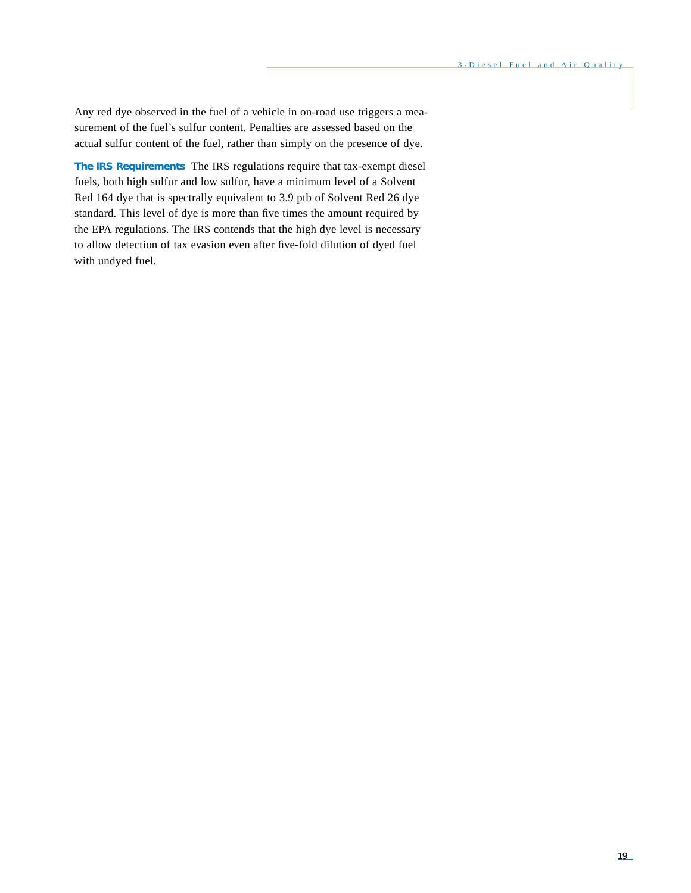Any red dye observed in the fuel of a vehicle in on-road use triggers a measurement of the fuel's sulfur content. Penalties are assessed based on the actual sulfur content of the fuel, rather than simply on the presence of dye.

**The IRS Requirements** The IRS regulations require that tax-exempt diesel fuels, both high sulfur and low sulfur, have a minimum level of a Solvent Red 164 dye that is spectrally equivalent to 3.9 ptb of Solvent Red 26 dye standard. This level of dye is more than five times the amount required by the EPA regulations. The IRS contends that the high dye level is necessary to allow detection of tax evasion even after five-fold dilution of dyed fuel with undyed fuel.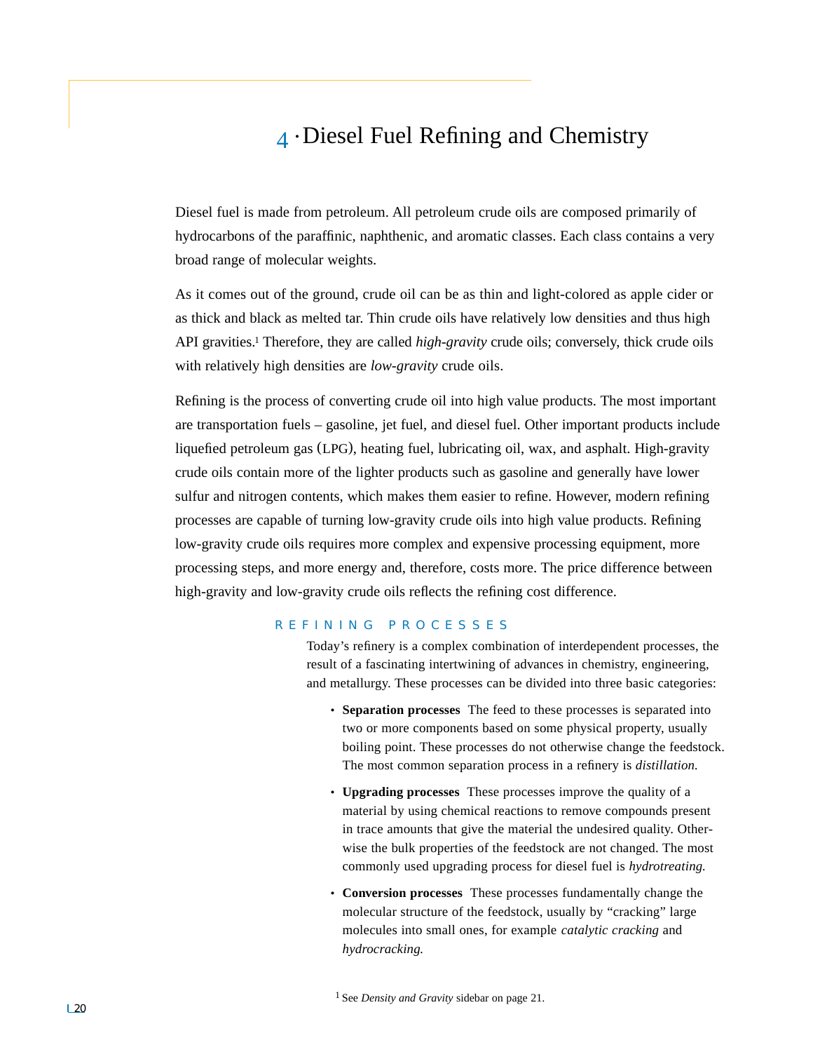# 4 · Diesel Fuel Refining and Chemistry

Diesel fuel is made from petroleum. All petroleum crude oils are composed primarily of hydrocarbons of the paraffinic, naphthenic, and aromatic classes. Each class contains a very broad range of molecular weights.

As it comes out of the ground, crude oil can be as thin and light-colored as apple cider or as thick and black as melted tar. Thin crude oils have relatively low densities and thus high API gravities.[1] Therefore, they are called *high-gravity* crude oils; conversely, thick crude oils with relatively high densities are *low-gravity* crude oils.

Refining is the process of converting crude oil into high value products. The most important are transportation fuels – gasoline, jet fuel, and diesel fuel. Other important products include liquefied petroleum gas (LPG), heating fuel, lubricating oil, wax, and asphalt. High-gravity crude oils contain more of the lighter products such as gasoline and generally have lower sulfur and nitrogen contents, which makes them easier to refine. However, modern refining processes are capable of turning low-gravity crude oils into high value products. Refining low-gravity crude oils requires more complex and expensive processing equipment, more processing steps, and more energy and, therefore, costs more. The price difference between high-gravity and low-gravity crude oils reflects the refining cost difference.

## REFINING PROCESSES

Today's refinery is a complex combination of interdependent processes, the result of a fascinating intertwining of advances in chemistry, engineering, and metallurgy. These processes can be divided into three basic categories:

- **Separation processes** The feed to these processes is separated into two or more components based on some physical property, usually boiling point. These processes do not otherwise change the feedstock. The most common separation process in a refinery is *distillation.*
- **Upgrading processes** These processes improve the quality of a material by using chemical reactions to remove compounds present in trace amounts that give the material the undesired quality. Otherwise the bulk properties of the feedstock are not changed. The most commonly used upgrading process for diesel fuel is *hydrotreating.*
- **Conversion processes** These processes fundamentally change the molecular structure of the feedstock, usually by "cracking" large molecules into small ones, for example *catalytic cracking* and *hydrocracking.*

[1] See *Density and Gravity* sidebar on page 21.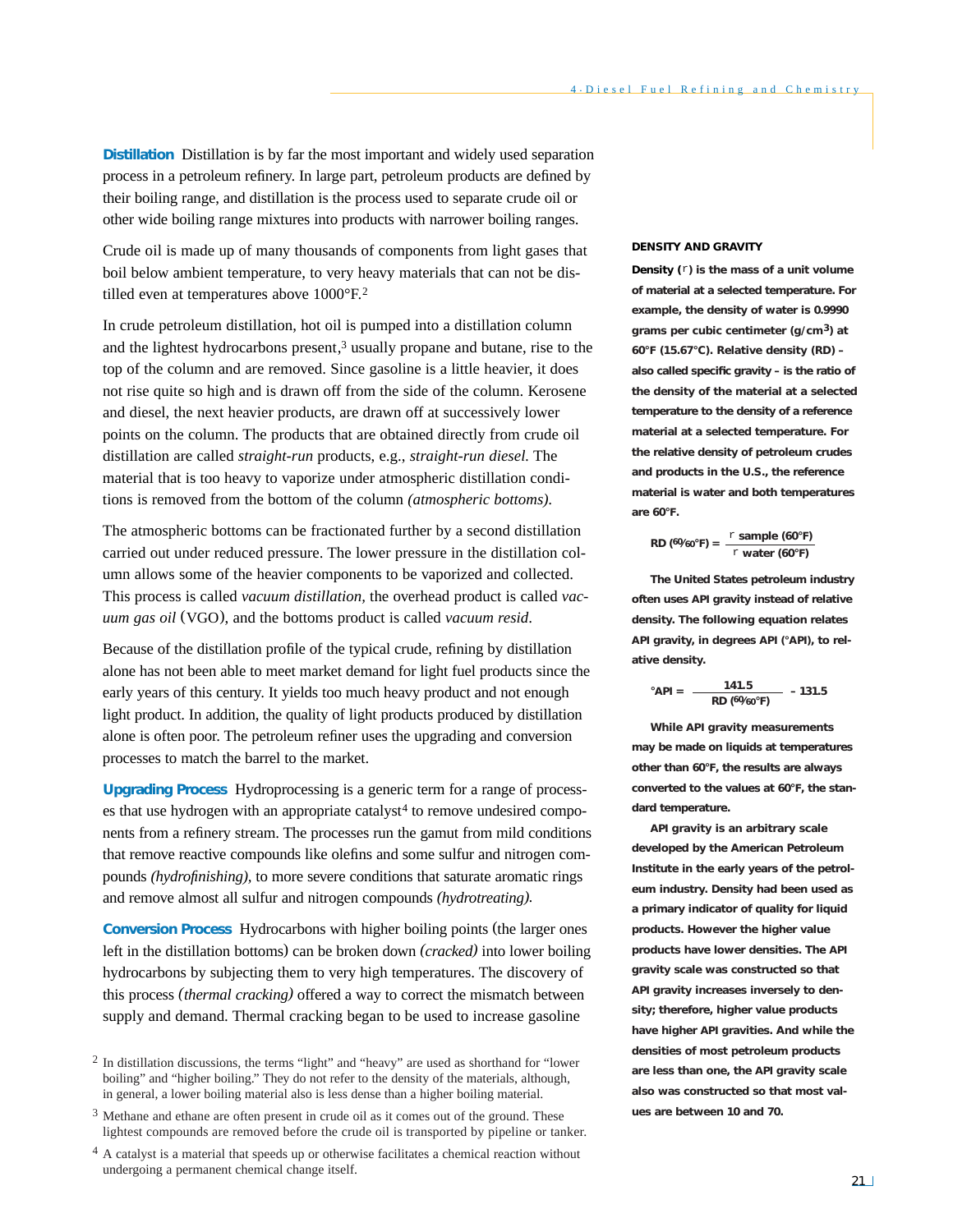**Distillation** Distillation is by far the most important and widely used separation process in a petroleum refinery. In large part, petroleum products are defined by their boiling range, and distillation is the process used to separate crude oil or other wide boiling range mixtures into products with narrower boiling ranges.

Crude oil is made up of many thousands of components from light gases that boil below ambient temperature, to very heavy materials that can not be distilled even at temperatures above 1000°F.[2]

In crude petroleum distillation, hot oil is pumped into a distillation column and the lightest hydrocarbons present,[3] usually propane and butane, rise to the top of the column and are removed. Since gasoline is a little heavier, it does not rise quite so high and is drawn off from the side of the column. Kerosene and diesel, the next heavier products, are drawn off at successively lower points on the column. The products that are obtained directly from crude oil distillation are called *straight-run* products, e.g., *straight-run diesel.* The material that is too heavy to vaporize under atmospheric distillation conditions is removed from the bottom of the column *(atmospheric bottoms).*

The atmospheric bottoms can be fractionated further by a second distillation carried out under reduced pressure. The lower pressure in the distillation column allows some of the heavier components to be vaporized and collected. This process is called *vacuum distillation*, the overhead product is called *vacuum gas oil* (VGO), and the bottoms product is called *vacuum resid*.

Because of the distillation profile of the typical crude, refining by distillation alone has not been able to meet market demand for light fuel products since the early years of this century. It yields too much heavy product and not enough light product. In addition, the quality of light products produced by distillation alone is often poor. The petroleum refiner uses the upgrading and conversion processes to match the barrel to the market.

**Upgrading Process** Hydroprocessing is a generic term for a range of processes that use hydrogen with an appropriate catalyst[4] to remove undesired components from a refinery stream. The processes run the gamut from mild conditions that remove reactive compounds like olefins and some sulfur and nitrogen compounds *(hydrofinishing)*, to more severe conditions that saturate aromatic rings and remove almost all sulfur and nitrogen compounds *(hydrotreating).*

**Conversion Process** Hydrocarbons with higher boiling points (the larger ones left in the distillation bottoms) can be broken down *(cracked)* into lower boiling hydrocarbons by subjecting them to very high temperatures. The discovery of this process *(thermal cracking)* offered a way to correct the mismatch between supply and demand. Thermal cracking began to be used to increase gasoline

[2] In distillation discussions, the terms "light" and "heavy" are used as shorthand for "lower boiling" and "higher boiling." They do not refer to the density of the materials, although, in general, a lower boiling material also is less dense than a higher boiling material.

[3] Methane and ethane are often present in crude oil as it comes out of the ground. These lightest compounds are removed before the crude oil is transported by pipeline or tanker.

[4] A catalyst is a material that speeds up or otherwise facilitates a chemical reaction without undergoing a permanent chemical change itself.

**DENSITY AND GRAVITY**

**Density ($\rho$) is the mass of a unit volume of material at a selected temperature. For example, the density of water is 0.9990 grams per cubic centimeter ($g/cm^3$) at 60°F (15.67°C). Relative density (RD) – also called specific gravity – is the ratio of the density of the material at a selected temperature to the density of a reference material at a selected temperature. For the relative density of petroleum crudes and products in the U.S., the reference material is water and both temperatures are 60°F.**

$$RD\ (60/60°F) = \frac{\rho\ \text{sample}\ (60°F)}{\rho\ \text{water}\ (60°F)}$$

**The United States petroleum industry often uses API gravity instead of relative density. The following equation relates API gravity, in degrees API (°API), to relative density.**

$$°API = \frac{141.5}{RD\ (60/60°F)} - 131.5$$

**While API gravity measurements may be made on liquids at temperatures other than 60°F, the results are always converted to the values at 60°F, the standard temperature.**

**API gravity is an arbitrary scale developed by the American Petroleum Institute in the early years of the petroleum industry. Density had been used as a primary indicator of quality for liquid products. However the higher value products have lower densities. The API gravity scale was constructed so that API gravity increases inversely to density; therefore, higher value products have higher API gravities. And while the densities of most petroleum products are less than one, the API gravity scale also was constructed so that most values are between 10 and 70.**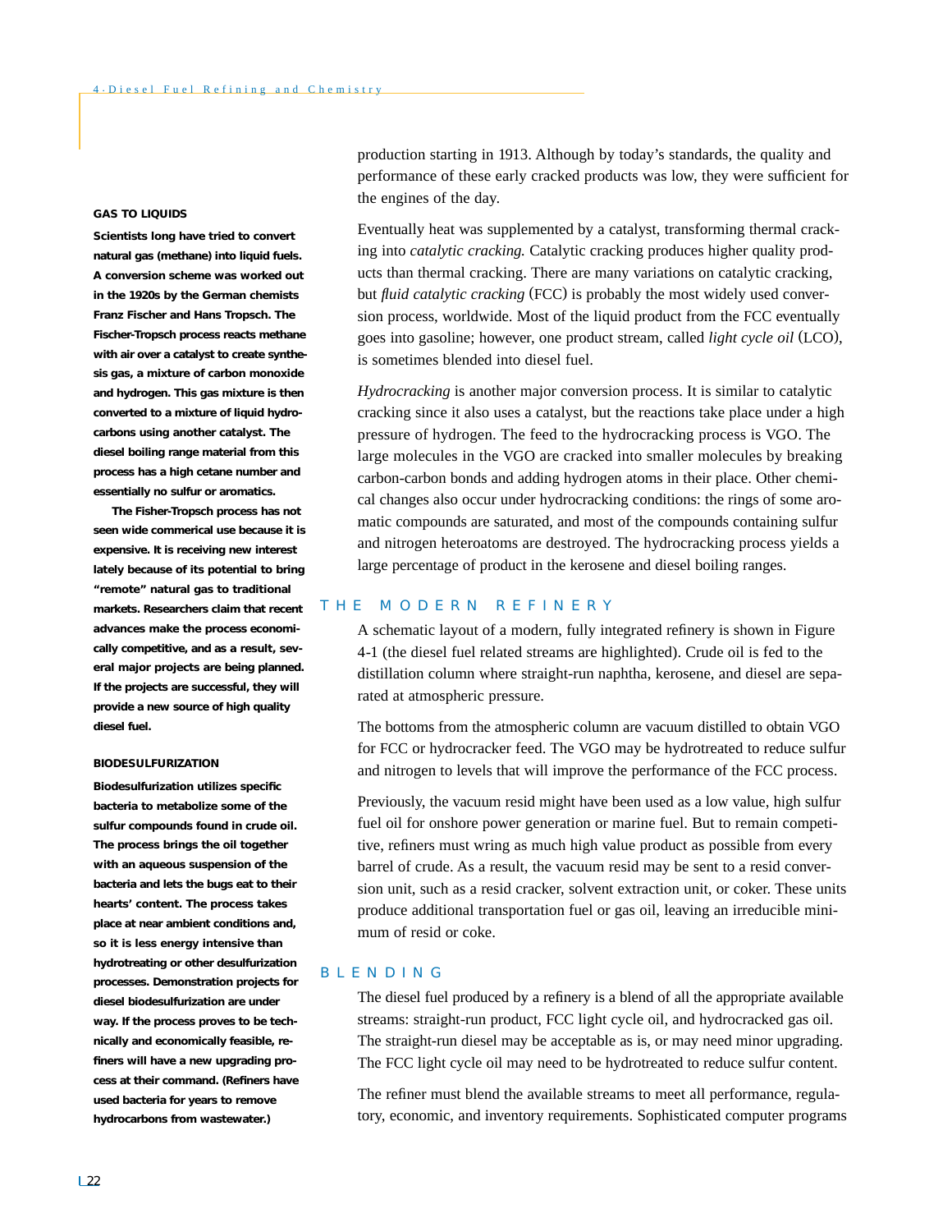production starting in 1913. Although by today's standards, the quality and performance of these early cracked products was low, they were sufficient for the engines of the day.

Eventually heat was supplemented by a catalyst, transforming thermal cracking into *catalytic cracking.* Catalytic cracking produces higher quality products than thermal cracking. There are many variations on catalytic cracking, but *fluid catalytic cracking* (FCC) is probably the most widely used conversion process, worldwide. Most of the liquid product from the FCC eventually goes into gasoline; however, one product stream, called *light cycle oil* (LCO), is sometimes blended into diesel fuel.

*Hydrocracking* is another major conversion process. It is similar to catalytic cracking since it also uses a catalyst, but the reactions take place under a high pressure of hydrogen. The feed to the hydrocracking process is VGO. The large molecules in the VGO are cracked into smaller molecules by breaking carbon-carbon bonds and adding hydrogen atoms in their place. Other chemical changes also occur under hydrocracking conditions: the rings of some aromatic compounds are saturated, and most of the compounds containing sulfur and nitrogen heteroatoms are destroyed. The hydrocracking process yields a large percentage of product in the kerosene and diesel boiling ranges.

## THE MODERN REFINERY

A schematic layout of a modern, fully integrated refinery is shown in Figure 4-1 (the diesel fuel related streams are highlighted). Crude oil is fed to the distillation column where straight-run naphtha, kerosene, and diesel are separated at atmospheric pressure.

The bottoms from the atmospheric column are vacuum distilled to obtain VGO for FCC or hydrocracker feed. The VGO may be hydrotreated to reduce sulfur and nitrogen to levels that will improve the performance of the FCC process.

Previously, the vacuum resid might have been used as a low value, high sulfur fuel oil for onshore power generation or marine fuel. But to remain competitive, refiners must wring as much high value product as possible from every barrel of crude. As a result, the vacuum resid may be sent to a resid conversion unit, such as a resid cracker, solvent extraction unit, or coker. These units produce additional transportation fuel or gas oil, leaving an irreducible minimum of resid or coke.

## BLENDING

The diesel fuel produced by a refinery is a blend of all the appropriate available streams: straight-run product, FCC light cycle oil, and hydrocracked gas oil. The straight-run diesel may be acceptable as is, or may need minor upgrading. The FCC light cycle oil may need to be hydrotreated to reduce sulfur content.

The refiner must blend the available streams to meet all performance, regulatory, economic, and inventory requirements. Sophisticated computer programs

**GAS TO LIQUIDS**

**Scientists long have tried to convert natural gas (methane) into liquid fuels. A conversion scheme was worked out in the 1920s by the German chemists Franz Fischer and Hans Tropsch. The Fischer-Tropsch process reacts methane with air over a catalyst to create synthesis gas, a mixture of carbon monoxide and hydrogen. This gas mixture is then converted to a mixture of liquid hydrocarbons using another catalyst. The diesel boiling range material from this process has a high cetane number and essentially no sulfur or aromatics.**

**The Fisher-Tropsch process has not seen wide commerical use because it is expensive. It is receiving new interest lately because of its potential to bring "remote" natural gas to traditional markets. Researchers claim that recent advances make the process economically competitive, and as a result, several major projects are being planned. If the projects are successful, they will provide a new source of high quality diesel fuel.**

**BIODESULFURIZATION**

**Biodesulfurization utilizes specific bacteria to metabolize some of the sulfur compounds found in crude oil. The process brings the oil together with an aqueous suspension of the bacteria and lets the bugs eat to their hearts' content. The process takes place at near ambient conditions and, so it is less energy intensive than hydrotreating or other desulfurization processes. Demonstration projects for diesel biodesulfurization are under way. If the process proves to be technically and economically feasible, refiners will have a new upgrading process at their command. (Refiners have used bacteria for years to remove hydrocarbons from wastewater.)**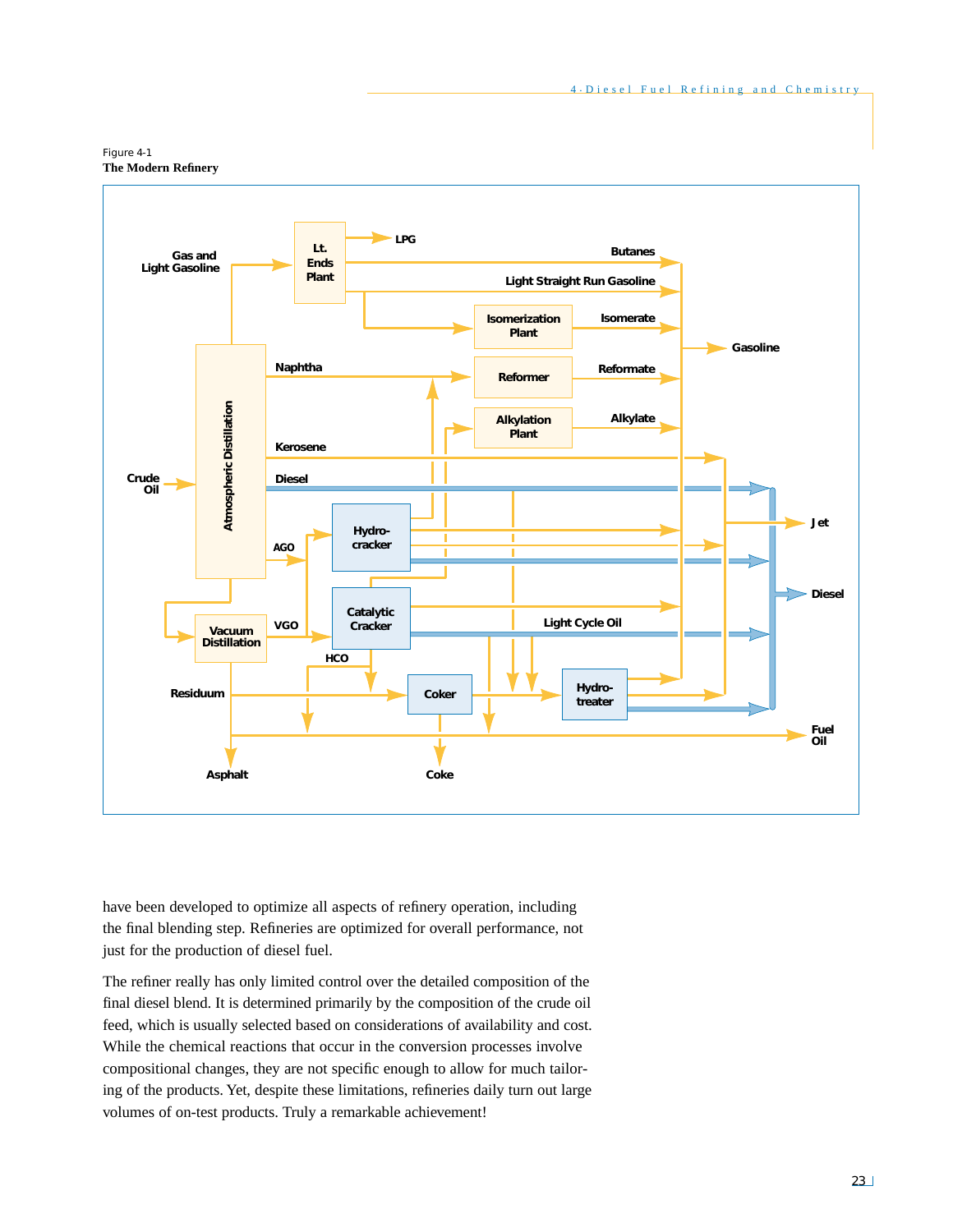Figure 4-1
**The Modern Refinery**

have been developed to optimize all aspects of refinery operation, including the final blending step. Refineries are optimized for overall performance, not just for the production of diesel fuel.

The refiner really has only limited control over the detailed composition of the final diesel blend. It is determined primarily by the composition of the crude oil feed, which is usually selected based on considerations of availability and cost. While the chemical reactions that occur in the conversion processes involve compositional changes, they are not specific enough to allow for much tailoring of the products. Yet, despite these limitations, refineries daily turn out large volumes of on-test products. Truly a remarkable achievement!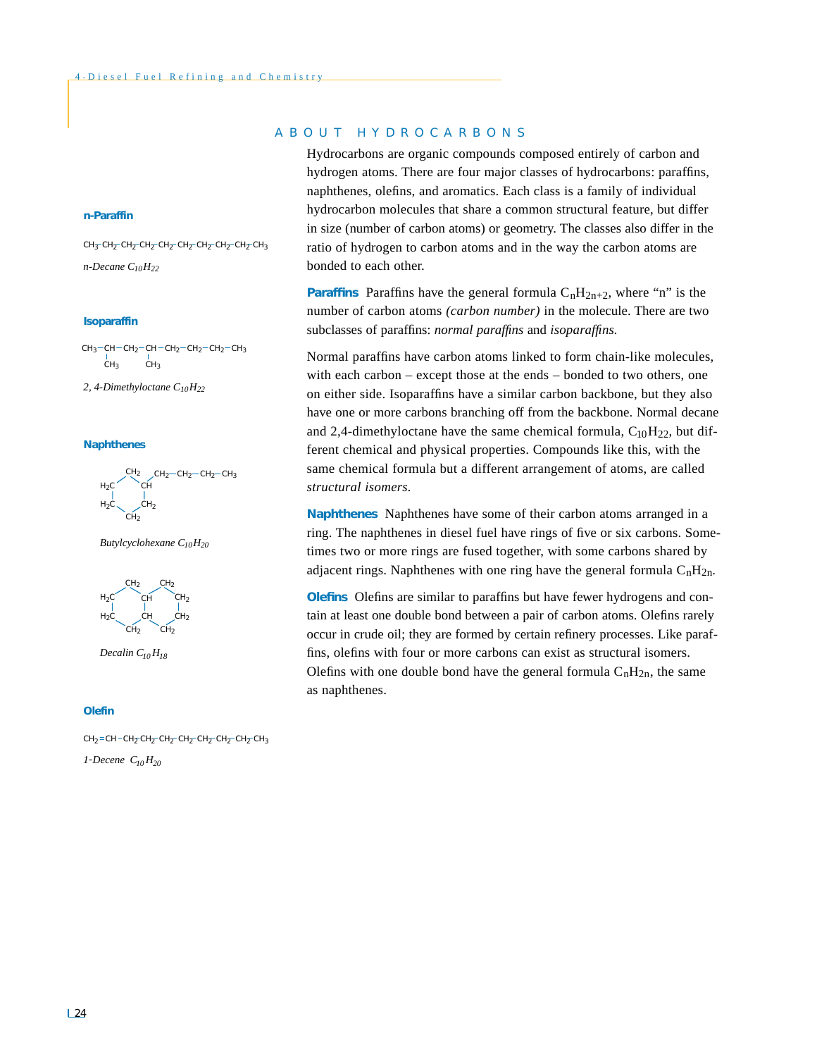## ABOUT HYDROCARBONS

Hydrocarbons are organic compounds composed entirely of carbon and hydrogen atoms. There are four major classes of hydrocarbons: paraffins, naphthenes, olefins, and aromatics. Each class is a family of individual hydrocarbon molecules that share a common structural feature, but differ in size (number of carbon atoms) or geometry. The classes also differ in the ratio of hydrogen to carbon atoms and in the way the carbon atoms are bonded to each other.

**Paraffins** Paraffins have the general formula $C_nH_{2n+2}$, where "n" is the number of carbon atoms *(carbon number)* in the molecule. There are two subclasses of paraffins: *normal paraffins* and *isoparaffins.*

Normal paraffins have carbon atoms linked to form chain-like molecules, with each carbon – except those at the ends – bonded to two others, one on either side. Isoparaffins have a similar carbon backbone, but they also have one or more carbons branching off from the backbone. Normal decane and 2,4-dimethyloctane have the same chemical formula, $C_{10}H_{22}$, but different chemical and physical properties. Compounds like this, with the same chemical formula but a different arrangement of atoms, are called *structural isomers.*

**Naphthenes** Naphthenes have some of their carbon atoms arranged in a ring. The naphthenes in diesel fuel have rings of five or six carbons. Sometimes two or more rings are fused together, with some carbons shared by adjacent rings. Naphthenes with one ring have the general formula $C_nH_{2n}$.

**Olefins** Olefins are similar to paraffins but have fewer hydrogens and contain at least one double bond between a pair of carbon atoms. Olefins rarely occur in crude oil; they are formed by certain refinery processes. Like paraffins, olefins with four or more carbons can exist as structural isomers. Olefins with one double bond have the general formula $C_nH_{2n}$, the same as naphthenes.

**n-Paraffin**

$CH_3-CH_2-CH_2-CH_2-CH_2-CH_2-CH_2-CH_2-CH_2-CH_3$

*n-Decane* $C_{10}H_{22}$

**Isoparaffin**

$CH_3-CH(CH_3)-CH_2-CH(CH_3)-CH_2-CH_2-CH_2-CH_3$

*2, 4-Dimethyloctane* $C_{10}H_{22}$

**Naphthenes**

*Butylcyclohexane* $C_{10}H_{20}$

*Decalin* $C_{10}H_{18}$

**Olefin**

$CH_2=CH-CH_2-CH_2-CH_2-CH_2-CH_2-CH_2-CH_2-CH_3$

*1-Decene* $C_{10}H_{20}$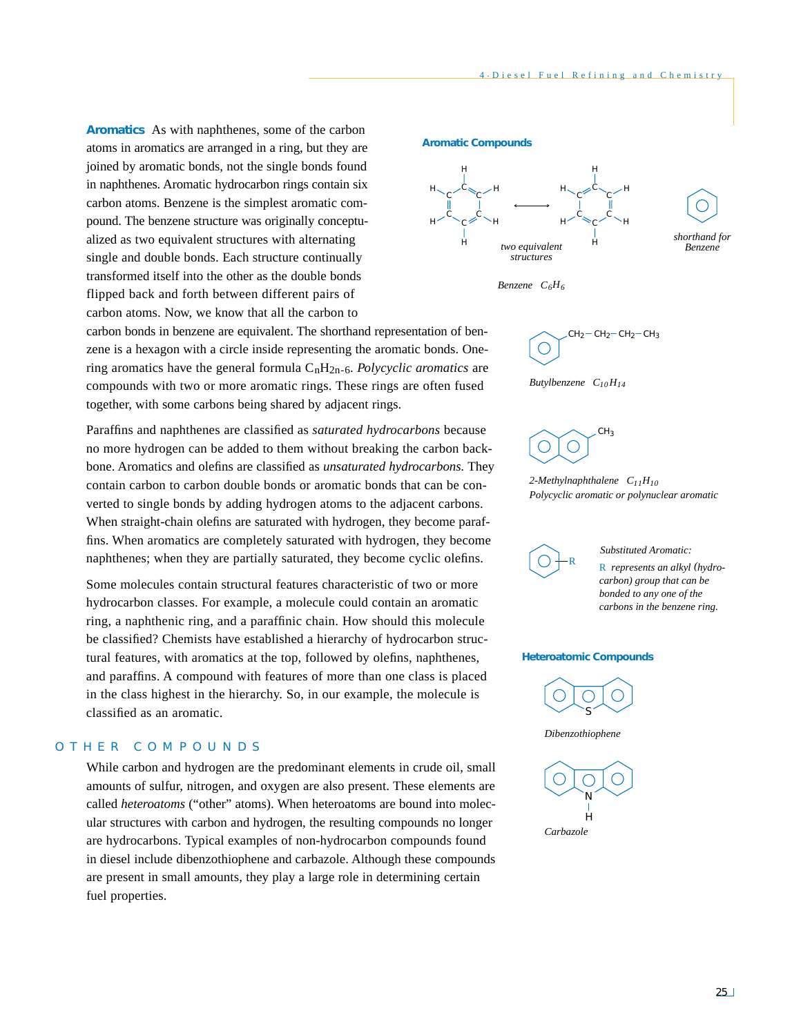**Aromatics** As with naphthenes, some of the carbon atoms in aromatics are arranged in a ring, but they are joined by aromatic bonds, not the single bonds found in naphthenes. Aromatic hydrocarbon rings contain six carbon atoms. Benzene is the simplest aromatic compound. The benzene structure was originally conceptualized as two equivalent structures with alternating single and double bonds. Each structure continually transformed itself into the other as the double bonds flipped back and forth between different pairs of carbon atoms. Now, we know that all the carbon to carbon bonds in benzene are equivalent. The shorthand representation of benzene is a hexagon with a circle inside representing the aromatic bonds. One-ring aromatics have the general formula $C_nH_{2n-6}$. *Polycyclic aromatics* are compounds with two or more aromatic rings. These rings are often fused together, with some carbons being shared by adjacent rings.

Paraffins and naphthenes are classified as *saturated hydrocarbons* because no more hydrogen can be added to them without breaking the carbon backbone. Aromatics and olefins are classified as *unsaturated hydrocarbons*. They contain carbon to carbon double bonds or aromatic bonds that can be converted to single bonds by adding hydrogen atoms to the adjacent carbons. When straight-chain olefins are saturated with hydrogen, they become paraffins. When aromatics are completely saturated with hydrogen, they become naphthenes; when they are partially saturated, they become cyclic olefins.

Some molecules contain structural features characteristic of two or more hydrocarbon classes. For example, a molecule could contain an aromatic ring, a naphthenic ring, and a paraffinic chain. How should this molecule be classified? Chemists have established a hierarchy of hydrocarbon structural features, with aromatics at the top, followed by olefins, naphthenes, and paraffins. A compound with features of more than one class is placed in the class highest in the hierarchy. So, in our example, the molecule is classified as an aromatic.

**Aromatic Compounds**

*two equivalent structures*

*shorthand for Benzene*

*Benzene* $C_6H_6$

$CH_2-CH_2-CH_2-CH_3$

*Butylbenzene* $C_{10}H_{14}$

$CH_3$

*2-Methylnaphthalene* $C_{11}H_{10}$
*Polycyclic aromatic or polynuclear aromatic*

R

*Substituted Aromatic:*
*R represents an alkyl (hydrocarbon) group that can be bonded to any one of the carbons in the benzene ring.*

## OTHER COMPOUNDS

While carbon and hydrogen are the predominant elements in crude oil, small amounts of sulfur, nitrogen, and oxygen are also present. These elements are called *heteroatoms* ("other" atoms). When heteroatoms are bound into molecular structures with carbon and hydrogen, the resulting compounds no longer are hydrocarbons. Typical examples of non-hydrocarbon compounds found in diesel include dibenzothiophene and carbazole. Although these compounds are present in small amounts, they play a large role in determining certain fuel properties.

**Heteroatomic Compounds**

S

*Dibenzothiophene*

N
H

*Carbazole*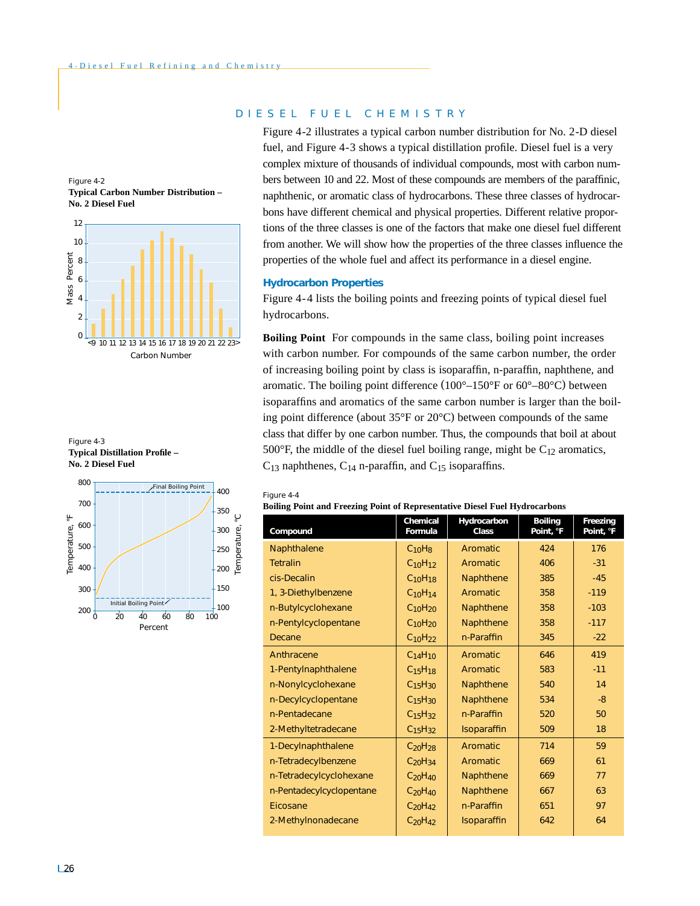## DIESEL FUEL CHEMISTRY

Figure 4-2 illustrates a typical carbon number distribution for No. 2-D diesel fuel, and Figure 4-3 shows a typical distillation profile. Diesel fuel is a very complex mixture of thousands of individual compounds, most with carbon numbers between 10 and 22. Most of these compounds are members of the paraffinic, naphthenic, or aromatic class of hydrocarbons. These three classes of hydrocarbons have different chemical and physical properties. Different relative proportions of the three classes is one of the factors that make one diesel fuel different from another. We will show how the properties of the three classes influence the properties of the whole fuel and affect its performance in a diesel engine.

Figure 4-2
**Typical Carbon Number Distribution – No. 2 Diesel Fuel**

Figure 4-3
**Typical Distillation Profile – No. 2 Diesel Fuel**

### Hydrocarbon Properties

Figure 4-4 lists the boiling points and freezing points of typical diesel fuel hydrocarbons.

**Boiling Point** For compounds in the same class, boiling point increases with carbon number. For compounds of the same carbon number, the order of increasing boiling point by class is isoparaffin, n-paraffin, naphthene, and aromatic. The boiling point difference (100°–150°F or 60°–80°C) between isoparaffins and aromatics of the same carbon number is larger than the boiling point difference (about 35°F or 20°C) between compounds of the same class that differ by one carbon number. Thus, the compounds that boil at about 500°F, the middle of the diesel fuel boiling range, might be $C_{12}$ aromatics, $C_{13}$ naphthenes, $C_{14}$ n-paraffin, and $C_{15}$ isoparaffins.

Figure 4-4
**Boiling Point and Freezing Point of Representative Diesel Fuel Hydrocarbons**

| Compound | Chemical Formula | Hydrocarbon Class | Boiling Point, °F | Freezing Point, °F |
|---|---|---|---|---|
| Naphthalene | $C_{10}H_8$ | Aromatic | 424 | 176 |
| Tetralin | $C_{10}H_{12}$ | Aromatic | 406 | -31 |
| cis-Decalin | $C_{10}H_{18}$ | Naphthene | 385 | -45 |
| 1, 3-Diethylbenzene | $C_{10}H_{14}$ | Aromatic | 358 | -119 |
| n-Butylcyclohexane | $C_{10}H_{20}$ | Naphthene | 358 | -103 |
| n-Pentylcyclopentane | $C_{10}H_{20}$ | Naphthene | 358 | -117 |
| Decane | $C_{10}H_{22}$ | n-Paraffin | 345 | -22 |
| Anthracene | $C_{14}H_{10}$ | Aromatic | 646 | 419 |
| 1-Pentylnaphthalene | $C_{15}H_{18}$ | Aromatic | 583 | -11 |
| n-Nonylcyclohexane | $C_{15}H_{30}$ | Naphthene | 540 | 14 |
| n-Decylcyclopentane | $C_{15}H_{30}$ | Naphthene | 534 | -8 |
| n-Pentadecane | $C_{15}H_{32}$ | n-Paraffin | 520 | 50 |
| 2-Methyltetradecane | $C_{15}H_{32}$ | Isoparaffin | 509 | 18 |
| 1-Decylnaphthalene | $C_{20}H_{28}$ | Aromatic | 714 | 59 |
| n-Tetradecylbenzene | $C_{20}H_{34}$ | Aromatic | 669 | 61 |
| n-Tetradecylcyclohexane | $C_{20}H_{40}$ | Naphthene | 669 | 77 |
| n-Pentadecylcyclopentane | $C_{20}H_{40}$ | Naphthene | 667 | 63 |
| Eicosane | $C_{20}H_{42}$ | n-Paraffin | 651 | 97 |
| 2-Methylnonadecane | $C_{20}H_{42}$ | Isoparaffin | 642 | 64 |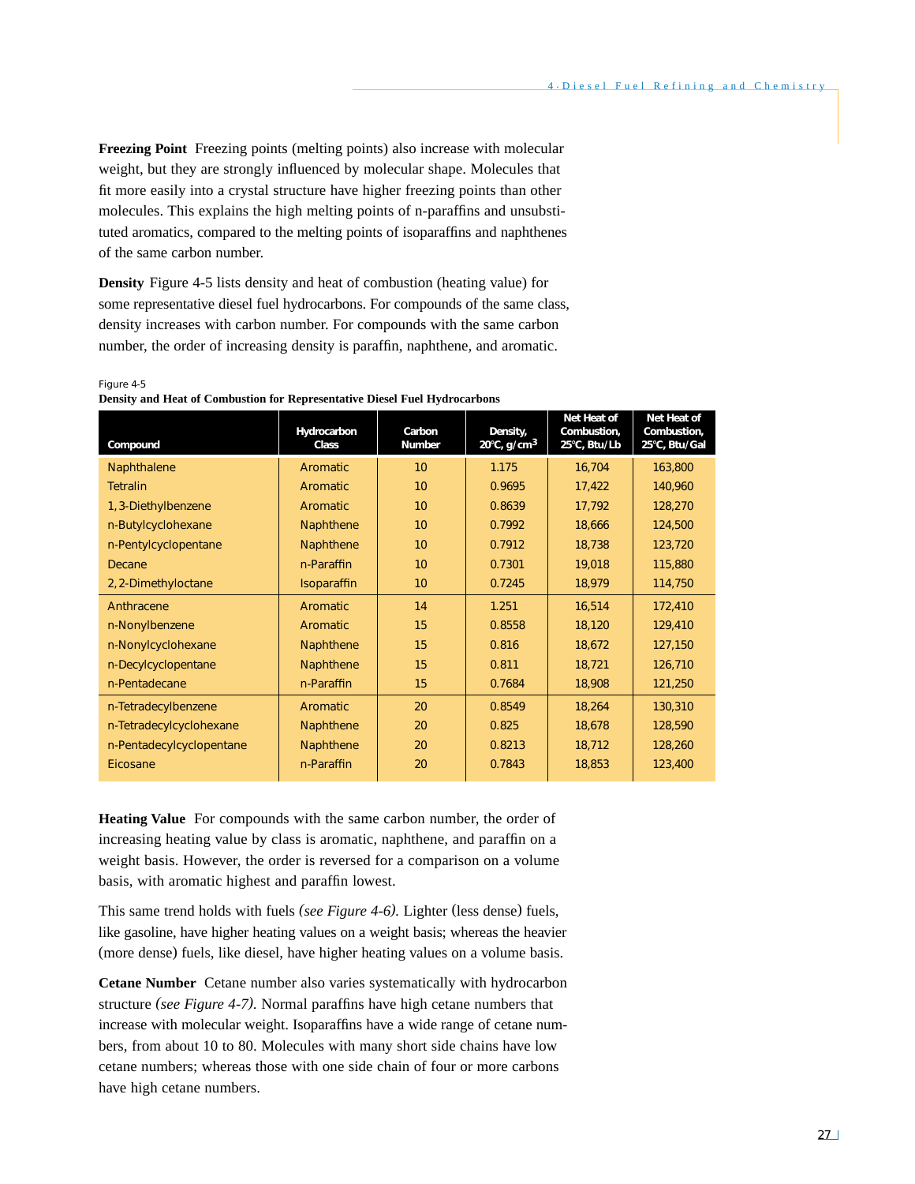**Freezing Point** Freezing points (melting points) also increase with molecular weight, but they are strongly influenced by molecular shape. Molecules that fit more easily into a crystal structure have higher freezing points than other molecules. This explains the high melting points of n-paraffins and unsubstituted aromatics, compared to the melting points of isoparaffins and naphthenes of the same carbon number.

**Density** Figure 4-5 lists density and heat of combustion (heating value) for some representative diesel fuel hydrocarbons. For compounds of the same class, density increases with carbon number. For compounds with the same carbon number, the order of increasing density is paraffin, naphthene, and aromatic.

Figure 4-5
**Density and Heat of Combustion for Representative Diesel Fuel Hydrocarbons**

| Compound | Hydrocarbon Class | Carbon Number | Density, 20°C, g/cm$^3$ | Net Heat of Combustion, 25°C, Btu/Lb | Net Heat of Combustion, 25°C, Btu/Gal |
|---|---|---|---|---|---|
| Naphthalene | Aromatic | 10 | 1.175 | 16,704 | 163,800 |
| Tetralin | Aromatic | 10 | 0.9695 | 17,422 | 140,960 |
| 1,3-Diethylbenzene | Aromatic | 10 | 0.8639 | 17,792 | 128,270 |
| n-Butylcyclohexane | Naphthene | 10 | 0.7992 | 18,666 | 124,500 |
| n-Pentylcyclopentane | Naphthene | 10 | 0.7912 | 18,738 | 123,720 |
| Decane | n-Paraffin | 10 | 0.7301 | 19,018 | 115,880 |
| 2,2-Dimethyloctane | Isoparaffin | 10 | 0.7245 | 18,979 | 114,750 |
| Anthracene | Aromatic | 14 | 1.251 | 16,514 | 172,410 |
| n-Nonylbenzene | Aromatic | 15 | 0.8558 | 18,120 | 129,410 |
| n-Nonylcyclohexane | Naphthene | 15 | 0.816 | 18,672 | 127,150 |
| n-Decylcyclopentane | Naphthene | 15 | 0.811 | 18,721 | 126,710 |
| n-Pentadecane | n-Paraffin | 15 | 0.7684 | 18,908 | 121,250 |
| n-Tetradecylbenzene | Aromatic | 20 | 0.8549 | 18,264 | 130,310 |
| n-Tetradecylcyclohexane | Naphthene | 20 | 0.825 | 18,678 | 128,590 |
| n-Pentadecylcyclopentane | Naphthene | 20 | 0.8213 | 18,712 | 128,260 |
| Eicosane | n-Paraffin | 20 | 0.7843 | 18,853 | 123,400 |

**Heating Value** For compounds with the same carbon number, the order of increasing heating value by class is aromatic, naphthene, and paraffin on a weight basis. However, the order is reversed for a comparison on a volume basis, with aromatic highest and paraffin lowest.

This same trend holds with fuels *(see Figure 4-6)*. Lighter (less dense) fuels, like gasoline, have higher heating values on a weight basis; whereas the heavier (more dense) fuels, like diesel, have higher heating values on a volume basis.

**Cetane Number** Cetane number also varies systematically with hydrocarbon structure *(see Figure 4-7)*. Normal paraffins have high cetane numbers that increase with molecular weight. Isoparaffins have a wide range of cetane numbers, from about 10 to 80. Molecules with many short side chains have low cetane numbers; whereas those with one side chain of four or more carbons have high cetane numbers.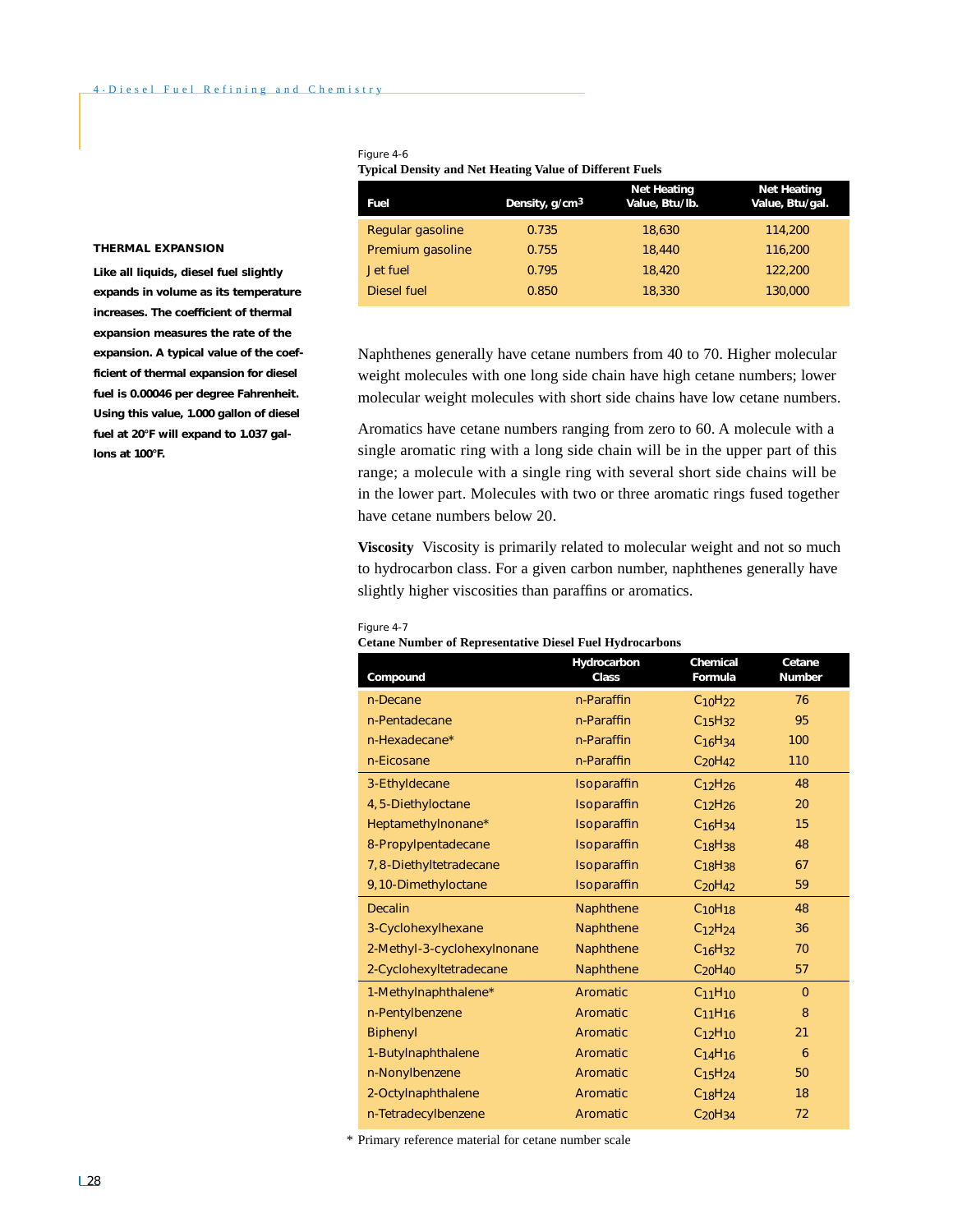Figure 4-6

**Typical Density and Net Heating Value of Different Fuels**

| Fuel | Density, g/cm$^3$ | Net Heating Value, Btu/lb. | Net Heating Value, Btu/gal. |
|---|---|---|---|
| Regular gasoline | 0.735 | 18,630 | 114,200 |
| Premium gasoline | 0.755 | 18,440 | 116,200 |
| Jet fuel | 0.795 | 18,420 | 122,200 |
| Diesel fuel | 0.850 | 18,330 | 130,000 |

**THERMAL EXPANSION**

**Like all liquids, diesel fuel slightly expands in volume as its temperature increases. The coefficient of thermal expansion measures the rate of the expansion. A typical value of the coefficient of thermal expansion for diesel fuel is 0.00046 per degree Fahrenheit. Using this value, 1.000 gallon of diesel fuel at 20°F will expand to 1.037 gallons at 100°F.**

Naphthenes generally have cetane numbers from 40 to 70. Higher molecular weight molecules with one long side chain have high cetane numbers; lower molecular weight molecules with short side chains have low cetane numbers.

Aromatics have cetane numbers ranging from zero to 60. A molecule with a single aromatic ring with a long side chain will be in the upper part of this range; a molecule with a single ring with several short side chains will be in the lower part. Molecules with two or three aromatic rings fused together have cetane numbers below 20.

**Viscosity** Viscosity is primarily related to molecular weight and not so much to hydrocarbon class. For a given carbon number, naphthenes generally have slightly higher viscosities than paraffins or aromatics.

Figure 4-7

**Cetane Number of Representative Diesel Fuel Hydrocarbons**

| Compound | Hydrocarbon Class | Chemical Formula | Cetane Number |
|---|---|---|---|
| n-Decane | n-Paraffin | $C_{10}H_{22}$ | 76 |
| n-Pentadecane | n-Paraffin | $C_{15}H_{32}$ | 95 |
| n-Hexadecane* | n-Paraffin | $C_{16}H_{34}$ | 100 |
| n-Eicosane | n-Paraffin | $C_{20}H_{42}$ | 110 |
| 3-Ethyldecane | Isoparaffin | $C_{12}H_{26}$ | 48 |
| 4,5-Diethyloctane | Isoparaffin | $C_{12}H_{26}$ | 20 |
| Heptamethylnonane* | Isoparaffin | $C_{16}H_{34}$ | 15 |
| 8-Propylpentadecane | Isoparaffin | $C_{18}H_{38}$ | 48 |
| 7,8-Diethyltetradecane | Isoparaffin | $C_{18}H_{38}$ | 67 |
| 9,10-Dimethyloctane | Isoparaffin | $C_{20}H_{42}$ | 59 |
| Decalin | Naphthene | $C_{10}H_{18}$ | 48 |
| 3-Cyclohexylhexane | Naphthene | $C_{12}H_{24}$ | 36 |
| 2-Methyl-3-cyclohexylnonane | Naphthene | $C_{16}H_{32}$ | 70 |
| 2-Cyclohexyltetradecane | Naphthene | $C_{20}H_{40}$ | 57 |
| 1-Methylnaphthalene* | Aromatic | $C_{11}H_{10}$ | 0 |
| n-Pentylbenzene | Aromatic | $C_{11}H_{16}$ | 8 |
| Biphenyl | Aromatic | $C_{12}H_{10}$ | 21 |
| 1-Butylnaphthalene | Aromatic | $C_{14}H_{16}$ | 6 |
| n-Nonylbenzene | Aromatic | $C_{15}H_{24}$ | 50 |
| 2-Octylnaphthalene | Aromatic | $C_{18}H_{24}$ | 18 |
| n-Tetradecylbenzene | Aromatic | $C_{20}H_{34}$ | 72 |

\* Primary reference material for cetane number scale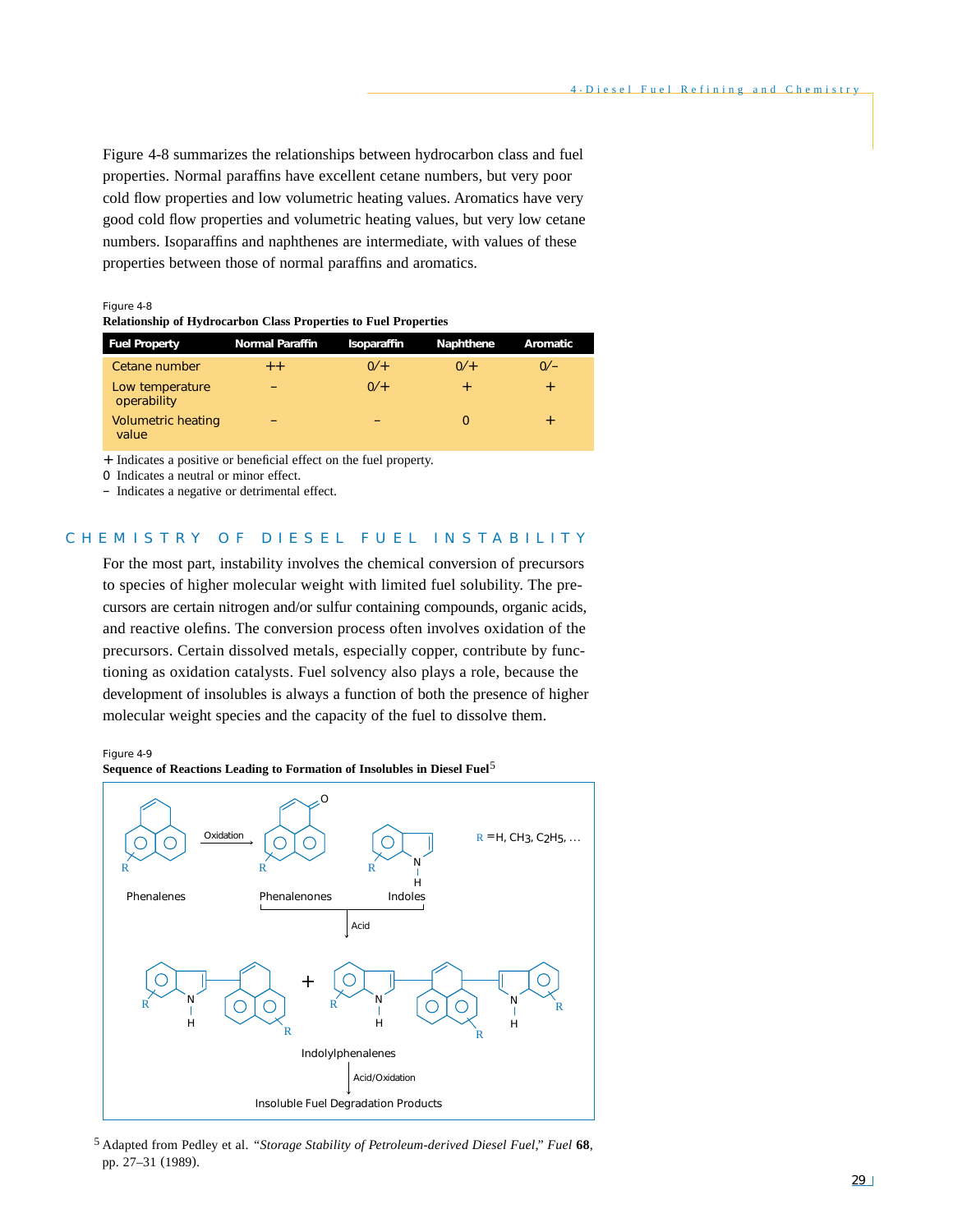Figure 4-8 summarizes the relationships between hydrocarbon class and fuel properties. Normal paraffins have excellent cetane numbers, but very poor cold flow properties and low volumetric heating values. Aromatics have very good cold flow properties and volumetric heating values, but very low cetane numbers. Isoparaffins and naphthenes are intermediate, with values of these properties between those of normal paraffins and aromatics.

Figure 4-8
**Relationship of Hydrocarbon Class Properties to Fuel Properties**

| Fuel Property | Normal Paraffin | Isoparaffin | Naphthene | Aromatic |
|---|---|---|---|---|
| Cetane number | ++ | 0/+ | 0/+ | 0/– |
| Low temperature operability | – | 0/+ | + | + |
| Volumetric heating value | – | – | 0 | + |

\+ Indicates a positive or beneficial effect on the fuel property.
0 Indicates a neutral or minor effect.
– Indicates a negative or detrimental effect.

## CHEMISTRY OF DIESEL FUEL INSTABILITY

For the most part, instability involves the chemical conversion of precursors to species of higher molecular weight with limited fuel solubility. The precursors are certain nitrogen and/or sulfur containing compounds, organic acids, and reactive olefins. The conversion process often involves oxidation of the precursors. Certain dissolved metals, especially copper, contribute by functioning as oxidation catalysts. Fuel solvency also plays a role, because the development of insolubles is always a function of both the presence of higher molecular weight species and the capacity of the fuel to dissolve them.

Figure 4-9
**Sequence of Reactions Leading to Formation of Insolubles in Diesel Fuel**[5]

Phenalenes —Oxidation→ Phenalenones; Indoles; R =H, $CH_3$, $C_2H_5$, ...

Phenalenones + Indoles —Acid→ Indolylphenalenes

Indolylphenalenes —Acid/Oxidation→ Insoluble Fuel Degradation Products

[5] Adapted from Pedley et al. *"Storage Stability of Petroleum-derived Diesel Fuel," Fuel* **68**, pp. 27–31 (1989).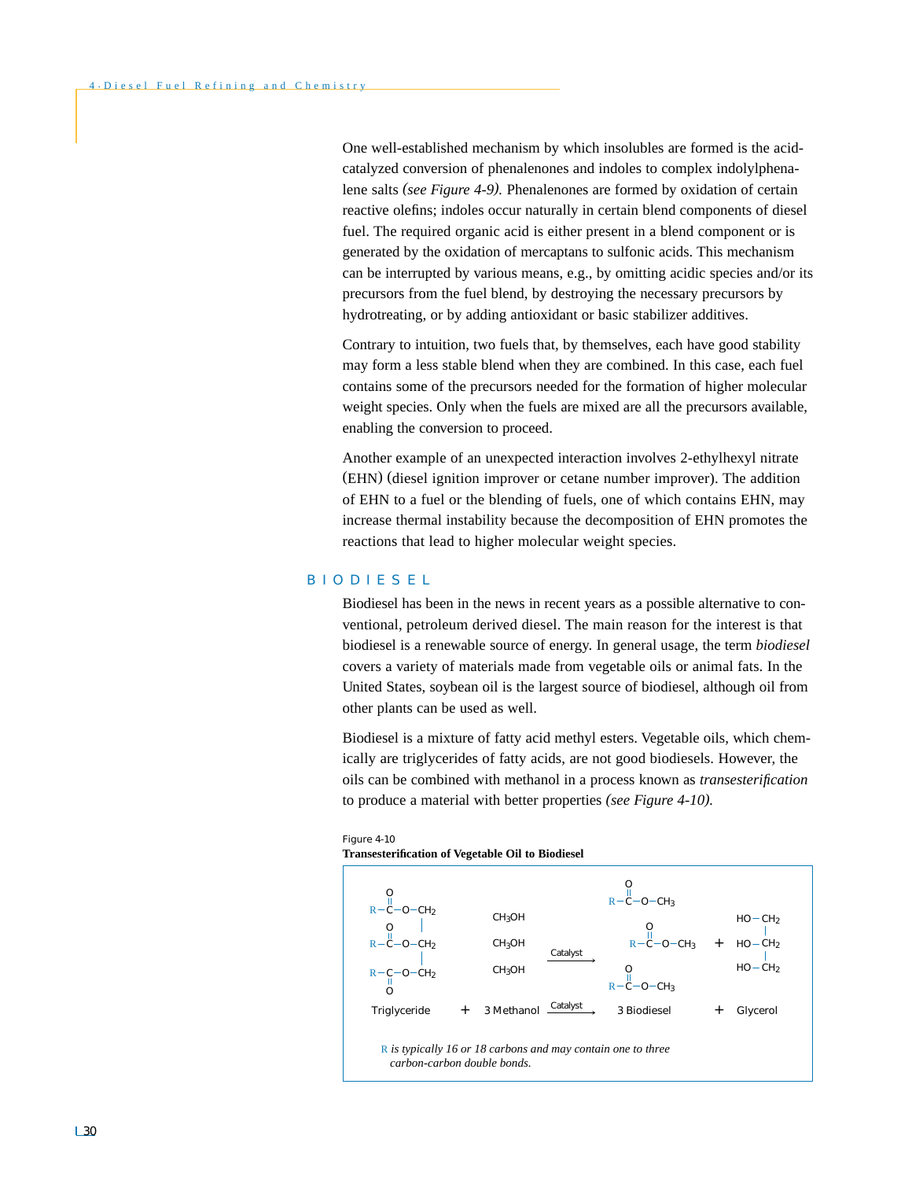One well-established mechanism by which insolubles are formed is the acid-catalyzed conversion of phenalenones and indoles to complex indolylphenalene salts *(see Figure 4-9)*. Phenalenones are formed by oxidation of certain reactive olefins; indoles occur naturally in certain blend components of diesel fuel. The required organic acid is either present in a blend component or is generated by the oxidation of mercaptans to sulfonic acids. This mechanism can be interrupted by various means, e.g., by omitting acidic species and/or its precursors from the fuel blend, by destroying the necessary precursors by hydrotreating, or by adding antioxidant or basic stabilizer additives.

Contrary to intuition, two fuels that, by themselves, each have good stability may form a less stable blend when they are combined. In this case, each fuel contains some of the precursors needed for the formation of higher molecular weight species. Only when the fuels are mixed are all the precursors available, enabling the conversion to proceed.

Another example of an unexpected interaction involves 2-ethylhexyl nitrate (EHN) (diesel ignition improver or cetane number improver). The addition of EHN to a fuel or the blending of fuels, one of which contains EHN, may increase thermal instability because the decomposition of EHN promotes the reactions that lead to higher molecular weight species.

## BIODIESEL

Biodiesel has been in the news in recent years as a possible alternative to conventional, petroleum derived diesel. The main reason for the interest is that biodiesel is a renewable source of energy. In general usage, the term *biodiesel* covers a variety of materials made from vegetable oils or animal fats. In the United States, soybean oil is the largest source of biodiesel, although oil from other plants can be used as well.

Biodiesel is a mixture of fatty acid methyl esters. Vegetable oils, which chemically are triglycerides of fatty acids, are not good biodiesels. However, the oils can be combined with methanol in a process known as *transesterification* to produce a material with better properties *(see Figure 4-10)*.

Figure 4-10
**Transesterification of Vegetable Oil to Biodiesel**

$$\begin{array}{l} R-C(=O)-O-CH_2 \\ R-C(=O)-O-CH \\ R-C(=O)-O-CH_2 \end{array} + \begin{array}{c} CH_3OH \\ CH_3OH \\ CH_3OH \end{array} \xrightarrow{\text{Catalyst}} \begin{array}{c} R-C(=O)-O-CH_3 \\ R-C(=O)-O-CH_3 \\ R-C(=O)-O-CH_3 \end{array} + \begin{array}{l} HO-CH_2 \\ HO-CH \\ HO-CH_2 \end{array}$$

$$\text{Triglyceride} + \text{3 Methanol} \xrightarrow{\text{Catalyst}} \text{3 Biodiesel} + \text{Glycerol}$$

R *is typically 16 or 18 carbons and may contain one to three carbon-carbon double bonds.*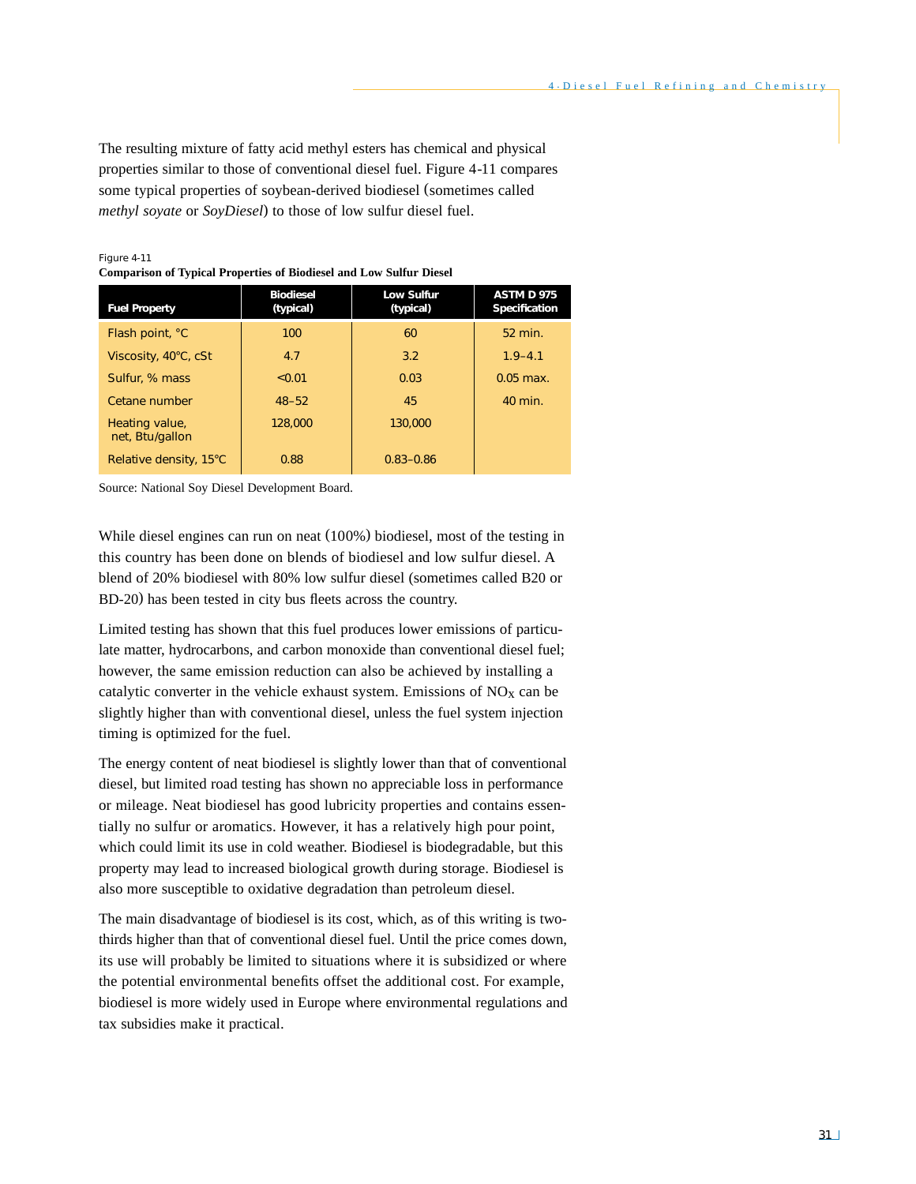The resulting mixture of fatty acid methyl esters has chemical and physical properties similar to those of conventional diesel fuel. Figure 4-11 compares some typical properties of soybean-derived biodiesel (sometimes called *methyl soyate* or *SoyDiesel*) to those of low sulfur diesel fuel.

Figure 4-11
**Comparison of Typical Properties of Biodiesel and Low Sulfur Diesel**

| Fuel Property | Biodiesel (typical) | Low Sulfur (typical) | ASTM D 975 Specification |
|---|---|---|---|
| Flash point, °C | 100 | 60 | 52 min. |
| Viscosity, 40°C, cSt | 4.7 | 3.2 | 1.9–4.1 |
| Sulfur, % mass | <0.01 | 0.03 | 0.05 max. |
| Cetane number | 48–52 | 45 | 40 min. |
| Heating value, net, Btu/gallon | 128,000 | 130,000 | |
| Relative density, 15°C | 0.88 | 0.83–0.86 | |

Source: National Soy Diesel Development Board.

While diesel engines can run on neat (100%) biodiesel, most of the testing in this country has been done on blends of biodiesel and low sulfur diesel. A blend of 20% biodiesel with 80% low sulfur diesel (sometimes called B20 or BD-20) has been tested in city bus fleets across the country.

Limited testing has shown that this fuel produces lower emissions of particulate matter, hydrocarbons, and carbon monoxide than conventional diesel fuel; however, the same emission reduction can also be achieved by installing a catalytic converter in the vehicle exhaust system. Emissions of $NO_X$ can be slightly higher than with conventional diesel, unless the fuel system injection timing is optimized for the fuel.

The energy content of neat biodiesel is slightly lower than that of conventional diesel, but limited road testing has shown no appreciable loss in performance or mileage. Neat biodiesel has good lubricity properties and contains essentially no sulfur or aromatics. However, it has a relatively high pour point, which could limit its use in cold weather. Biodiesel is biodegradable, but this property may lead to increased biological growth during storage. Biodiesel is also more susceptible to oxidative degradation than petroleum diesel.

The main disadvantage of biodiesel is its cost, which, as of this writing is two-thirds higher than that of conventional diesel fuel. Until the price comes down, its use will probably be limited to situations where it is subsidized or where the potential environmental benefits offset the additional cost. For example, biodiesel is more widely used in Europe where environmental regulations and tax subsidies make it practical.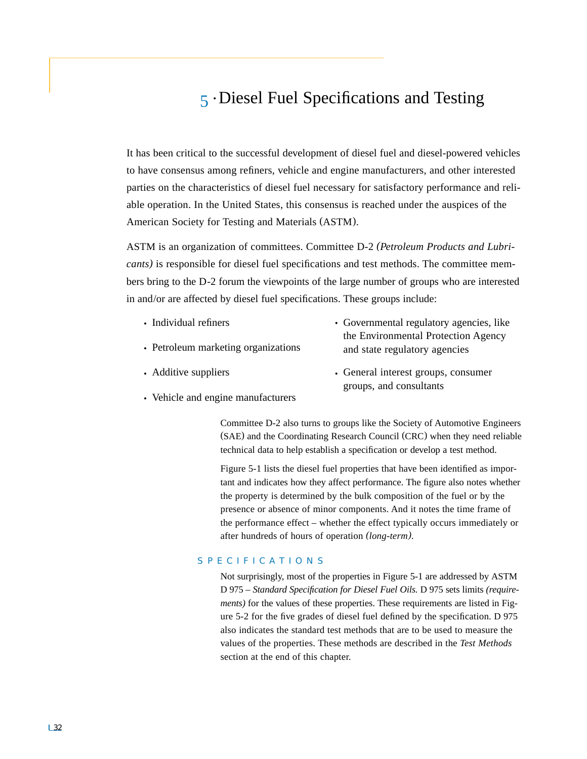# 5 · Diesel Fuel Specifications and Testing

It has been critical to the successful development of diesel fuel and diesel-powered vehicles to have consensus among refiners, vehicle and engine manufacturers, and other interested parties on the characteristics of diesel fuel necessary for satisfactory performance and reliable operation. In the United States, this consensus is reached under the auspices of the American Society for Testing and Materials (ASTM).

ASTM is an organization of committees. Committee D-2 *(Petroleum Products and Lubricants)* is responsible for diesel fuel specifications and test methods. The committee members bring to the D-2 forum the viewpoints of the large number of groups who are interested in and/or are affected by diesel fuel specifications. These groups include:

- Individual refiners
- Petroleum marketing organizations
- Additive suppliers
- Vehicle and engine manufacturers
- Governmental regulatory agencies, like the Environmental Protection Agency and state regulatory agencies
- General interest groups, consumer groups, and consultants

Committee D-2 also turns to groups like the Society of Automotive Engineers (SAE) and the Coordinating Research Council (CRC) when they need reliable technical data to help establish a specification or develop a test method.

Figure 5-1 lists the diesel fuel properties that have been identified as important and indicates how they affect performance. The figure also notes whether the property is determined by the bulk composition of the fuel or by the presence or absence of minor components. And it notes the time frame of the performance effect – whether the effect typically occurs immediately or after hundreds of hours of operation *(long-term)*.

## SPECIFICATIONS

Not surprisingly, most of the properties in Figure 5-1 are addressed by ASTM D 975 – *Standard Specification for Diesel Fuel Oils.* D 975 sets limits *(requirements)* for the values of these properties. These requirements are listed in Figure 5-2 for the five grades of diesel fuel defined by the specification. D 975 also indicates the standard test methods that are to be used to measure the values of the properties. These methods are described in the *Test Methods* section at the end of this chapter.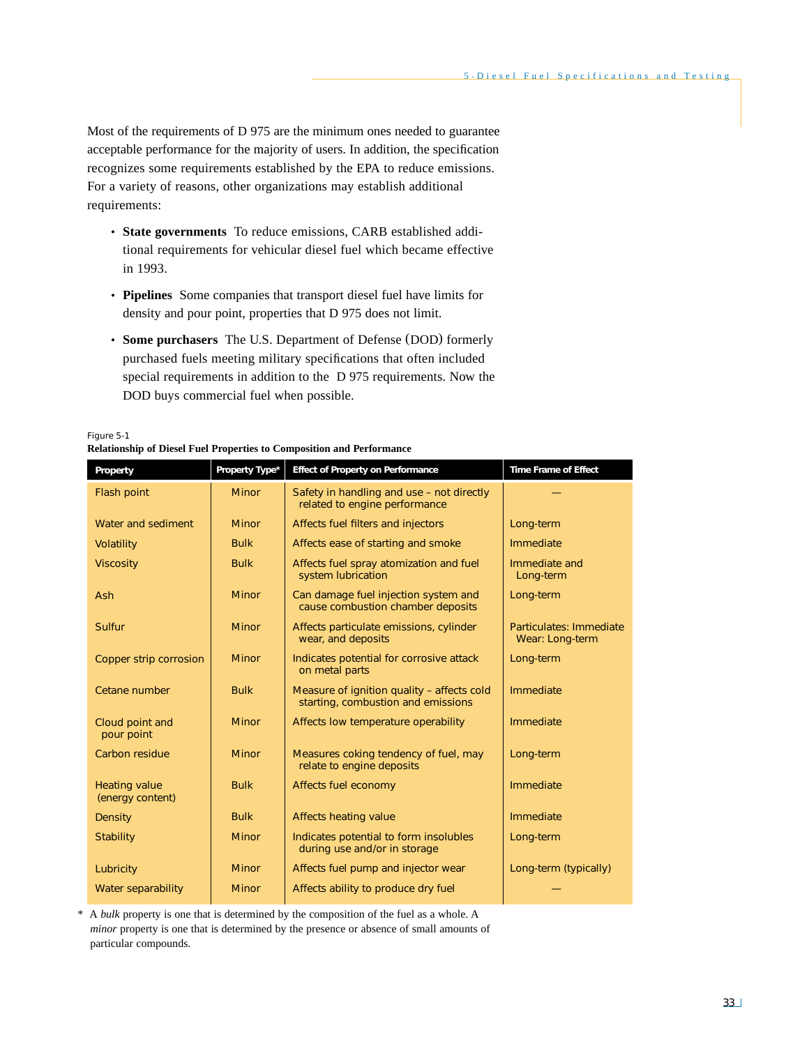Most of the requirements of D 975 are the minimum ones needed to guarantee acceptable performance for the majority of users. In addition, the specification recognizes some requirements established by the EPA to reduce emissions. For a variety of reasons, other organizations may establish additional requirements:

- **State governments** To reduce emissions, CARB established additional requirements for vehicular diesel fuel which became effective in 1993.
- **Pipelines** Some companies that transport diesel fuel have limits for density and pour point, properties that D 975 does not limit.
- **Some purchasers** The U.S. Department of Defense (DOD) formerly purchased fuels meeting military specifications that often included special requirements in addition to the D 975 requirements. Now the DOD buys commercial fuel when possible.

Figure 5-1
**Relationship of Diesel Fuel Properties to Composition and Performance**

| Property | Property Type* | Effect of Property on Performance | Time Frame of Effect |
|---|---|---|---|
| Flash point | Minor | Safety in handling and use – not directly related to engine performance | — |
| Water and sediment | Minor | Affects fuel filters and injectors | Long-term |
| Volatility | Bulk | Affects ease of starting and smoke | Immediate |
| Viscosity | Bulk | Affects fuel spray atomization and fuel system lubrication | Immediate and Long-term |
| Ash | Minor | Can damage fuel injection system and cause combustion chamber deposits | Long-term |
| Sulfur | Minor | Affects particulate emissions, cylinder wear, and deposits | Particulates: Immediate Wear: Long-term |
| Copper strip corrosion | Minor | Indicates potential for corrosive attack on metal parts | Long-term |
| Cetane number | Bulk | Measure of ignition quality – affects cold starting, combustion and emissions | Immediate |
| Cloud point and pour point | Minor | Affects low temperature operability | Immediate |
| Carbon residue | Minor | Measures coking tendency of fuel, may relate to engine deposits | Long-term |
| Heating value (energy content) | Bulk | Affects fuel economy | Immediate |
| Density | Bulk | Affects heating value | Immediate |
| Stability | Minor | Indicates potential to form insolubles during use and/or in storage | Long-term |
| Lubricity | Minor | Affects fuel pump and injector wear | Long-term (typically) |
| Water separability | Minor | Affects ability to produce dry fuel | — |

\* A *bulk* property is one that is determined by the composition of the fuel as a whole. A *minor* property is one that is determined by the presence or absence of small amounts of particular compounds.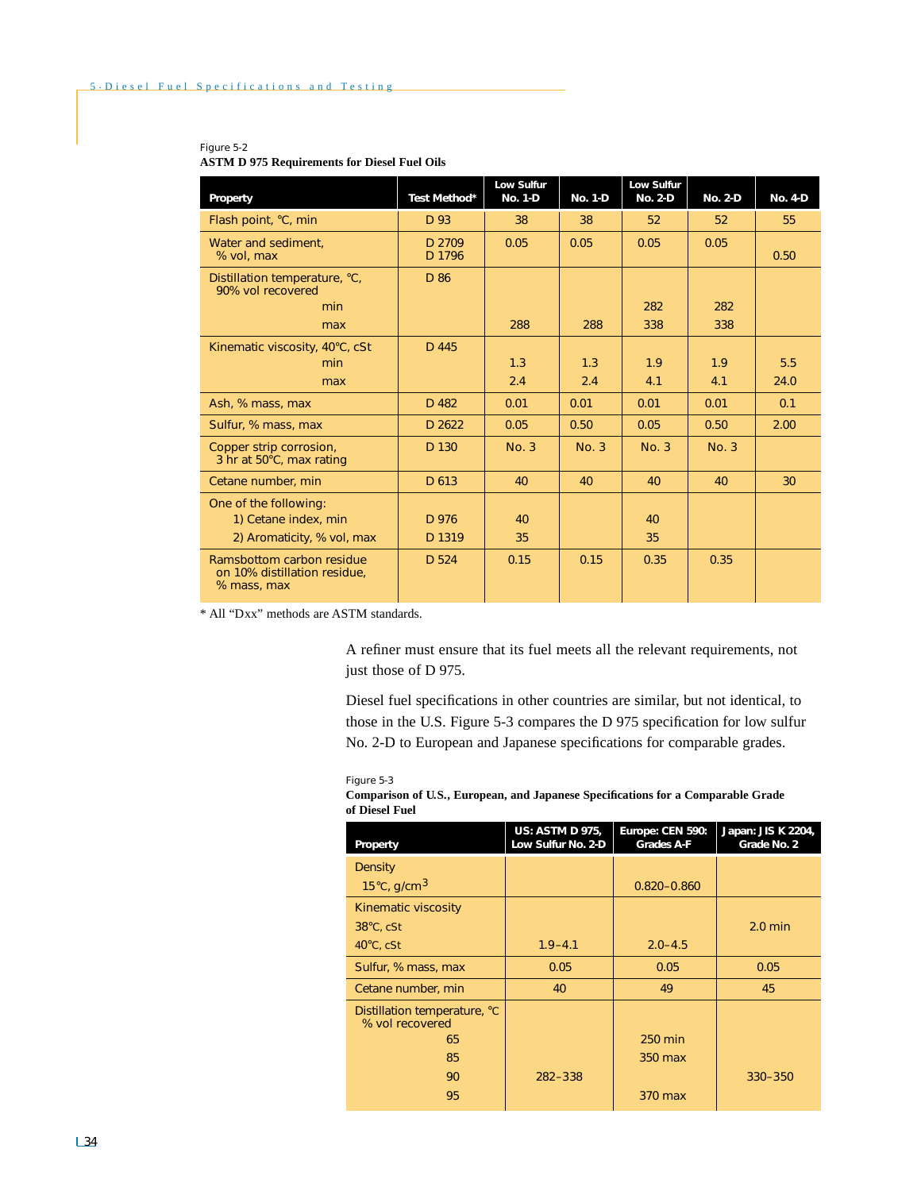Figure 5-2

**ASTM D 975 Requirements for Diesel Fuel Oils**

| Property | Test Method* | Low Sulfur No. 1-D | No. 1-D | Low Sulfur No. 2-D | No. 2-D | No. 4-D |
|---|---|---|---|---|---|---|
| Flash point, °C, min | D 93 | 38 | 38 | 52 | 52 | 55 |
| Water and sediment, % vol, max | D 2709 D 1796 | 0.05 | 0.05 | 0.05 | 0.05 | 0.50 |
| Distillation temperature, °C, 90% vol recovered | D 86 | | | | | |
| min | | | | 282 | 282 | |
| max | | 288 | 288 | 338 | 338 | |
| Kinematic viscosity, 40°C, cSt | D 445 | | | | | |
| min | | 1.3 | 1.3 | 1.9 | 1.9 | 5.5 |
| max | | 2.4 | 2.4 | 4.1 | 4.1 | 24.0 |
| Ash, % mass, max | D 482 | 0.01 | 0.01 | 0.01 | 0.01 | 0.1 |
| Sulfur, % mass, max | D 2622 | 0.05 | 0.50 | 0.05 | 0.50 | 2.00 |
| Copper strip corrosion, 3 hr at 50°C, max rating | D 130 | No. 3 | No. 3 | No. 3 | No. 3 | |
| Cetane number, min | D 613 | 40 | 40 | 40 | 40 | 30 |
| One of the following: | | | | | | |
| 1) Cetane index, min | D 976 | 40 | | 40 | | |
| 2) Aromaticity, % vol, max | D 1319 | 35 | | 35 | | |
| Ramsbottom carbon residue on 10% distillation residue, % mass, max | D 524 | 0.15 | 0.15 | 0.35 | 0.35 | |

* All "Dxx" methods are ASTM standards.

A refiner must ensure that its fuel meets all the relevant requirements, not just those of D 975.

Diesel fuel specifications in other countries are similar, but not identical, to those in the U.S. Figure 5-3 compares the D 975 specification for low sulfur No. 2-D to European and Japanese specifications for comparable grades.

Figure 5-3

**Comparison of U.S., European, and Japanese Specifications for a Comparable Grade of Diesel Fuel**

| Property | US: ASTM D 975, Low Sulfur No. 2-D | Europe: CEN 590: Grades A-F | Japan: JIS K 2204, Grade No. 2 |
|---|---|---|---|
| Density | | | |
| 15°C, g/cm$^3$ | | 0.820–0.860 | |
| Kinematic viscosity | | | |
| 38°C, cSt | | | 2.0 min |
| 40°C, cSt | 1.9–4.1 | 2.0–4.5 | |
| Sulfur, % mass, max | 0.05 | 0.05 | 0.05 |
| Cetane number, min | 40 | 49 | 45 |
| Distillation temperature, °C % vol recovered | | | |
| 65 | | 250 min | |
| 85 | | 350 max | |
| 90 | 282–338 | | 330–350 |
| 95 | | 370 max | |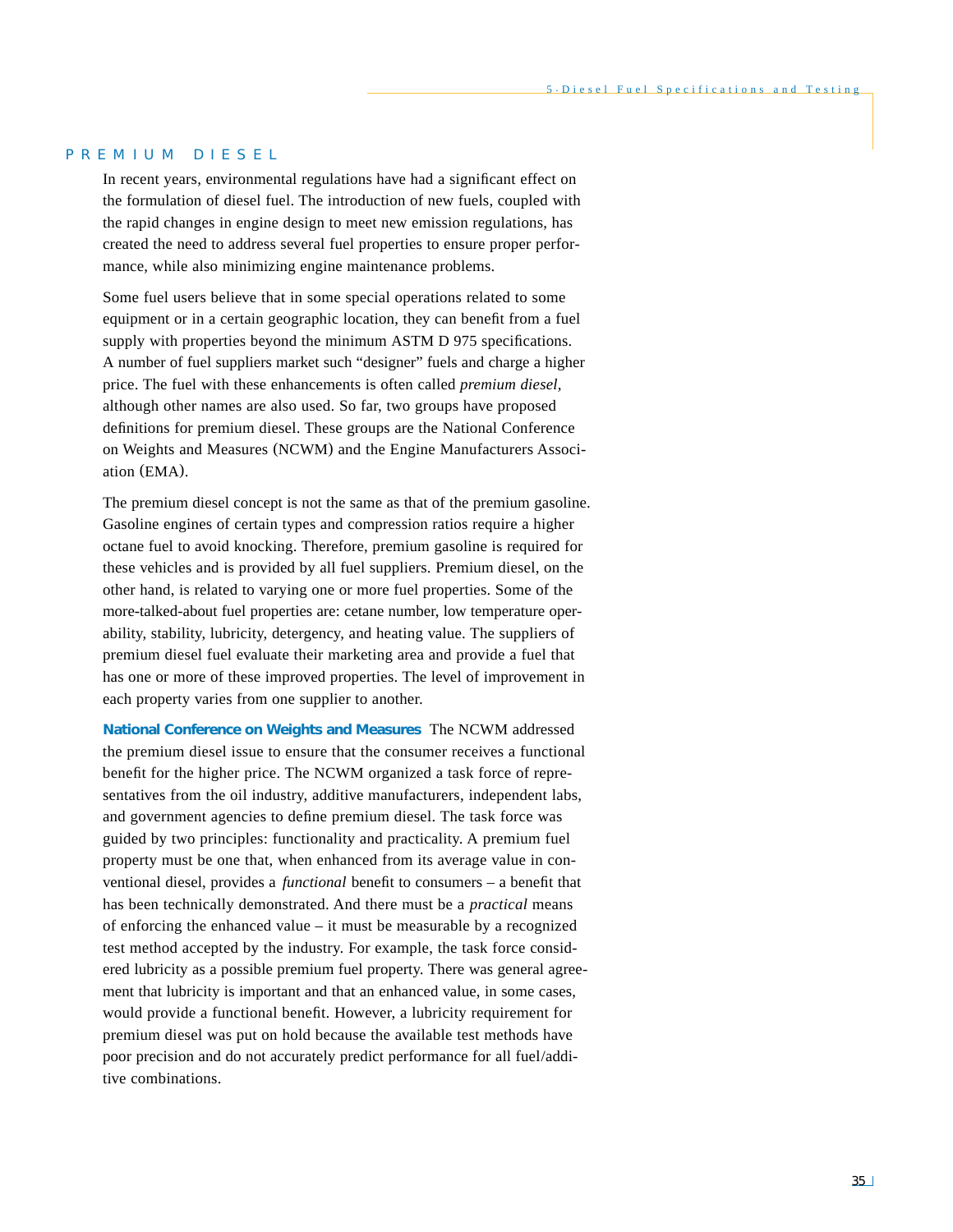## PREMIUM DIESEL

In recent years, environmental regulations have had a significant effect on the formulation of diesel fuel. The introduction of new fuels, coupled with the rapid changes in engine design to meet new emission regulations, has created the need to address several fuel properties to ensure proper performance, while also minimizing engine maintenance problems.

Some fuel users believe that in some special operations related to some equipment or in a certain geographic location, they can benefit from a fuel supply with properties beyond the minimum ASTM D 975 specifications. A number of fuel suppliers market such "designer" fuels and charge a higher price. The fuel with these enhancements is often called *premium diesel*, although other names are also used. So far, two groups have proposed definitions for premium diesel. These groups are the National Conference on Weights and Measures (NCWM) and the Engine Manufacturers Association (EMA).

The premium diesel concept is not the same as that of the premium gasoline. Gasoline engines of certain types and compression ratios require a higher octane fuel to avoid knocking. Therefore, premium gasoline is required for these vehicles and is provided by all fuel suppliers. Premium diesel, on the other hand, is related to varying one or more fuel properties. Some of the more-talked-about fuel properties are: cetane number, low temperature operability, stability, lubricity, detergency, and heating value. The suppliers of premium diesel fuel evaluate their marketing area and provide a fuel that has one or more of these improved properties. The level of improvement in each property varies from one supplier to another.

**National Conference on Weights and Measures** The NCWM addressed the premium diesel issue to ensure that the consumer receives a functional benefit for the higher price. The NCWM organized a task force of representatives from the oil industry, additive manufacturers, independent labs, and government agencies to define premium diesel. The task force was guided by two principles: functionality and practicality. A premium fuel property must be one that, when enhanced from its average value in conventional diesel, provides a *functional* benefit to consumers – a benefit that has been technically demonstrated. And there must be a *practical* means of enforcing the enhanced value – it must be measurable by a recognized test method accepted by the industry. For example, the task force considered lubricity as a possible premium fuel property. There was general agreement that lubricity is important and that an enhanced value, in some cases, would provide a functional benefit. However, a lubricity requirement for premium diesel was put on hold because the available test methods have poor precision and do not accurately predict performance for all fuel/additive combinations.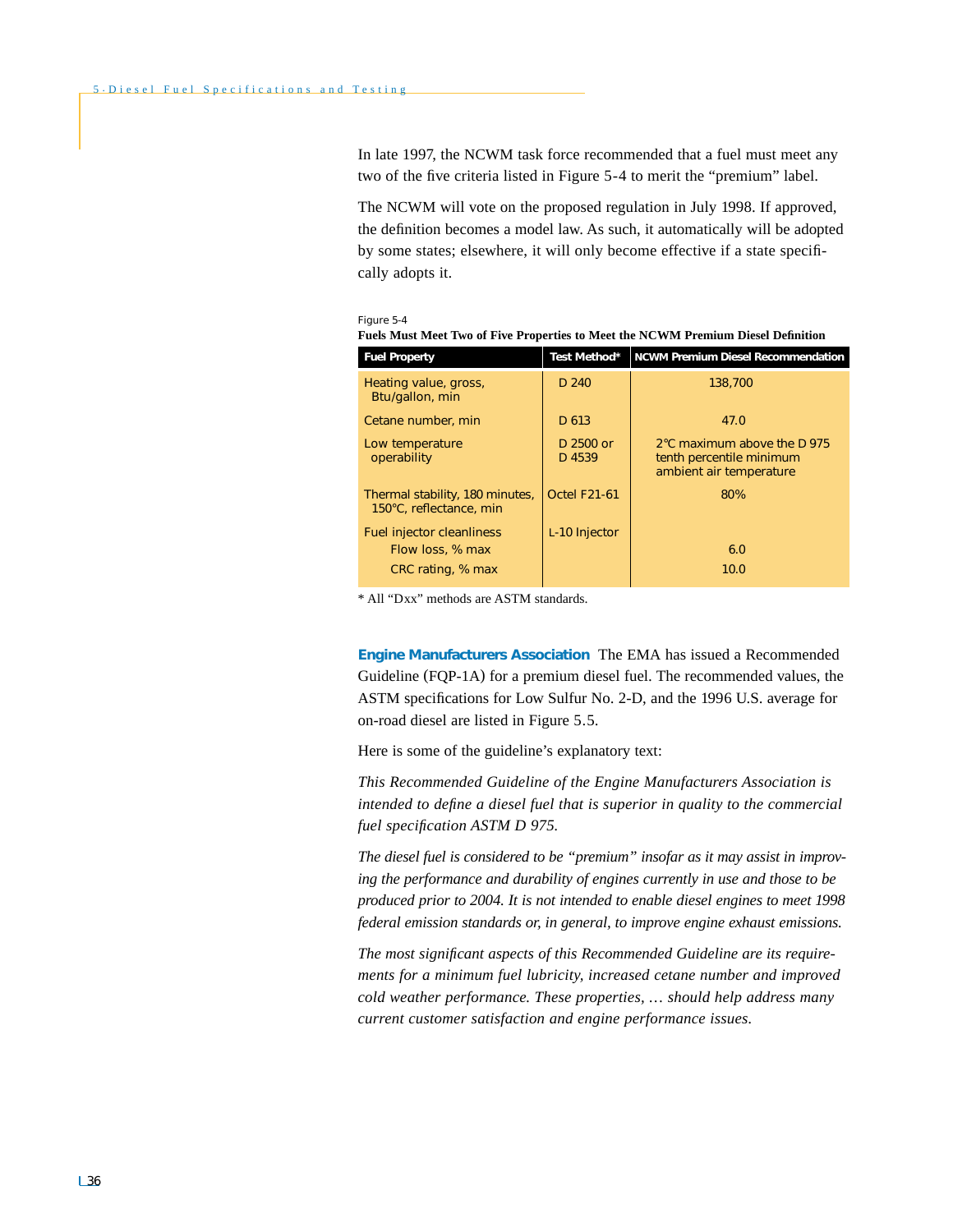In late 1997, the NCWM task force recommended that a fuel must meet any two of the five criteria listed in Figure 5-4 to merit the "premium" label.

The NCWM will vote on the proposed regulation in July 1998. If approved, the definition becomes a model law. As such, it automatically will be adopted by some states; elsewhere, it will only become effective if a state specifically adopts it.

Figure 5-4

**Fuels Must Meet Two of Five Properties to Meet the NCWM Premium Diesel Definition**

| Fuel Property | Test Method* | NCWM Premium Diesel Recommendation |
|---|---|---|
| Heating value, gross, Btu/gallon, min | D 240 | 138,700 |
| Cetane number, min | D 613 | 47.0 |
| Low temperature operability | D 2500 or D 4539 | 2°C maximum above the D 975 tenth percentile minimum ambient air temperature |
| Thermal stability, 180 minutes, 150°C, reflectance, min | Octel F21-61 | 80% |
| Fuel injector cleanliness | L-10 Injector | |
| Flow loss, % max | | 6.0 |
| CRC rating, % max | | 10.0 |

* All "Dxx" methods are ASTM standards.

**Engine Manufacturers Association** The EMA has issued a Recommended Guideline (FQP-1A) for a premium diesel fuel. The recommended values, the ASTM specifications for Low Sulfur No. 2-D, and the 1996 U.S. average for on-road diesel are listed in Figure 5.5.

Here is some of the guideline's explanatory text:

*This Recommended Guideline of the Engine Manufacturers Association is intended to define a diesel fuel that is superior in quality to the commercial fuel specification ASTM D 975.*

*The diesel fuel is considered to be "premium" insofar as it may assist in improving the performance and durability of engines currently in use and those to be produced prior to 2004. It is not intended to enable diesel engines to meet 1998 federal emission standards or, in general, to improve engine exhaust emissions.*

*The most significant aspects of this Recommended Guideline are its requirements for a minimum fuel lubricity, increased cetane number and improved cold weather performance. These properties, … should help address many current customer satisfaction and engine performance issues.*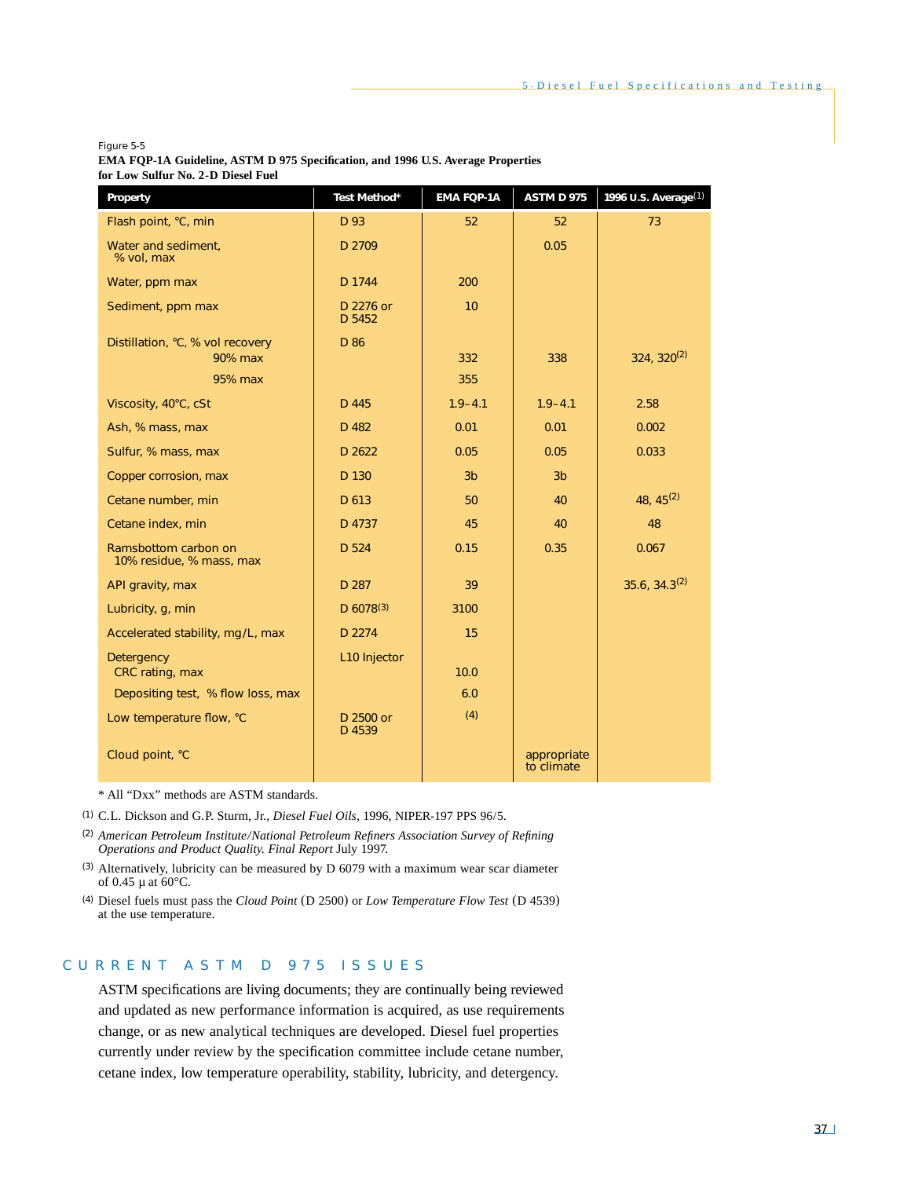Figure 5-5

**EMA FQP-1A Guideline, ASTM D 975 Specification, and 1996 U.S. Average Properties for Low Sulfur No. 2-D Diesel Fuel**

| Property | Test Method* | EMA FQP-1A | ASTM D 975 | 1996 U.S. Average[1] |
|---|---|---|---|---|
| Flash point, °C, min | D 93 | 52 | 52 | 73 |
| Water and sediment, % vol, max | D 2709 | | 0.05 | |
| Water, ppm max | D 1744 | 200 | | |
| Sediment, ppm max | D 2276 or D 5452 | 10 | | |
| Distillation, °C, % vol recovery | D 86 | | | |
| 90% max | | 332 | 338 | 324, 320[2] |
| 95% max | | 355 | | |
| Viscosity, 40°C, cSt | D 445 | 1.9–4.1 | 1.9–4.1 | 2.58 |
| Ash, % mass, max | D 482 | 0.01 | 0.01 | 0.002 |
| Sulfur, % mass, max | D 2622 | 0.05 | 0.05 | 0.033 |
| Copper corrosion, max | D 130 | 3b | 3b | |
| Cetane number, min | D 613 | 50 | 40 | 48, 45[2] |
| Cetane index, min | D 4737 | 45 | 40 | 48 |
| Ramsbottom carbon on 10% residue, % mass, max | D 524 | 0.15 | 0.35 | 0.067 |
| API gravity, max | D 287 | 39 | | 35.6, 34.3[2] |
| Lubricity, g, min | D 6078[3] | 3100 | | |
| Accelerated stability, mg/L, max | D 2274 | 15 | | |
| Detergency | L10 Injector | | | |
| CRC rating, max | | 10.0 | | |
| Depositing test, % flow loss, max | | 6.0 | | |
| Low temperature flow, °C | D 2500 or D 4539 | [4] | | |
| Cloud point, °C | | | appropriate to climate | |

\* All “Dxx” methods are ASTM standards.

[1] C.L. Dickson and G.P. Sturm, Jr., *Diesel Fuel Oils*, 1996, NIPER-197 PPS 96/5.

[2] *American Petroleum Institute/National Petroleum Refiners Association Survey of Refining Operations and Product Quality. Final Report* July 1997.

[3] Alternatively, lubricity can be measured by D 6079 with a maximum wear scar diameter of 0.45 µ at 60°C.

[4] Diesel fuels must pass the *Cloud Point* (D 2500) or *Low Temperature Flow Test* (D 4539) at the use temperature.

## CURRENT ASTM D 975 ISSUES

ASTM specifications are living documents; they are continually being reviewed and updated as new performance information is acquired, as use requirements change, or as new analytical techniques are developed. Diesel fuel properties currently under review by the specification committee include cetane number, cetane index, low temperature operability, stability, lubricity, and detergency.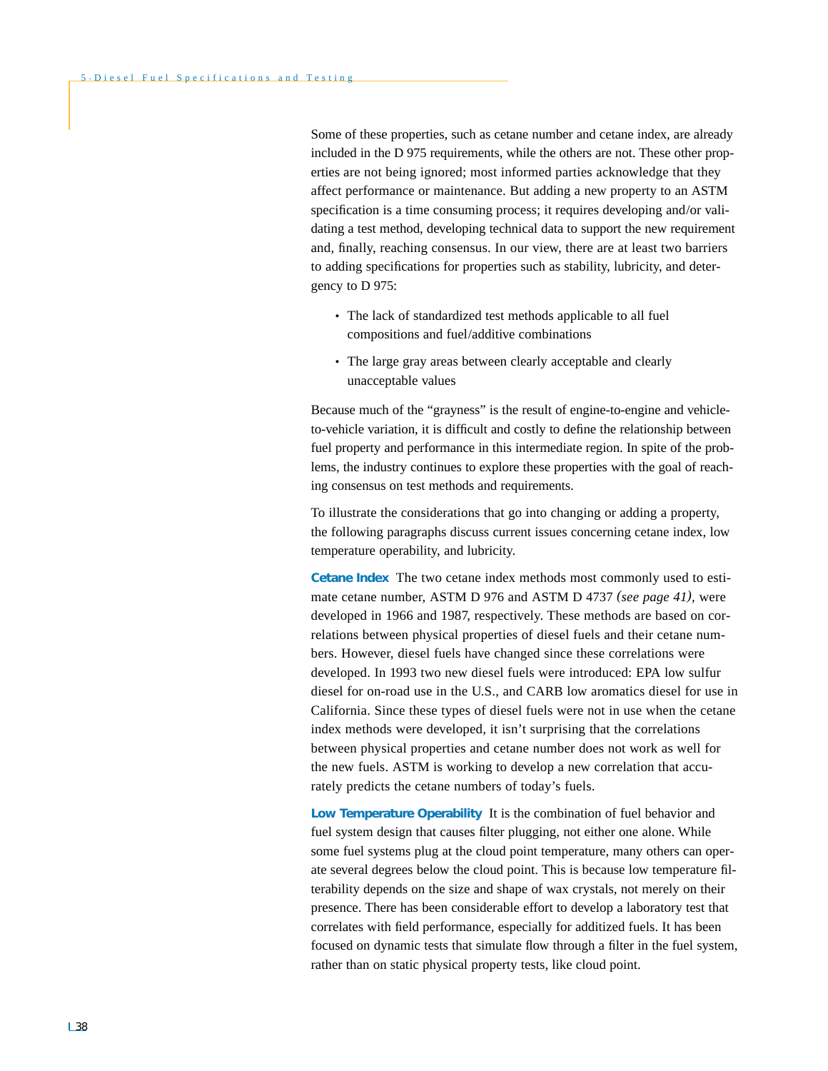Some of these properties, such as cetane number and cetane index, are already included in the D 975 requirements, while the others are not. These other properties are not being ignored; most informed parties acknowledge that they affect performance or maintenance. But adding a new property to an ASTM specification is a time consuming process; it requires developing and/or validating a test method, developing technical data to support the new requirement and, finally, reaching consensus. In our view, there are at least two barriers to adding specifications for properties such as stability, lubricity, and detergency to D 975:

- The lack of standardized test methods applicable to all fuel compositions and fuel/additive combinations
- The large gray areas between clearly acceptable and clearly unacceptable values

Because much of the "grayness" is the result of engine-to-engine and vehicle-to-vehicle variation, it is difficult and costly to define the relationship between fuel property and performance in this intermediate region. In spite of the problems, the industry continues to explore these properties with the goal of reaching consensus on test methods and requirements.

To illustrate the considerations that go into changing or adding a property, the following paragraphs discuss current issues concerning cetane index, low temperature operability, and lubricity.

**Cetane Index** The two cetane index methods most commonly used to estimate cetane number, ASTM D 976 and ASTM D 4737 *(see page 41)*, were developed in 1966 and 1987, respectively. These methods are based on correlations between physical properties of diesel fuels and their cetane numbers. However, diesel fuels have changed since these correlations were developed. In 1993 two new diesel fuels were introduced: EPA low sulfur diesel for on-road use in the U.S., and CARB low aromatics diesel for use in California. Since these types of diesel fuels were not in use when the cetane index methods were developed, it isn't surprising that the correlations between physical properties and cetane number does not work as well for the new fuels. ASTM is working to develop a new correlation that accurately predicts the cetane numbers of today's fuels.

**Low Temperature Operability** It is the combination of fuel behavior and fuel system design that causes filter plugging, not either one alone. While some fuel systems plug at the cloud point temperature, many others can operate several degrees below the cloud point. This is because low temperature filterability depends on the size and shape of wax crystals, not merely on their presence. There has been considerable effort to develop a laboratory test that correlates with field performance, especially for additized fuels. It has been focused on dynamic tests that simulate flow through a filter in the fuel system, rather than on static physical property tests, like cloud point.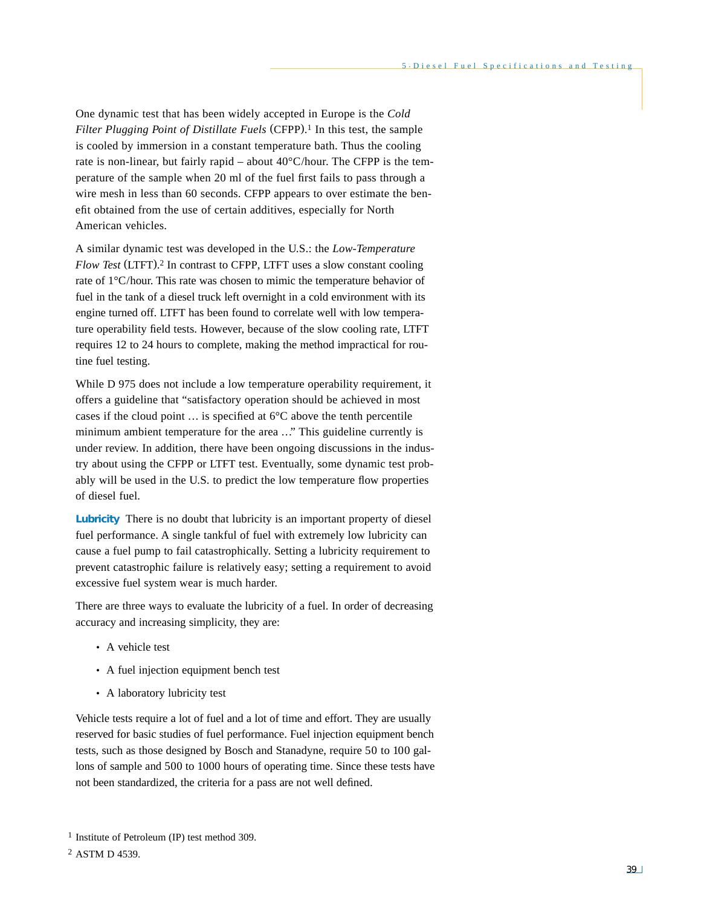One dynamic test that has been widely accepted in Europe is the *Cold Filter Plugging Point of Distillate Fuels* (CFPP).[1] In this test, the sample is cooled by immersion in a constant temperature bath. Thus the cooling rate is non-linear, but fairly rapid – about 40°C/hour. The CFPP is the temperature of the sample when 20 ml of the fuel first fails to pass through a wire mesh in less than 60 seconds. CFPP appears to over estimate the benefit obtained from the use of certain additives, especially for North American vehicles.

A similar dynamic test was developed in the U.S.: the *Low-Temperature Flow Test* (LTFT).[2] In contrast to CFPP, LTFT uses a slow constant cooling rate of 1°C/hour. This rate was chosen to mimic the temperature behavior of fuel in the tank of a diesel truck left overnight in a cold environment with its engine turned off. LTFT has been found to correlate well with low temperature operability field tests. However, because of the slow cooling rate, LTFT requires 12 to 24 hours to complete, making the method impractical for routine fuel testing.

While D 975 does not include a low temperature operability requirement, it offers a guideline that "satisfactory operation should be achieved in most cases if the cloud point … is specified at 6°C above the tenth percentile minimum ambient temperature for the area …" This guideline currently is under review. In addition, there have been ongoing discussions in the industry about using the CFPP or LTFT test. Eventually, some dynamic test probably will be used in the U.S. to predict the low temperature flow properties of diesel fuel.

**Lubricity** There is no doubt that lubricity is an important property of diesel fuel performance. A single tankful of fuel with extremely low lubricity can cause a fuel pump to fail catastrophically. Setting a lubricity requirement to prevent catastrophic failure is relatively easy; setting a requirement to avoid excessive fuel system wear is much harder.

There are three ways to evaluate the lubricity of a fuel. In order of decreasing accuracy and increasing simplicity, they are:

- A vehicle test
- A fuel injection equipment bench test
- A laboratory lubricity test

Vehicle tests require a lot of fuel and a lot of time and effort. They are usually reserved for basic studies of fuel performance. Fuel injection equipment bench tests, such as those designed by Bosch and Stanadyne, require 50 to 100 gallons of sample and 500 to 1000 hours of operating time. Since these tests have not been standardized, the criteria for a pass are not well defined.

[1] Institute of Petroleum (IP) test method 309.

[2] ASTM D 4539.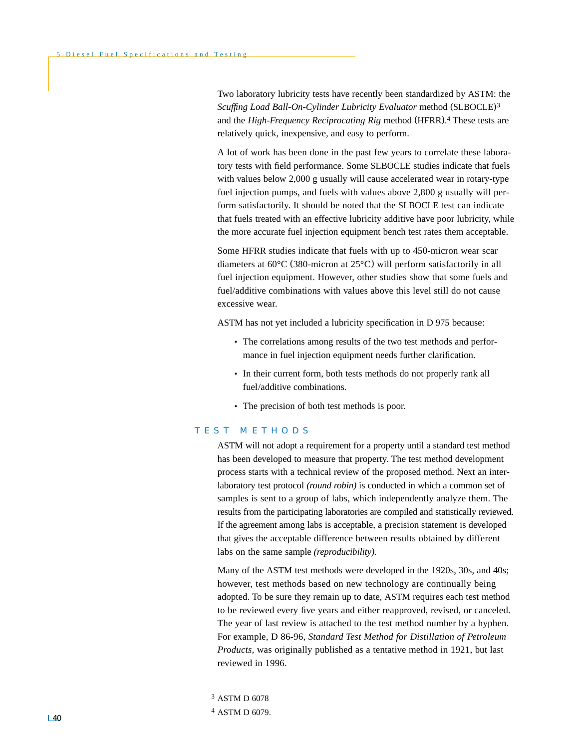Two laboratory lubricity tests have recently been standardized by ASTM: the *Scuffing Load Ball-On-Cylinder Lubricity Evaluator* method (SLBOCLE)[3] and the *High-Frequency Reciprocating Rig* method (HFRR).[4] These tests are relatively quick, inexpensive, and easy to perform.

A lot of work has been done in the past few years to correlate these laboratory tests with field performance. Some SLBOCLE studies indicate that fuels with values below 2,000 g usually will cause accelerated wear in rotary-type fuel injection pumps, and fuels with values above 2,800 g usually will perform satisfactorily. It should be noted that the SLBOCLE test can indicate that fuels treated with an effective lubricity additive have poor lubricity, while the more accurate fuel injection equipment bench test rates them acceptable.

Some HFRR studies indicate that fuels with up to 450-micron wear scar diameters at 60°C (380-micron at 25°C) will perform satisfactorily in all fuel injection equipment. However, other studies show that some fuels and fuel/additive combinations with values above this level still do not cause excessive wear.

ASTM has not yet included a lubricity specification in D 975 because:

- The correlations among results of the two test methods and performance in fuel injection equipment needs further clarification.
- In their current form, both tests methods do not properly rank all fuel/additive combinations.
- The precision of both test methods is poor.

## TEST METHODS

ASTM will not adopt a requirement for a property until a standard test method has been developed to measure that property. The test method development process starts with a technical review of the proposed method. Next an interlaboratory test protocol *(round robin)* is conducted in which a common set of samples is sent to a group of labs, which independently analyze them. The results from the participating laboratories are compiled and statistically reviewed. If the agreement among labs is acceptable, a precision statement is developed that gives the acceptable difference between results obtained by different labs on the same sample *(reproducibility).*

Many of the ASTM test methods were developed in the 1920s, 30s, and 40s; however, test methods based on new technology are continually being adopted. To be sure they remain up to date, ASTM requires each test method to be reviewed every five years and either reapproved, revised, or canceled. The year of last review is attached to the test method number by a hyphen. For example, D 86-96, *Standard Test Method for Distillation of Petroleum Products,* was originally published as a tentative method in 1921, but last reviewed in 1996.

[3] ASTM D 6078

[4] ASTM D 6079.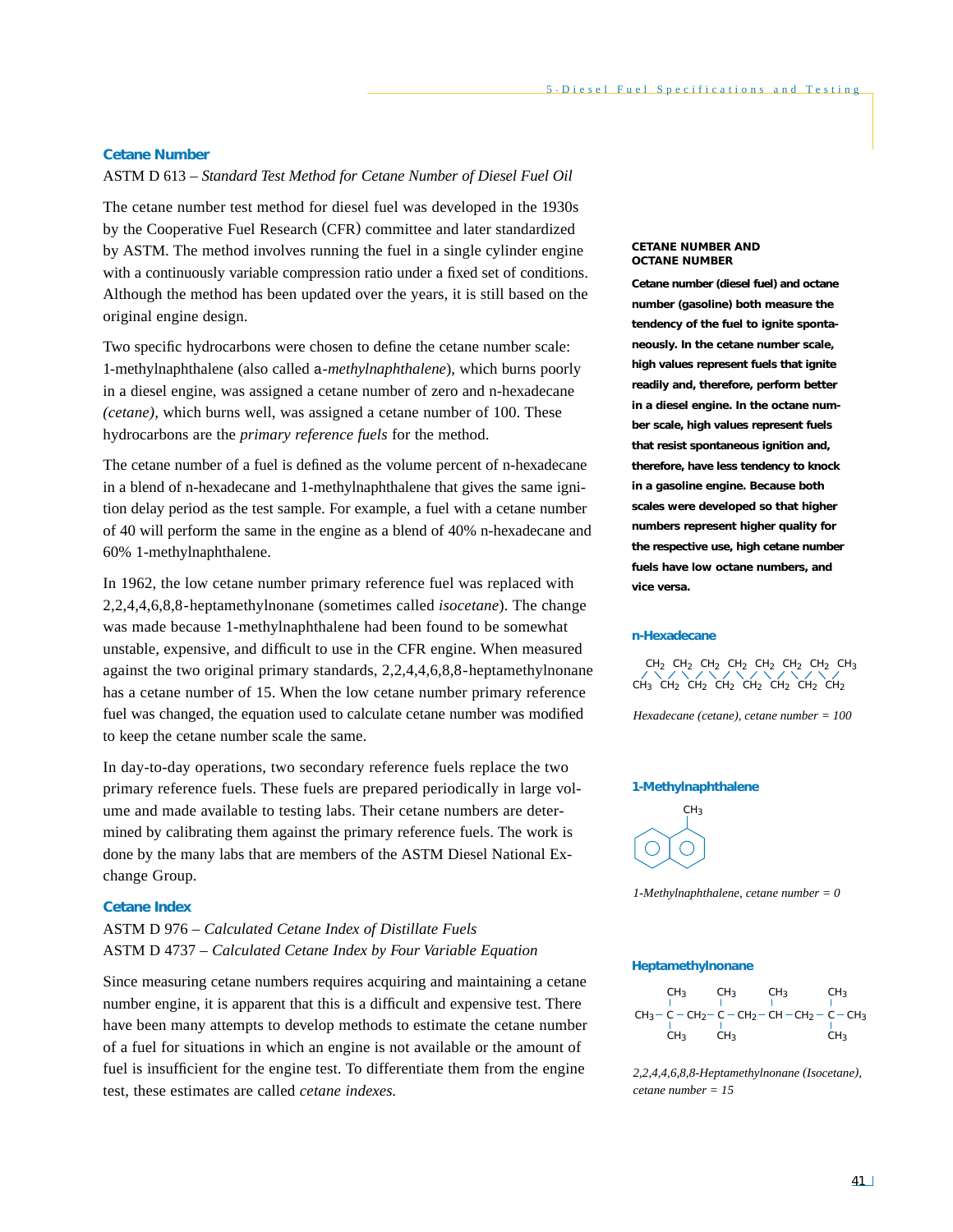## Cetane Number

ASTM D 613 – *Standard Test Method for Cetane Number of Diesel Fuel Oil*

The cetane number test method for diesel fuel was developed in the 1930s by the Cooperative Fuel Research (CFR) committee and later standardized by ASTM. The method involves running the fuel in a single cylinder engine with a continuously variable compression ratio under a fixed set of conditions. Although the method has been updated over the years, it is still based on the original engine design.

Two specific hydrocarbons were chosen to define the cetane number scale: 1-methylnaphthalene (also called a*-methylnaphthalene*), which burns poorly in a diesel engine, was assigned a cetane number of zero and n-hexadecane *(cetane)*, which burns well, was assigned a cetane number of 100. These hydrocarbons are the *primary reference fuels* for the method.

The cetane number of a fuel is defined as the volume percent of n-hexadecane in a blend of n-hexadecane and 1-methylnaphthalene that gives the same ignition delay period as the test sample. For example, a fuel with a cetane number of 40 will perform the same in the engine as a blend of 40% n-hexadecane and 60% 1-methylnaphthalene.

In 1962, the low cetane number primary reference fuel was replaced with 2,2,4,4,6,8,8-heptamethylnonane (sometimes called *isocetane*). The change was made because 1-methylnaphthalene had been found to be somewhat unstable, expensive, and difficult to use in the CFR engine. When measured against the two original primary standards, 2,2,4,4,6,8,8-heptamethylnonane has a cetane number of 15. When the low cetane number primary reference fuel was changed, the equation used to calculate cetane number was modified to keep the cetane number scale the same.

In day-to-day operations, two secondary reference fuels replace the two primary reference fuels. These fuels are prepared periodically in large volume and made available to testing labs. Their cetane numbers are determined by calibrating them against the primary reference fuels. The work is done by the many labs that are members of the ASTM Diesel National Exchange Group.

## Cetane Index

ASTM D 976 – *Calculated Cetane Index of Distillate Fuels*
ASTM D 4737 – *Calculated Cetane Index by Four Variable Equation*

Since measuring cetane numbers requires acquiring and maintaining a cetane number engine, it is apparent that this is a difficult and expensive test. There have been many attempts to develop methods to estimate the cetane number of a fuel for situations in which an engine is not available or the amount of fuel is insufficient for the engine test. To differentiate them from the engine test, these estimates are called *cetane indexes*.

**CETANE NUMBER AND OCTANE NUMBER**

**Cetane number (diesel fuel) and octane number (gasoline) both measure the tendency of the fuel to ignite spontaneously. In the cetane number scale, high values represent fuels that ignite readily and, therefore, perform better in a diesel engine. In the octane number scale, high values represent fuels that resist spontaneous ignition and, therefore, have less tendency to knock in a gasoline engine. Because both scales were developed so that higher numbers represent higher quality for the respective use, high cetane number fuels have low octane numbers, and vice versa.**

### n-Hexadecane

$CH_3-CH_2-CH_2-CH_2-CH_2-CH_2-CH_2-CH_2-CH_2-CH_2-CH_2-CH_2-CH_2-CH_2-CH_2-CH_3$

*Hexadecane (cetane), cetane number = 100*

### 1-Methylnaphthalene

*1-Methylnaphthalene, cetane number = 0*

### Heptamethylnonane

$CH_3-C(CH_3)_2-CH_2-C(CH_3)_2-CH_2-CH(CH_3)-CH_2-C(CH_3)_2-CH_3$

*2,2,4,4,6,8,8-Heptamethylnonane (Isocetane), cetane number = 15*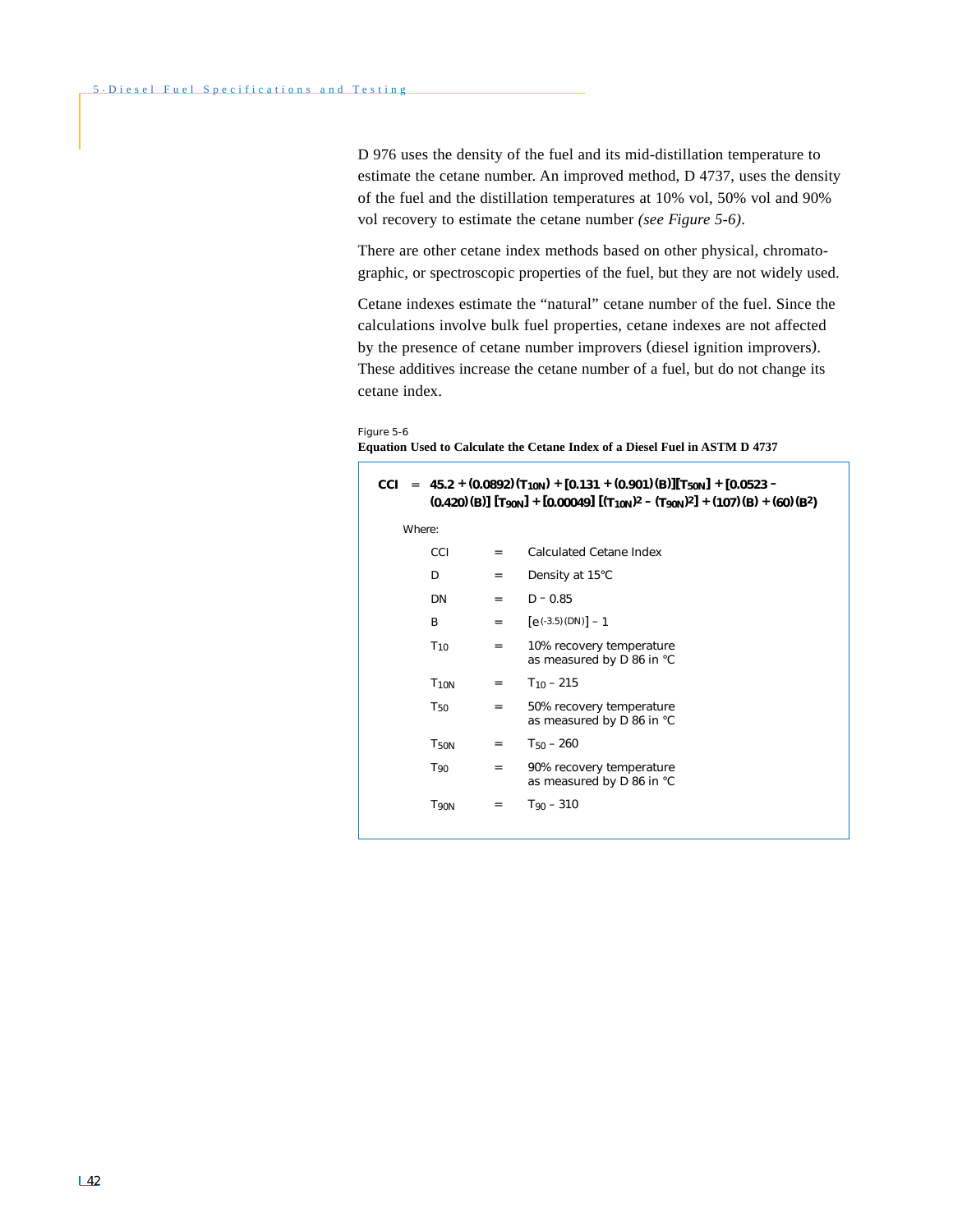D 976 uses the density of the fuel and its mid-distillation temperature to estimate the cetane number. An improved method, D 4737, uses the density of the fuel and the distillation temperatures at 10% vol, 50% vol and 90% vol recovery to estimate the cetane number *(see Figure 5-6)*.

There are other cetane index methods based on other physical, chromatographic, or spectroscopic properties of the fuel, but they are not widely used.

Cetane indexes estimate the "natural" cetane number of the fuel. Since the calculations involve bulk fuel properties, cetane indexes are not affected by the presence of cetane number improvers (diesel ignition improvers). These additives increase the cetane number of a fuel, but do not change its cetane index.

Figure 5-6

**Equation Used to Calculate the Cetane Index of a Diesel Fuel in ASTM D 4737**

$$CCI = 45.2 + (0.0892)(T_{10N}) + [0.131 + (0.901)(B)][T_{50N}] + [0.0523 - (0.420)(B)][T_{90N}] + [0.00049][(T_{10N})^2 - (T_{90N})^2] + (107)(B) + (60)(B^2)$$

Where:

| | | |
|---|---|---|
| CCI | = | Calculated Cetane Index |
| D | = | Density at 15°C |
| DN | = | D − 0.85 |
| B | = | $[e^{(-3.5)(DN)}] - 1$ |
| $T_{10}$ | = | 10% recovery temperature as measured by D 86 in °C |
| $T_{10N}$ | = | $T_{10} - 215$ |
| $T_{50}$ | = | 50% recovery temperature as measured by D 86 in °C |
| $T_{50N}$ | = | $T_{50} - 260$ |
| $T_{90}$ | = | 90% recovery temperature as measured by D 86 in °C |
| $T_{90N}$ | = | $T_{90} - 310$ |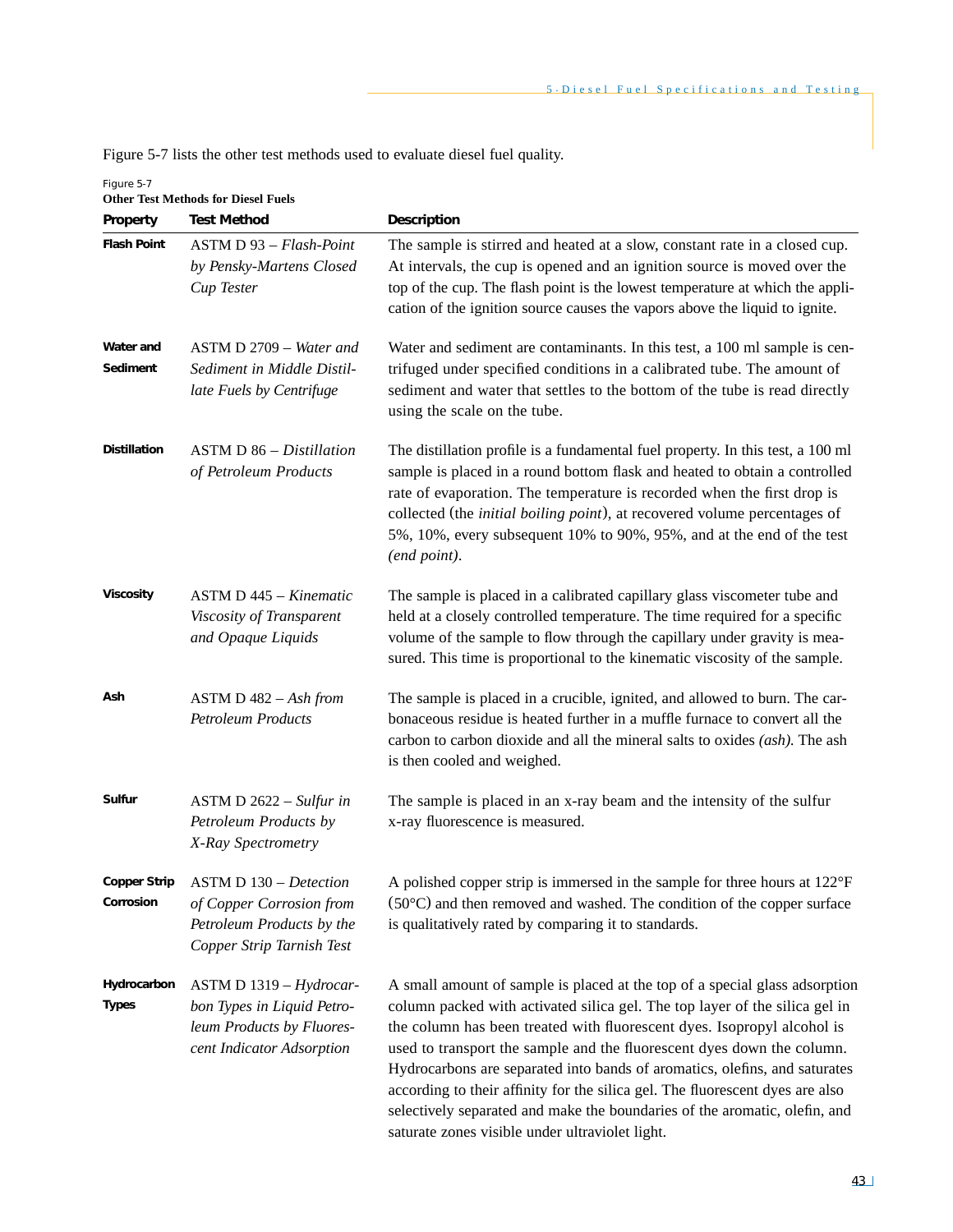Figure 5-7 lists the other test methods used to evaluate diesel fuel quality.

Figure 5-7
**Other Test Methods for Diesel Fuels**

| Property | Test Method | Description |
|---|---|---|
| **Flash Point** | ASTM D 93 – *Flash-Point by Pensky-Martens Closed Cup Tester* | The sample is stirred and heated at a slow, constant rate in a closed cup. At intervals, the cup is opened and an ignition source is moved over the top of the cup. The flash point is the lowest temperature at which the application of the ignition source causes the vapors above the liquid to ignite. |
| **Water and Sediment** | ASTM D 2709 – *Water and Sediment in Middle Distillate Fuels by Centrifuge* | Water and sediment are contaminants. In this test, a 100 ml sample is centrifuged under specified conditions in a calibrated tube. The amount of sediment and water that settles to the bottom of the tube is read directly using the scale on the tube. |
| **Distillation** | ASTM D 86 – *Distillation of Petroleum Products* | The distillation profile is a fundamental fuel property. In this test, a 100 ml sample is placed in a round bottom flask and heated to obtain a controlled rate of evaporation. The temperature is recorded when the first drop is collected (the *initial boiling point*), at recovered volume percentages of 5%, 10%, every subsequent 10% to 90%, 95%, and at the end of the test *(end point)*. |
| **Viscosity** | ASTM D 445 – *Kinematic Viscosity of Transparent and Opaque Liquids* | The sample is placed in a calibrated capillary glass viscometer tube and held at a closely controlled temperature. The time required for a specific volume of the sample to flow through the capillary under gravity is measured. This time is proportional to the kinematic viscosity of the sample. |
| **Ash** | ASTM D 482 – *Ash from Petroleum Products* | The sample is placed in a crucible, ignited, and allowed to burn. The carbonaceous residue is heated further in a muffle furnace to convert all the carbon to carbon dioxide and all the mineral salts to oxides *(ash)*. The ash is then cooled and weighed. |
| **Sulfur** | ASTM D 2622 – *Sulfur in Petroleum Products by X-Ray Spectrometry* | The sample is placed in an x-ray beam and the intensity of the sulfur x-ray fluorescence is measured. |
| **Copper Strip Corrosion** | ASTM D 130 – *Detection of Copper Corrosion from Petroleum Products by the Copper Strip Tarnish Test* | A polished copper strip is immersed in the sample for three hours at 122°F (50°C) and then removed and washed. The condition of the copper surface is qualitatively rated by comparing it to standards. |
| **Hydrocarbon Types** | ASTM D 1319 – *Hydrocarbon Types in Liquid Petroleum Products by Fluorescent Indicator Adsorption* | A small amount of sample is placed at the top of a special glass adsorption column packed with activated silica gel. The top layer of the silica gel in the column has been treated with fluorescent dyes. Isopropyl alcohol is used to transport the sample and the fluorescent dyes down the column. Hydrocarbons are separated into bands of aromatics, olefins, and saturates according to their affinity for the silica gel. The fluorescent dyes are also selectively separated and make the boundaries of the aromatic, olefin, and saturate zones visible under ultraviolet light. |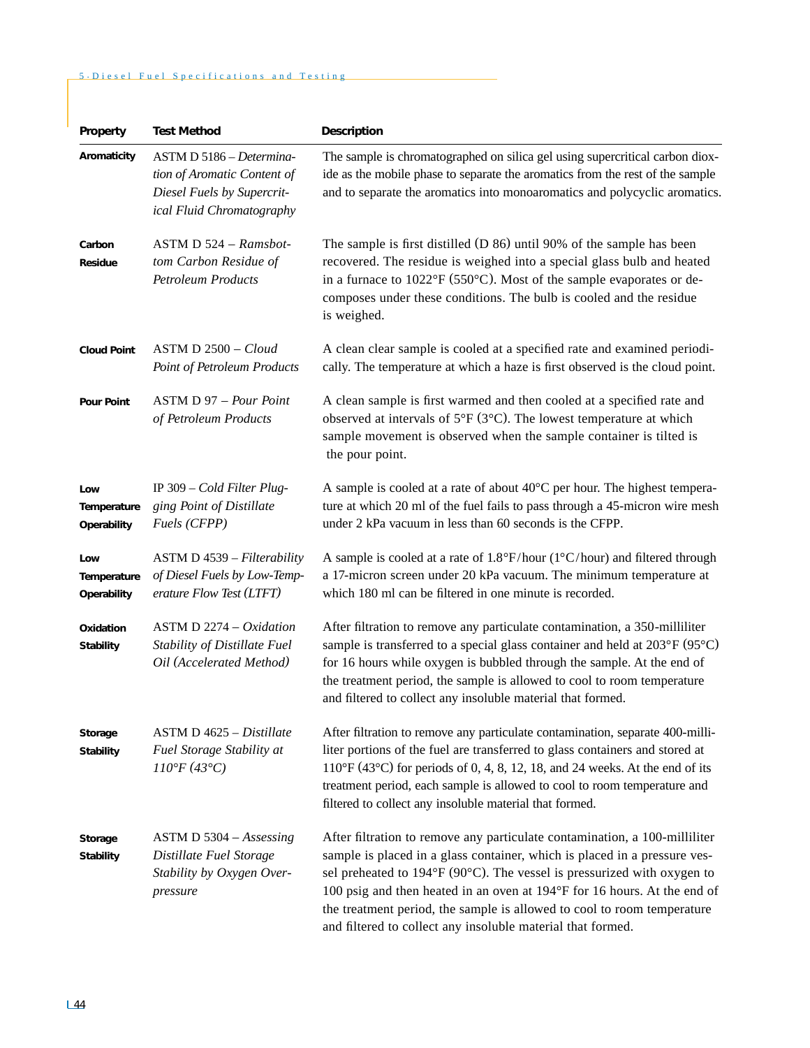| Property | Test Method | Description |
| --- | --- | --- |
| Aromaticity | ASTM D 5186 – *Determination of Aromatic Content of Diesel Fuels by Supercritical Fluid Chromatography* | The sample is chromatographed on silica gel using supercritical carbon dioxide as the mobile phase to separate the aromatics from the rest of the sample and to separate the aromatics into monoaromatics and polycyclic aromatics. |
| Carbon Residue | ASTM D 524 – *Ramsbottom Carbon Residue of Petroleum Products* | The sample is first distilled (D 86) until 90% of the sample has been recovered. The residue is weighed into a special glass bulb and heated in a furnace to 1022°F (550°C). Most of the sample evaporates or decomposes under these conditions. The bulb is cooled and the residue is weighed. |
| Cloud Point | ASTM D 2500 – *Cloud Point of Petroleum Products* | A clean clear sample is cooled at a specified rate and examined periodically. The temperature at which a haze is first observed is the cloud point. |
| Pour Point | ASTM D 97 – *Pour Point of Petroleum Products* | A clean sample is first warmed and then cooled at a specified rate and observed at intervals of 5°F (3°C). The lowest temperature at which sample movement is observed when the sample container is tilted is the pour point. |
| Low Temperature Operability | IP 309 – *Cold Filter Plugging Point of Distillate Fuels (CFPP)* | A sample is cooled at a rate of about 40°C per hour. The highest temperature at which 20 ml of the fuel fails to pass through a 45-micron wire mesh under 2 kPa vacuum in less than 60 seconds is the CFPP. |
| Low Temperature Operability | ASTM D 4539 – *Filterability of Diesel Fuels by Low-Temperature Flow Test (LTFT)* | A sample is cooled at a rate of 1.8°F/hour (1°C/hour) and filtered through a 17-micron screen under 20 kPa vacuum. The minimum temperature at which 180 ml can be filtered in one minute is recorded. |
| Oxidation Stability | ASTM D 2274 – *Oxidation Stability of Distillate Fuel Oil (Accelerated Method)* | After filtration to remove any particulate contamination, a 350-milliliter sample is transferred to a special glass container and held at 203°F (95°C) for 16 hours while oxygen is bubbled through the sample. At the end of the treatment period, the sample is allowed to cool to room temperature and filtered to collect any insoluble material that formed. |
| Storage Stability | ASTM D 4625 – *Distillate Fuel Storage Stability at 110°F (43°C)* | After filtration to remove any particulate contamination, separate 400-milliliter portions of the fuel are transferred to glass containers and stored at 110°F (43°C) for periods of 0, 4, 8, 12, 18, and 24 weeks. At the end of its treatment period, each sample is allowed to cool to room temperature and filtered to collect any insoluble material that formed. |
| Storage Stability | ASTM D 5304 – *Assessing Distillate Fuel Storage Stability by Oxygen Overpressure* | After filtration to remove any particulate contamination, a 100-milliliter sample is placed in a glass container, which is placed in a pressure vessel preheated to 194°F (90°C). The vessel is pressurized with oxygen to 100 psig and then heated in an oven at 194°F for 16 hours. At the end of the treatment period, the sample is allowed to cool to room temperature and filtered to collect any insoluble material that formed. |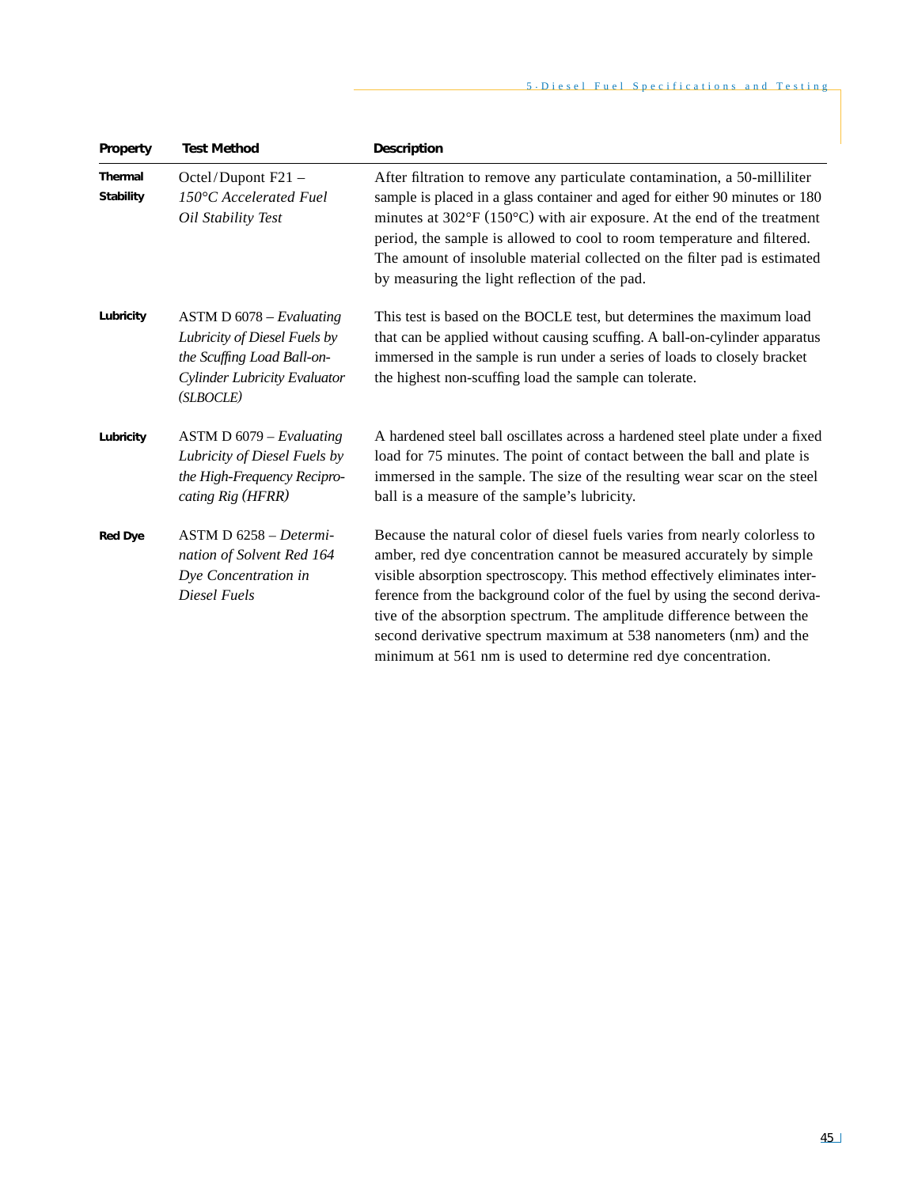| Property | Test Method | Description |
|---|---|---|
| **Thermal Stability** | Octel/Dupont F21 – *150°C Accelerated Fuel Oil Stability Test* | After filtration to remove any particulate contamination, a 50-milliliter sample is placed in a glass container and aged for either 90 minutes or 180 minutes at 302°F (150°C) with air exposure. At the end of the treatment period, the sample is allowed to cool to room temperature and filtered. The amount of insoluble material collected on the filter pad is estimated by measuring the light reflection of the pad. |
| **Lubricity** | ASTM D 6078 – *Evaluating Lubricity of Diesel Fuels by the Scuffing Load Ball-on-Cylinder Lubricity Evaluator (SLBOCLE)* | This test is based on the BOCLE test, but determines the maximum load that can be applied without causing scuffing. A ball-on-cylinder apparatus immersed in the sample is run under a series of loads to closely bracket the highest non-scuffing load the sample can tolerate. |
| **Lubricity** | ASTM D 6079 – *Evaluating Lubricity of Diesel Fuels by the High-Frequency Reciprocating Rig (HFRR)* | A hardened steel ball oscillates across a hardened steel plate under a fixed load for 75 minutes. The point of contact between the ball and plate is immersed in the sample. The size of the resulting wear scar on the steel ball is a measure of the sample's lubricity. |
| **Red Dye** | ASTM D 6258 – *Determination of Solvent Red 164 Dye Concentration in Diesel Fuels* | Because the natural color of diesel fuels varies from nearly colorless to amber, red dye concentration cannot be measured accurately by simple visible absorption spectroscopy. This method effectively eliminates interference from the background color of the fuel by using the second derivative of the absorption spectrum. The amplitude difference between the second derivative spectrum maximum at 538 nanometers (nm) and the minimum at 561 nm is used to determine red dye concentration. |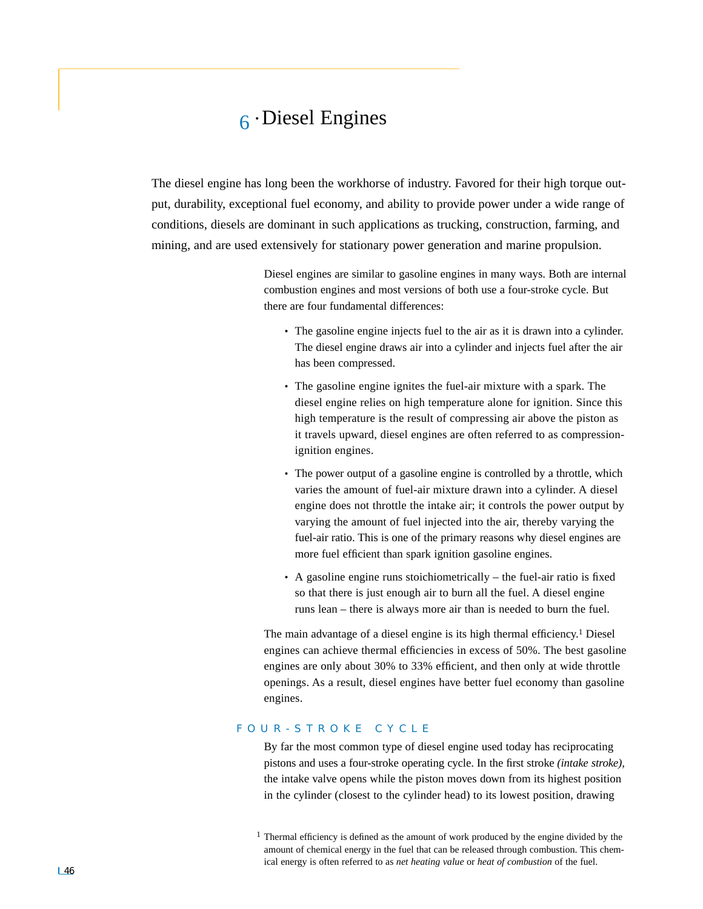# 6 · Diesel Engines

The diesel engine has long been the workhorse of industry. Favored for their high torque output, durability, exceptional fuel economy, and ability to provide power under a wide range of conditions, diesels are dominant in such applications as trucking, construction, farming, and mining, and are used extensively for stationary power generation and marine propulsion.

Diesel engines are similar to gasoline engines in many ways. Both are internal combustion engines and most versions of both use a four-stroke cycle. But there are four fundamental differences:

- The gasoline engine injects fuel to the air as it is drawn into a cylinder. The diesel engine draws air into a cylinder and injects fuel after the air has been compressed.
- The gasoline engine ignites the fuel-air mixture with a spark. The diesel engine relies on high temperature alone for ignition. Since this high temperature is the result of compressing air above the piston as it travels upward, diesel engines are often referred to as compression-ignition engines.
- The power output of a gasoline engine is controlled by a throttle, which varies the amount of fuel-air mixture drawn into a cylinder. A diesel engine does not throttle the intake air; it controls the power output by varying the amount of fuel injected into the air, thereby varying the fuel-air ratio. This is one of the primary reasons why diesel engines are more fuel efficient than spark ignition gasoline engines.
- A gasoline engine runs stoichiometrically – the fuel-air ratio is fixed so that there is just enough air to burn all the fuel. A diesel engine runs lean – there is always more air than is needed to burn the fuel.

The main advantage of a diesel engine is its high thermal efficiency.[1] Diesel engines can achieve thermal efficiencies in excess of 50%. The best gasoline engines are only about 30% to 33% efficient, and then only at wide throttle openings. As a result, diesel engines have better fuel economy than gasoline engines.

## FOUR-STROKE CYCLE

By far the most common type of diesel engine used today has reciprocating pistons and uses a four-stroke operating cycle. In the first stroke *(intake stroke)*, the intake valve opens while the piston moves down from its highest position in the cylinder (closest to the cylinder head) to its lowest position, drawing

[1] Thermal efficiency is defined as the amount of work produced by the engine divided by the amount of chemical energy in the fuel that can be released through combustion. This chemical energy is often referred to as *net heating value* or *heat of combustion* of the fuel.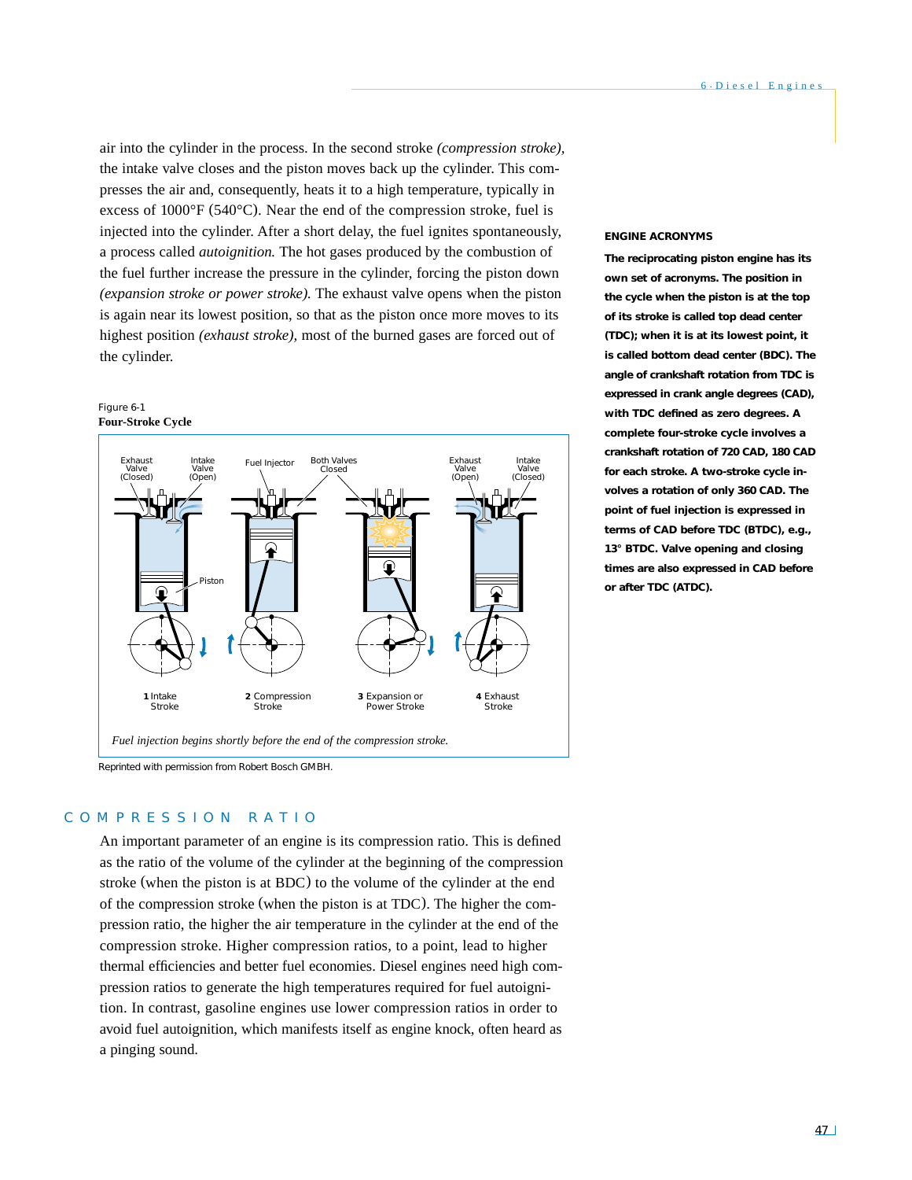air into the cylinder in the process. In the second stroke *(compression stroke)*, the intake valve closes and the piston moves back up the cylinder. This compresses the air and, consequently, heats it to a high temperature, typically in excess of 1000°F (540°C). Near the end of the compression stroke, fuel is injected into the cylinder. After a short delay, the fuel ignites spontaneously, a process called *autoignition.* The hot gases produced by the combustion of the fuel further increase the pressure in the cylinder, forcing the piston down *(expansion stroke or power stroke).* The exhaust valve opens when the piston is again near its lowest position, so that as the piston once more moves to its highest position *(exhaust stroke)*, most of the burned gases are forced out of the cylinder.

**ENGINE ACRONYMS**

**The reciprocating piston engine has its own set of acronyms. The position in the cycle when the piston is at the top of its stroke is called top dead center (TDC); when it is at its lowest point, it is called bottom dead center (BDC). The angle of crankshaft rotation from TDC is expressed in crank angle degrees (CAD), with TDC defined as zero degrees. A complete four-stroke cycle involves a crankshaft rotation of 720 CAD, 180 CAD for each stroke. A two-stroke cycle involves a rotation of only 360 CAD. The point of fuel injection is expressed in terms of CAD before TDC (BTDC), e.g., 13° BTDC. Valve opening and closing times are also expressed in CAD before or after TDC (ATDC).**

Figure 6-1
**Four-Stroke Cycle**

Exhaust Valve (Closed) — Intake Valve (Open) — Fuel Injector — Both Valves Closed — Exhaust Valve (Open) — Intake Valve (Closed) — Piston

**1** Intake Stroke — **2** Compression Stroke — **3** Expansion or Power Stroke — **4** Exhaust Stroke

*Fuel injection begins shortly before the end of the compression stroke.*

Reprinted with permission from Robert Bosch GMBH.

## COMPRESSION RATIO

An important parameter of an engine is its compression ratio. This is defined as the ratio of the volume of the cylinder at the beginning of the compression stroke (when the piston is at BDC) to the volume of the cylinder at the end of the compression stroke (when the piston is at TDC). The higher the compression ratio, the higher the air temperature in the cylinder at the end of the compression stroke. Higher compression ratios, to a point, lead to higher thermal efficiencies and better fuel economies. Diesel engines need high compression ratios to generate the high temperatures required for fuel autoignition. In contrast, gasoline engines use lower compression ratios in order to avoid fuel autoignition, which manifests itself as engine knock, often heard as a pinging sound.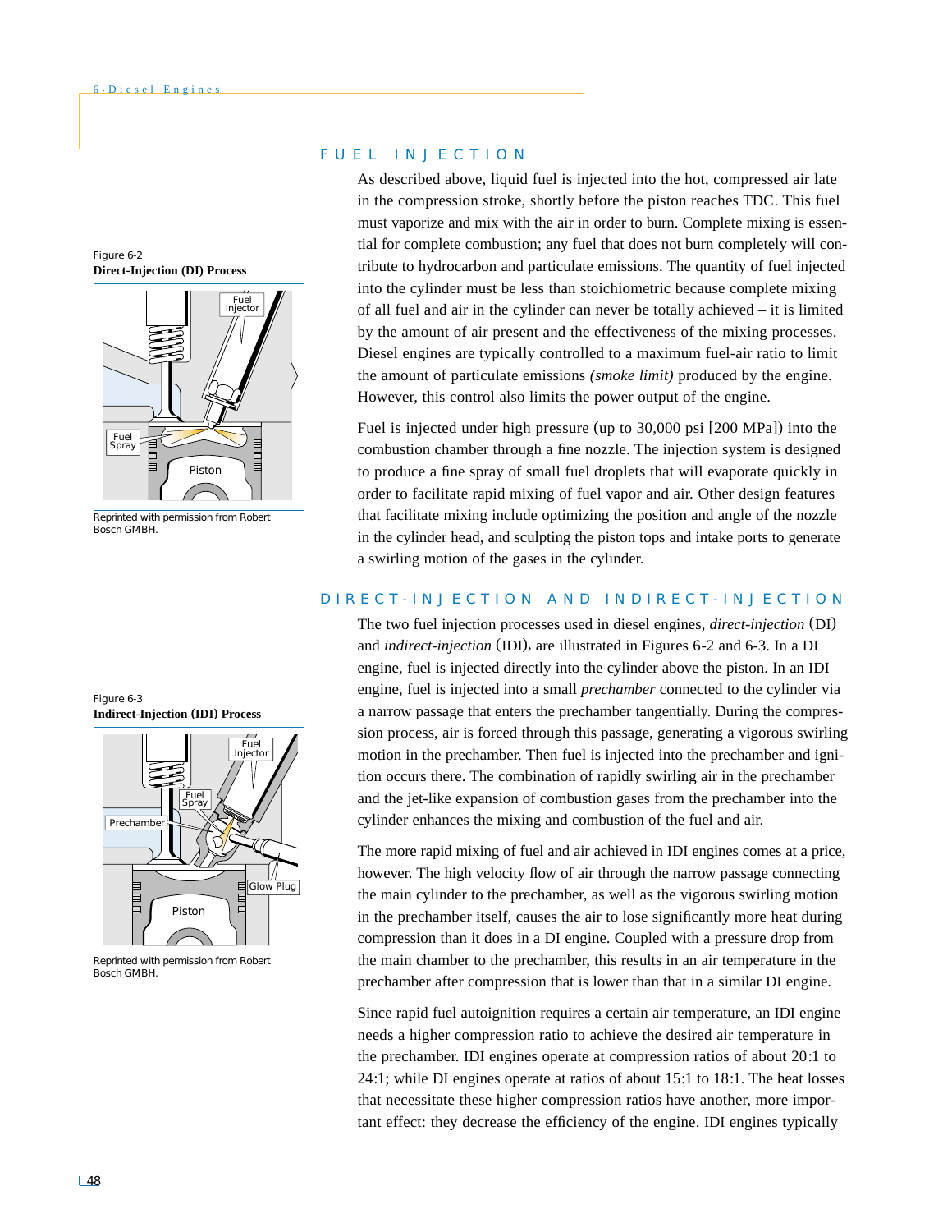## FUEL INJECTION

As described above, liquid fuel is injected into the hot, compressed air late in the compression stroke, shortly before the piston reaches TDC. This fuel must vaporize and mix with the air in order to burn. Complete mixing is essential for complete combustion; any fuel that does not burn completely will contribute to hydrocarbon and particulate emissions. The quantity of fuel injected into the cylinder must be less than stoichiometric because complete mixing of all fuel and air in the cylinder can never be totally achieved – it is limited by the amount of air present and the effectiveness of the mixing processes. Diesel engines are typically controlled to a maximum fuel-air ratio to limit the amount of particulate emissions *(smoke limit)* produced by the engine. However, this control also limits the power output of the engine.

Figure 6-2
**Direct-Injection (DI) Process**

Reprinted with permission from Robert Bosch GMBH.

Fuel is injected under high pressure (up to 30,000 psi [200 MPa]) into the combustion chamber through a fine nozzle. The injection system is designed to produce a fine spray of small fuel droplets that will evaporate quickly in order to facilitate rapid mixing of fuel vapor and air. Other design features that facilitate mixing include optimizing the position and angle of the nozzle in the cylinder head, and sculpting the piston tops and intake ports to generate a swirling motion of the gases in the cylinder.

## DIRECT-INJECTION AND INDIRECT-INJECTION

The two fuel injection processes used in diesel engines, *direct-injection* (DI) and *indirect-injection* (IDI), are illustrated in Figures 6-2 and 6-3. In a DI engine, fuel is injected directly into the cylinder above the piston. In an IDI engine, fuel is injected into a small *prechamber* connected to the cylinder via a narrow passage that enters the prechamber tangentially. During the compression process, air is forced through this passage, generating a vigorous swirling motion in the prechamber. Then fuel is injected into the prechamber and ignition occurs there. The combination of rapidly swirling air in the prechamber and the jet-like expansion of combustion gases from the prechamber into the cylinder enhances the mixing and combustion of the fuel and air.

Figure 6-3
**Indirect-Injection (IDI) Process**

Reprinted with permission from Robert Bosch GMBH.

The more rapid mixing of fuel and air achieved in IDI engines comes at a price, however. The high velocity flow of air through the narrow passage connecting the main cylinder to the prechamber, as well as the vigorous swirling motion in the prechamber itself, causes the air to lose significantly more heat during compression than it does in a DI engine. Coupled with a pressure drop from the main chamber to the prechamber, this results in an air temperature in the prechamber after compression that is lower than that in a similar DI engine.

Since rapid fuel autoignition requires a certain air temperature, an IDI engine needs a higher compression ratio to achieve the desired air temperature in the prechamber. IDI engines operate at compression ratios of about 20:1 to 24:1; while DI engines operate at ratios of about 15:1 to 18:1. The heat losses that necessitate these higher compression ratios have another, more important effect: they decrease the efficiency of the engine. IDI engines typically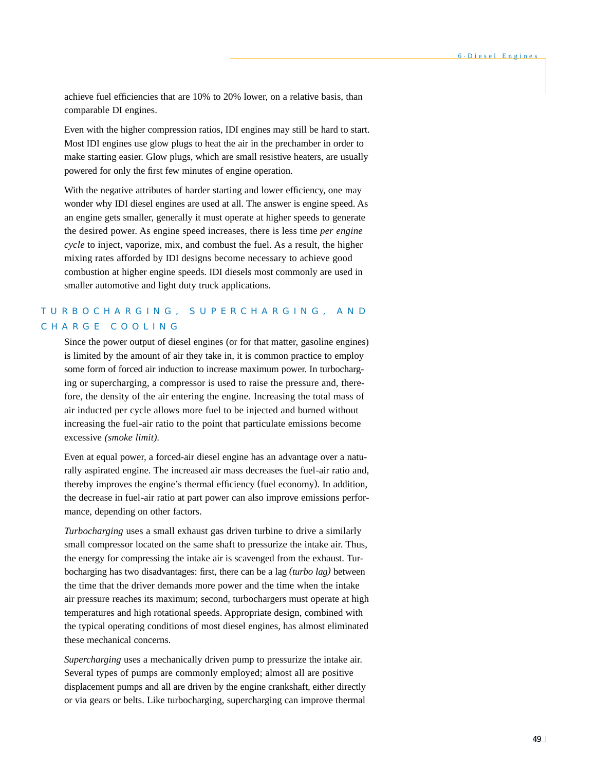achieve fuel efficiencies that are 10% to 20% lower, on a relative basis, than comparable DI engines.

Even with the higher compression ratios, IDI engines may still be hard to start. Most IDI engines use glow plugs to heat the air in the prechamber in order to make starting easier. Glow plugs, which are small resistive heaters, are usually powered for only the first few minutes of engine operation.

With the negative attributes of harder starting and lower efficiency, one may wonder why IDI diesel engines are used at all. The answer is engine speed. As an engine gets smaller, generally it must operate at higher speeds to generate the desired power. As engine speed increases, there is less time *per engine cycle* to inject, vaporize, mix, and combust the fuel. As a result, the higher mixing rates afforded by IDI designs become necessary to achieve good combustion at higher engine speeds. IDI diesels most commonly are used in smaller automotive and light duty truck applications.

## TURBOCHARGING, SUPERCHARGING, AND CHARGE COOLING

Since the power output of diesel engines (or for that matter, gasoline engines) is limited by the amount of air they take in, it is common practice to employ some form of forced air induction to increase maximum power. In turbocharging or supercharging, a compressor is used to raise the pressure and, therefore, the density of the air entering the engine. Increasing the total mass of air inducted per cycle allows more fuel to be injected and burned without increasing the fuel-air ratio to the point that particulate emissions become excessive *(smoke limit)*.

Even at equal power, a forced-air diesel engine has an advantage over a naturally aspirated engine. The increased air mass decreases the fuel-air ratio and, thereby improves the engine's thermal efficiency (fuel economy). In addition, the decrease in fuel-air ratio at part power can also improve emissions performance, depending on other factors.

*Turbocharging* uses a small exhaust gas driven turbine to drive a similarly small compressor located on the same shaft to pressurize the intake air. Thus, the energy for compressing the intake air is scavenged from the exhaust. Turbocharging has two disadvantages: first, there can be a lag *(turbo lag)* between the time that the driver demands more power and the time when the intake air pressure reaches its maximum; second, turbochargers must operate at high temperatures and high rotational speeds. Appropriate design, combined with the typical operating conditions of most diesel engines, has almost eliminated these mechanical concerns.

*Supercharging* uses a mechanically driven pump to pressurize the intake air. Several types of pumps are commonly employed; almost all are positive displacement pumps and all are driven by the engine crankshaft, either directly or via gears or belts. Like turbocharging, supercharging can improve thermal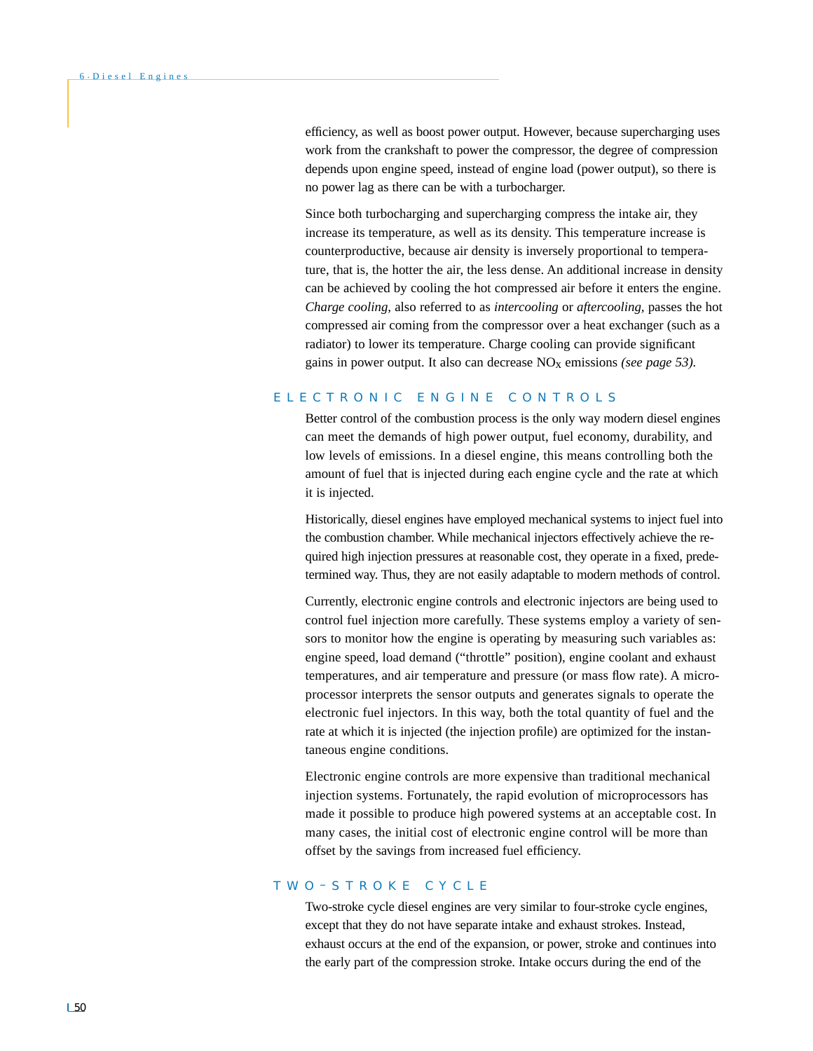efficiency, as well as boost power output. However, because supercharging uses work from the crankshaft to power the compressor, the degree of compression depends upon engine speed, instead of engine load (power output), so there is no power lag as there can be with a turbocharger.

Since both turbocharging and supercharging compress the intake air, they increase its temperature, as well as its density. This temperature increase is counterproductive, because air density is inversely proportional to temperature, that is, the hotter the air, the less dense. An additional increase in density can be achieved by cooling the hot compressed air before it enters the engine. *Charge cooling,* also referred to as *intercooling* or *aftercooling,* passes the hot compressed air coming from the compressor over a heat exchanger (such as a radiator) to lower its temperature. Charge cooling can provide significant gains in power output. It also can decrease $NO_X$ emissions *(see page 53).*

## ELECTRONIC ENGINE CONTROLS

Better control of the combustion process is the only way modern diesel engines can meet the demands of high power output, fuel economy, durability, and low levels of emissions. In a diesel engine, this means controlling both the amount of fuel that is injected during each engine cycle and the rate at which it is injected.

Historically, diesel engines have employed mechanical systems to inject fuel into the combustion chamber. While mechanical injectors effectively achieve the required high injection pressures at reasonable cost, they operate in a fixed, predetermined way. Thus, they are not easily adaptable to modern methods of control.

Currently, electronic engine controls and electronic injectors are being used to control fuel injection more carefully. These systems employ a variety of sensors to monitor how the engine is operating by measuring such variables as: engine speed, load demand (“throttle” position), engine coolant and exhaust temperatures, and air temperature and pressure (or mass flow rate). A microprocessor interprets the sensor outputs and generates signals to operate the electronic fuel injectors. In this way, both the total quantity of fuel and the rate at which it is injected (the injection profile) are optimized for the instantaneous engine conditions.

Electronic engine controls are more expensive than traditional mechanical injection systems. Fortunately, the rapid evolution of microprocessors has made it possible to produce high powered systems at an acceptable cost. In many cases, the initial cost of electronic engine control will be more than offset by the savings from increased fuel efficiency.

## TWO-STROKE CYCLE

Two-stroke cycle diesel engines are very similar to four-stroke cycle engines, except that they do not have separate intake and exhaust strokes. Instead, exhaust occurs at the end of the expansion, or power, stroke and continues into the early part of the compression stroke. Intake occurs during the end of the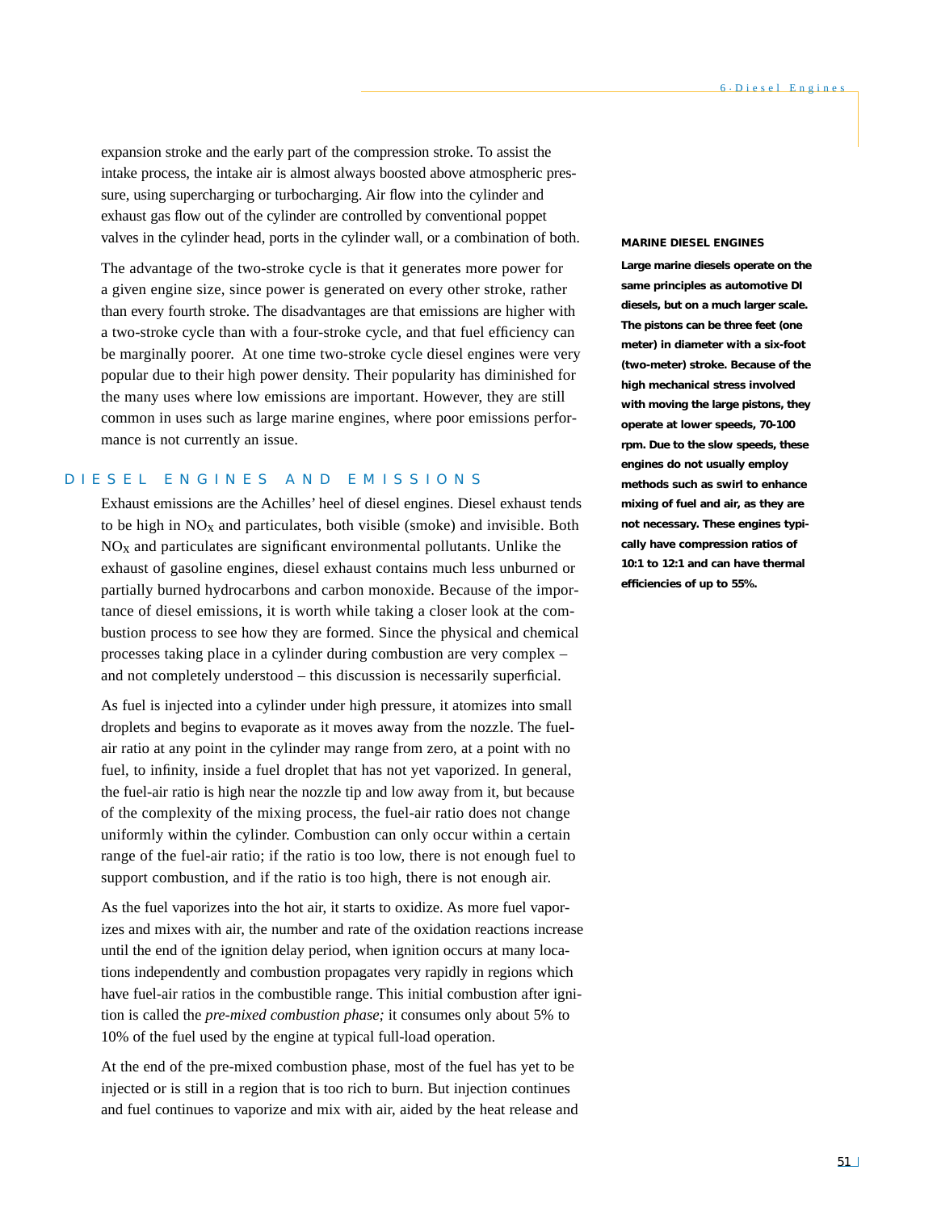expansion stroke and the early part of the compression stroke. To assist the intake process, the intake air is almost always boosted above atmospheric pressure, using supercharging or turbocharging. Air flow into the cylinder and exhaust gas flow out of the cylinder are controlled by conventional poppet valves in the cylinder head, ports in the cylinder wall, or a combination of both.

The advantage of the two-stroke cycle is that it generates more power for a given engine size, since power is generated on every other stroke, rather than every fourth stroke. The disadvantages are that emissions are higher with a two-stroke cycle than with a four-stroke cycle, and that fuel efficiency can be marginally poorer. At one time two-stroke cycle diesel engines were very popular due to their high power density. Their popularity has diminished for the many uses where low emissions are important. However, they are still common in uses such as large marine engines, where poor emissions performance is not currently an issue.

> **MARINE DIESEL ENGINES**
>
> **Large marine diesels operate on the same principles as automotive DI diesels, but on a much larger scale. The pistons can be three feet (one meter) in diameter with a six-foot (two-meter) stroke. Because of the high mechanical stress involved with moving the large pistons, they operate at lower speeds, 70-100 rpm. Due to the slow speeds, these engines do not usually employ methods such as swirl to enhance mixing of fuel and air, as they are not necessary. These engines typically have compression ratios of 10:1 to 12:1 and can have thermal efficiencies of up to 55%.**

## DIESEL ENGINES AND EMISSIONS

Exhaust emissions are the Achilles' heel of diesel engines. Diesel exhaust tends to be high in $NO_X$ and particulates, both visible (smoke) and invisible. Both $NO_X$ and particulates are significant environmental pollutants. Unlike the exhaust of gasoline engines, diesel exhaust contains much less unburned or partially burned hydrocarbons and carbon monoxide. Because of the importance of diesel emissions, it is worth while taking a closer look at the combustion process to see how they are formed. Since the physical and chemical processes taking place in a cylinder during combustion are very complex – and not completely understood – this discussion is necessarily superficial.

As fuel is injected into a cylinder under high pressure, it atomizes into small droplets and begins to evaporate as it moves away from the nozzle. The fuel-air ratio at any point in the cylinder may range from zero, at a point with no fuel, to infinity, inside a fuel droplet that has not yet vaporized. In general, the fuel-air ratio is high near the nozzle tip and low away from it, but because of the complexity of the mixing process, the fuel-air ratio does not change uniformly within the cylinder. Combustion can only occur within a certain range of the fuel-air ratio; if the ratio is too low, there is not enough fuel to support combustion, and if the ratio is too high, there is not enough air.

As the fuel vaporizes into the hot air, it starts to oxidize. As more fuel vaporizes and mixes with air, the number and rate of the oxidation reactions increase until the end of the ignition delay period, when ignition occurs at many locations independently and combustion propagates very rapidly in regions which have fuel-air ratios in the combustible range. This initial combustion after ignition is called the *pre-mixed combustion phase;* it consumes only about 5% to 10% of the fuel used by the engine at typical full-load operation.

At the end of the pre-mixed combustion phase, most of the fuel has yet to be injected or is still in a region that is too rich to burn. But injection continues and fuel continues to vaporize and mix with air, aided by the heat release and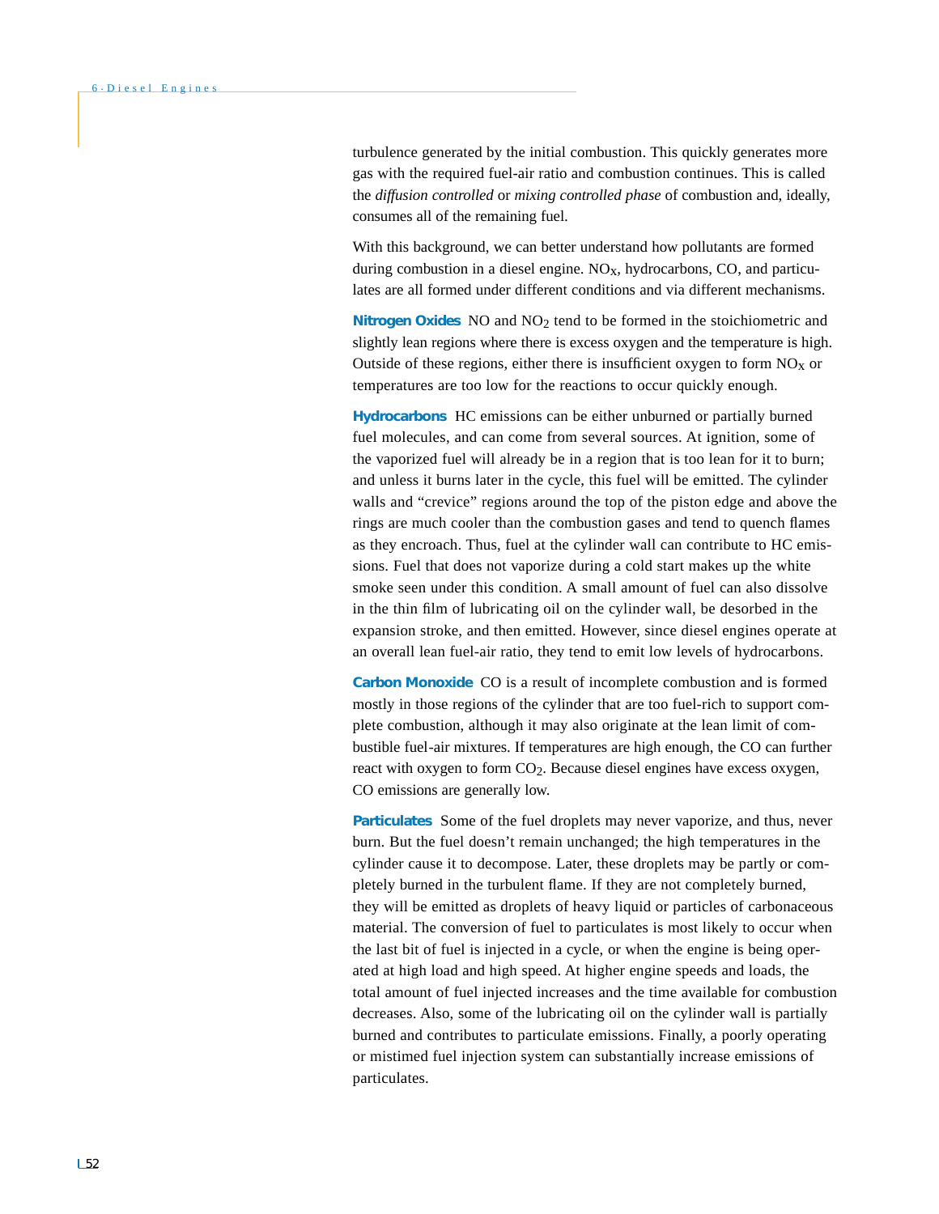turbulence generated by the initial combustion. This quickly generates more gas with the required fuel-air ratio and combustion continues. This is called the *diffusion controlled* or *mixing controlled phase* of combustion and, ideally, consumes all of the remaining fuel.

With this background, we can better understand how pollutants are formed during combustion in a diesel engine. $NO_X$, hydrocarbons, CO, and particulates are all formed under different conditions and via different mechanisms.

**Nitrogen Oxides** NO and $NO_2$ tend to be formed in the stoichiometric and slightly lean regions where there is excess oxygen and the temperature is high. Outside of these regions, either there is insufficient oxygen to form $NO_X$ or temperatures are too low for the reactions to occur quickly enough.

**Hydrocarbons** HC emissions can be either unburned or partially burned fuel molecules, and can come from several sources. At ignition, some of the vaporized fuel will already be in a region that is too lean for it to burn; and unless it burns later in the cycle, this fuel will be emitted. The cylinder walls and "crevice" regions around the top of the piston edge and above the rings are much cooler than the combustion gases and tend to quench flames as they encroach. Thus, fuel at the cylinder wall can contribute to HC emissions. Fuel that does not vaporize during a cold start makes up the white smoke seen under this condition. A small amount of fuel can also dissolve in the thin film of lubricating oil on the cylinder wall, be desorbed in the expansion stroke, and then emitted. However, since diesel engines operate at an overall lean fuel-air ratio, they tend to emit low levels of hydrocarbons.

**Carbon Monoxide** CO is a result of incomplete combustion and is formed mostly in those regions of the cylinder that are too fuel-rich to support complete combustion, although it may also originate at the lean limit of combustible fuel-air mixtures. If temperatures are high enough, the CO can further react with oxygen to form $CO_2$. Because diesel engines have excess oxygen, CO emissions are generally low.

**Particulates** Some of the fuel droplets may never vaporize, and thus, never burn. But the fuel doesn't remain unchanged; the high temperatures in the cylinder cause it to decompose. Later, these droplets may be partly or completely burned in the turbulent flame. If they are not completely burned, they will be emitted as droplets of heavy liquid or particles of carbonaceous material. The conversion of fuel to particulates is most likely to occur when the last bit of fuel is injected in a cycle, or when the engine is being operated at high load and high speed. At higher engine speeds and loads, the total amount of fuel injected increases and the time available for combustion decreases. Also, some of the lubricating oil on the cylinder wall is partially burned and contributes to particulate emissions. Finally, a poorly operating or mistimed fuel injection system can substantially increase emissions of particulates.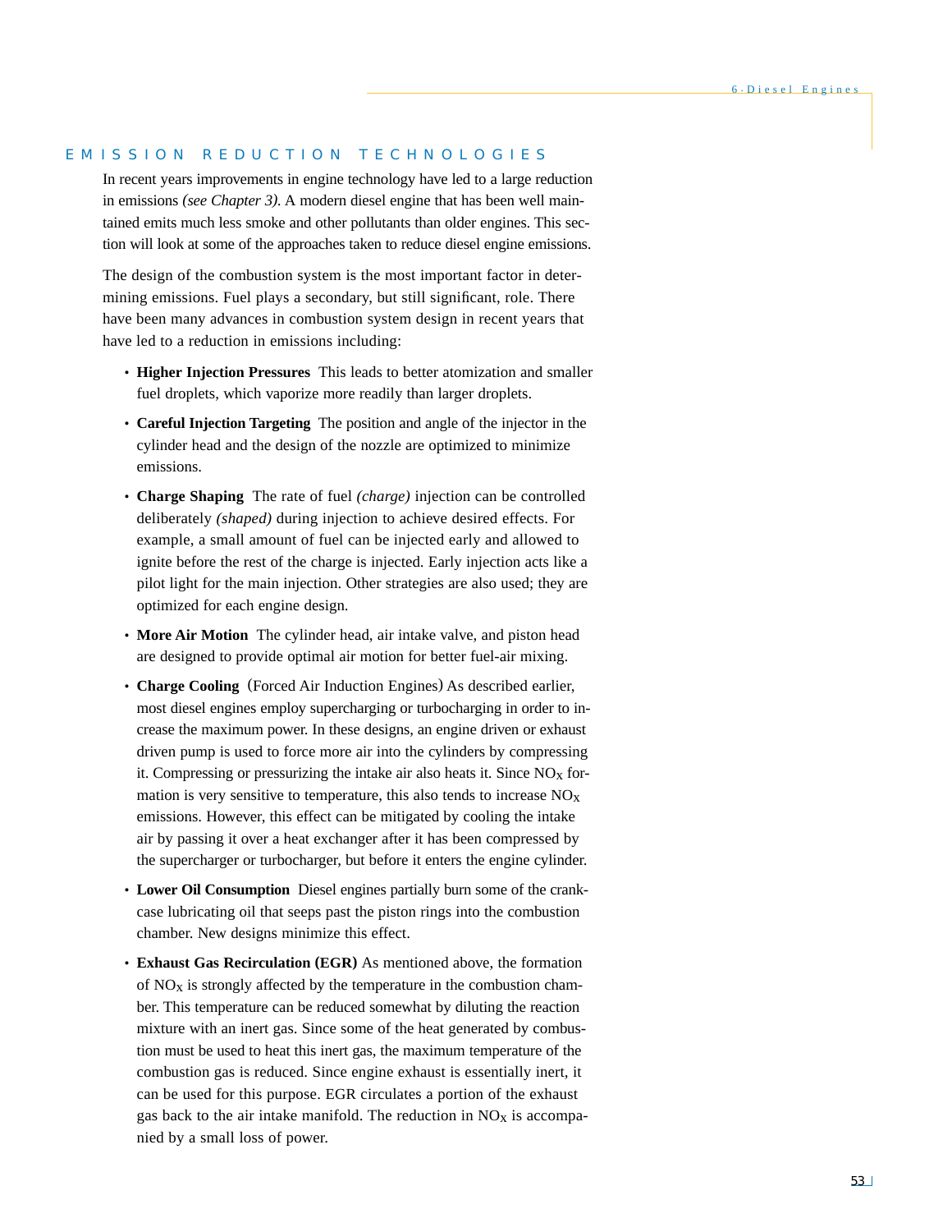## EMISSION REDUCTION TECHNOLOGIES

In recent years improvements in engine technology have led to a large reduction in emissions *(see Chapter 3)*. A modern diesel engine that has been well maintained emits much less smoke and other pollutants than older engines. This section will look at some of the approaches taken to reduce diesel engine emissions.

The design of the combustion system is the most important factor in determining emissions. Fuel plays a secondary, but still significant, role. There have been many advances in combustion system design in recent years that have led to a reduction in emissions including:

- **Higher Injection Pressures** This leads to better atomization and smaller fuel droplets, which vaporize more readily than larger droplets.
- **Careful Injection Targeting** The position and angle of the injector in the cylinder head and the design of the nozzle are optimized to minimize emissions.
- **Charge Shaping** The rate of fuel *(charge)* injection can be controlled deliberately *(shaped)* during injection to achieve desired effects. For example, a small amount of fuel can be injected early and allowed to ignite before the rest of the charge is injected. Early injection acts like a pilot light for the main injection. Other strategies are also used; they are optimized for each engine design.
- **More Air Motion** The cylinder head, air intake valve, and piston head are designed to provide optimal air motion for better fuel-air mixing.
- **Charge Cooling** (Forced Air Induction Engines) As described earlier, most diesel engines employ supercharging or turbocharging in order to increase the maximum power. In these designs, an engine driven or exhaust driven pump is used to force more air into the cylinders by compressing it. Compressing or pressurizing the intake air also heats it. Since $NO_X$ formation is very sensitive to temperature, this also tends to increase $NO_X$ emissions. However, this effect can be mitigated by cooling the intake air by passing it over a heat exchanger after it has been compressed by the supercharger or turbocharger, but before it enters the engine cylinder.
- **Lower Oil Consumption** Diesel engines partially burn some of the crankcase lubricating oil that seeps past the piston rings into the combustion chamber. New designs minimize this effect.
- **Exhaust Gas Recirculation (EGR)** As mentioned above, the formation of $NO_X$ is strongly affected by the temperature in the combustion chamber. This temperature can be reduced somewhat by diluting the reaction mixture with an inert gas. Since some of the heat generated by combustion must be used to heat this inert gas, the maximum temperature of the combustion gas is reduced. Since engine exhaust is essentially inert, it can be used for this purpose. EGR circulates a portion of the exhaust gas back to the air intake manifold. The reduction in $NO_X$ is accompanied by a small loss of power.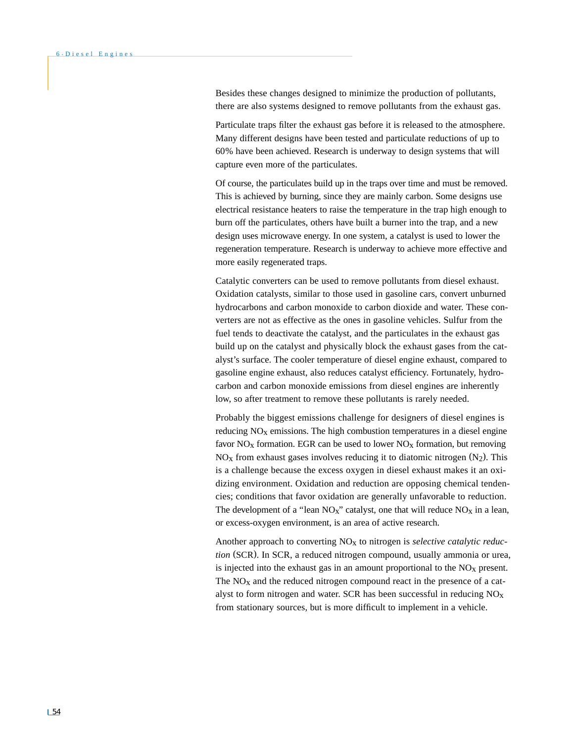Besides these changes designed to minimize the production of pollutants, there are also systems designed to remove pollutants from the exhaust gas.

Particulate traps filter the exhaust gas before it is released to the atmosphere. Many different designs have been tested and particulate reductions of up to 60% have been achieved. Research is underway to design systems that will capture even more of the particulates.

Of course, the particulates build up in the traps over time and must be removed. This is achieved by burning, since they are mainly carbon. Some designs use electrical resistance heaters to raise the temperature in the trap high enough to burn off the particulates, others have built a burner into the trap, and a new design uses microwave energy. In one system, a catalyst is used to lower the regeneration temperature. Research is underway to achieve more effective and more easily regenerated traps.

Catalytic converters can be used to remove pollutants from diesel exhaust. Oxidation catalysts, similar to those used in gasoline cars, convert unburned hydrocarbons and carbon monoxide to carbon dioxide and water. These converters are not as effective as the ones in gasoline vehicles. Sulfur from the fuel tends to deactivate the catalyst, and the particulates in the exhaust gas build up on the catalyst and physically block the exhaust gases from the catalyst's surface. The cooler temperature of diesel engine exhaust, compared to gasoline engine exhaust, also reduces catalyst efficiency. Fortunately, hydrocarbon and carbon monoxide emissions from diesel engines are inherently low, so after treatment to remove these pollutants is rarely needed.

Probably the biggest emissions challenge for designers of diesel engines is reducing $NO_X$ emissions. The high combustion temperatures in a diesel engine favor $NO_X$ formation. EGR can be used to lower $NO_X$ formation, but removing $NO_X$ from exhaust gases involves reducing it to diatomic nitrogen ($N_2$). This is a challenge because the excess oxygen in diesel exhaust makes it an oxidizing environment. Oxidation and reduction are opposing chemical tendencies; conditions that favor oxidation are generally unfavorable to reduction. The development of a "lean $NO_X$" catalyst, one that will reduce $NO_X$ in a lean, or excess-oxygen environment, is an area of active research.

Another approach to converting $NO_X$ to nitrogen is *selective catalytic reduction* (SCR). In SCR, a reduced nitrogen compound, usually ammonia or urea, is injected into the exhaust gas in an amount proportional to the $NO_X$ present. The $NO_X$ and the reduced nitrogen compound react in the presence of a catalyst to form nitrogen and water. SCR has been successful in reducing $NO_X$ from stationary sources, but is more difficult to implement in a vehicle.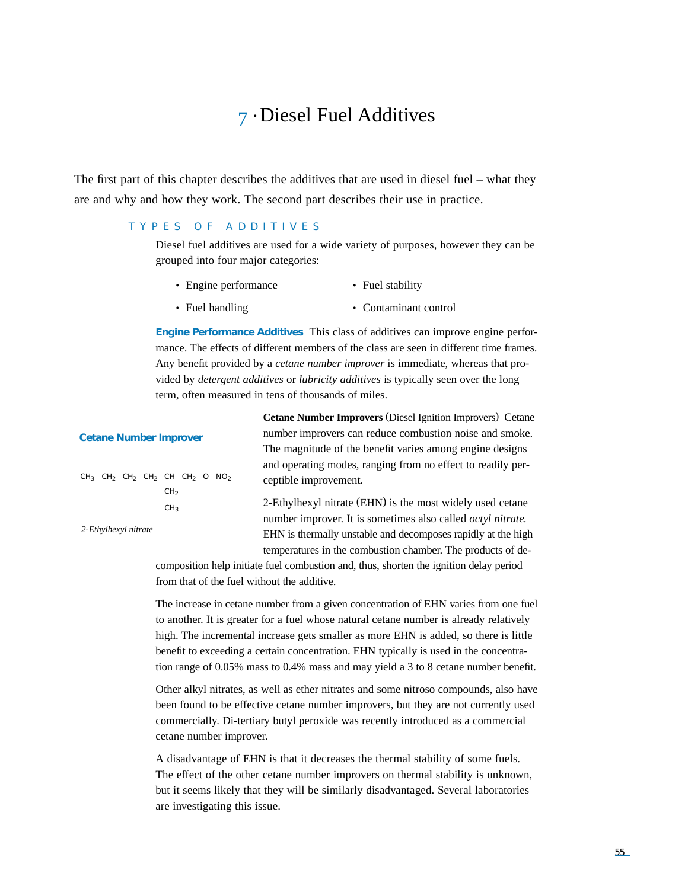# 7 · Diesel Fuel Additives

The first part of this chapter describes the additives that are used in diesel fuel – what they are and why and how they work. The second part describes their use in practice.

## TYPES OF ADDITIVES

Diesel fuel additives are used for a wide variety of purposes, however they can be grouped into four major categories:

- Engine performance
- Fuel stability
- Fuel handling
- Contaminant control

**Engine Performance Additives** This class of additives can improve engine performance. The effects of different members of the class are seen in different time frames. Any benefit provided by a *cetane number improver* is immediate, whereas that provided by *detergent additives* or *lubricity additives* is typically seen over the long term, often measured in tens of thousands of miles.

**Cetane Number Improver**

$$CH_3-CH_2-CH_2-CH_2-\underset{\underset{CH_3}{|}}{\underset{CH_2}{|}}{CH}-CH_2-O-NO_2$$

*2-Ethylhexyl nitrate*

**Cetane Number Improvers** (Diesel Ignition Improvers) Cetane number improvers can reduce combustion noise and smoke. The magnitude of the benefit varies among engine designs and operating modes, ranging from no effect to readily perceptible improvement.

2-Ethylhexyl nitrate (EHN) is the most widely used cetane number improver. It is sometimes also called *octyl nitrate.* EHN is thermally unstable and decomposes rapidly at the high temperatures in the combustion chamber. The products of decomposition help initiate fuel combustion and, thus, shorten the ignition delay period from that of the fuel without the additive.

The increase in cetane number from a given concentration of EHN varies from one fuel to another. It is greater for a fuel whose natural cetane number is already relatively high. The incremental increase gets smaller as more EHN is added, so there is little benefit to exceeding a certain concentration. EHN typically is used in the concentration range of 0.05% mass to 0.4% mass and may yield a 3 to 8 cetane number benefit.

Other alkyl nitrates, as well as ether nitrates and some nitroso compounds, also have been found to be effective cetane number improvers, but they are not currently used commercially. Di-tertiary butyl peroxide was recently introduced as a commercial cetane number improver.

A disadvantage of EHN is that it decreases the thermal stability of some fuels. The effect of the other cetane number improvers on thermal stability is unknown, but it seems likely that they will be similarly disadvantaged. Several laboratories are investigating this issue.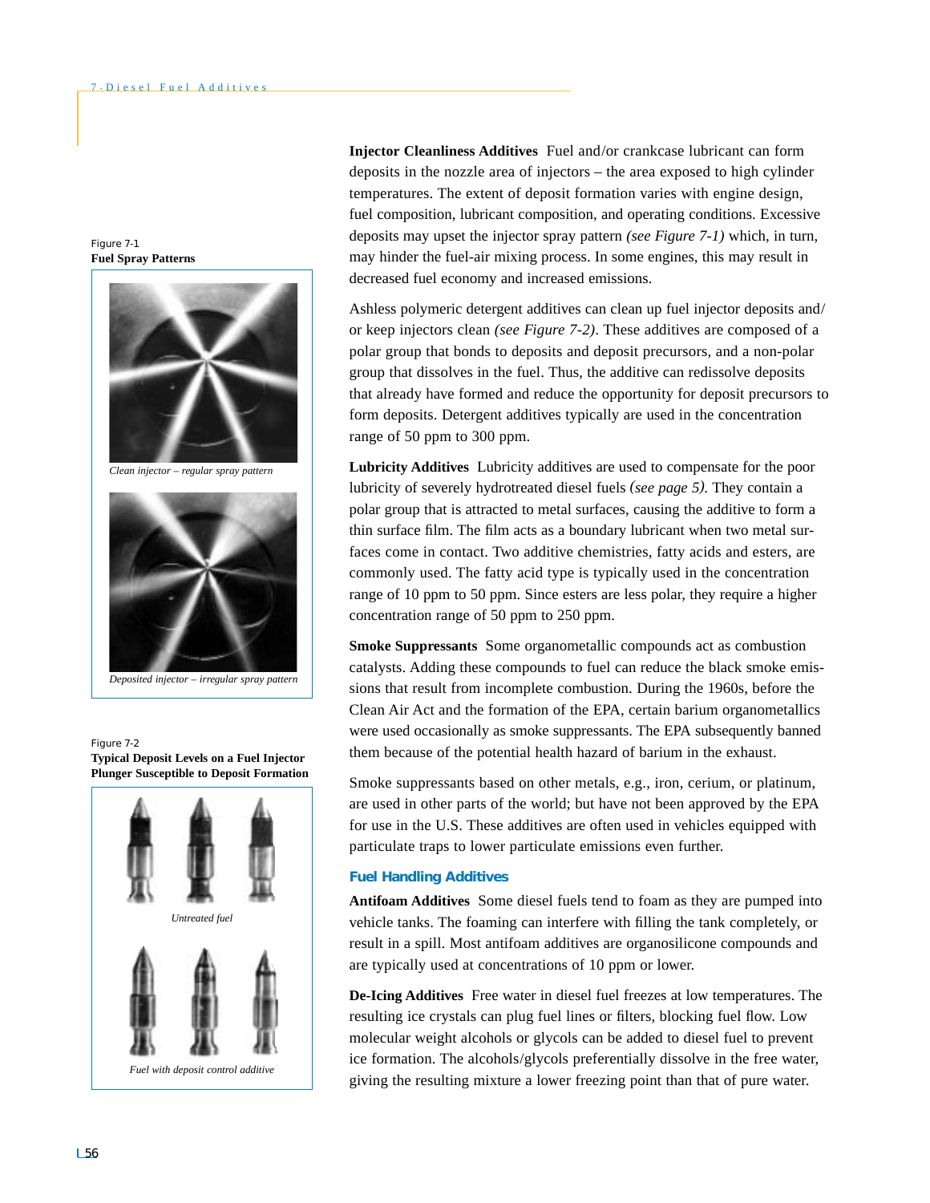Figure 7-1
**Fuel Spray Patterns**

*Clean injector – regular spray pattern*

*Deposited injector – irregular spray pattern*

Figure 7-2
**Typical Deposit Levels on a Fuel Injector Plunger Susceptible to Deposit Formation**

*Untreated fuel*

*Fuel with deposit control additive*

**Injector Cleanliness Additives** Fuel and/or crankcase lubricant can form deposits in the nozzle area of injectors – the area exposed to high cylinder temperatures. The extent of deposit formation varies with engine design, fuel composition, lubricant composition, and operating conditions. Excessive deposits may upset the injector spray pattern *(see Figure 7-1)* which, in turn, may hinder the fuel-air mixing process. In some engines, this may result in decreased fuel economy and increased emissions.

Ashless polymeric detergent additives can clean up fuel injector deposits and/or keep injectors clean *(see Figure 7-2)*. These additives are composed of a polar group that bonds to deposits and deposit precursors, and a non-polar group that dissolves in the fuel. Thus, the additive can redissolve deposits that already have formed and reduce the opportunity for deposit precursors to form deposits. Detergent additives typically are used in the concentration range of 50 ppm to 300 ppm.

**Lubricity Additives** Lubricity additives are used to compensate for the poor lubricity of severely hydrotreated diesel fuels *(see page 5)*. They contain a polar group that is attracted to metal surfaces, causing the additive to form a thin surface film. The film acts as a boundary lubricant when two metal surfaces come in contact. Two additive chemistries, fatty acids and esters, are commonly used. The fatty acid type is typically used in the concentration range of 10 ppm to 50 ppm. Since esters are less polar, they require a higher concentration range of 50 ppm to 250 ppm.

**Smoke Suppressants** Some organometallic compounds act as combustion catalysts. Adding these compounds to fuel can reduce the black smoke emissions that result from incomplete combustion. During the 1960s, before the Clean Air Act and the formation of the EPA, certain barium organometallics were used occasionally as smoke suppressants. The EPA subsequently banned them because of the potential health hazard of barium in the exhaust.

Smoke suppressants based on other metals, e.g., iron, cerium, or platinum, are used in other parts of the world; but have not been approved by the EPA for use in the U.S. These additives are often used in vehicles equipped with particulate traps to lower particulate emissions even further.

### Fuel Handling Additives

**Antifoam Additives** Some diesel fuels tend to foam as they are pumped into vehicle tanks. The foaming can interfere with filling the tank completely, or result in a spill. Most antifoam additives are organosilicone compounds and are typically used at concentrations of 10 ppm or lower.

**De-Icing Additives** Free water in diesel fuel freezes at low temperatures. The resulting ice crystals can plug fuel lines or filters, blocking fuel flow. Low molecular weight alcohols or glycols can be added to diesel fuel to prevent ice formation. The alcohols/glycols preferentially dissolve in the free water, giving the resulting mixture a lower freezing point than that of pure water.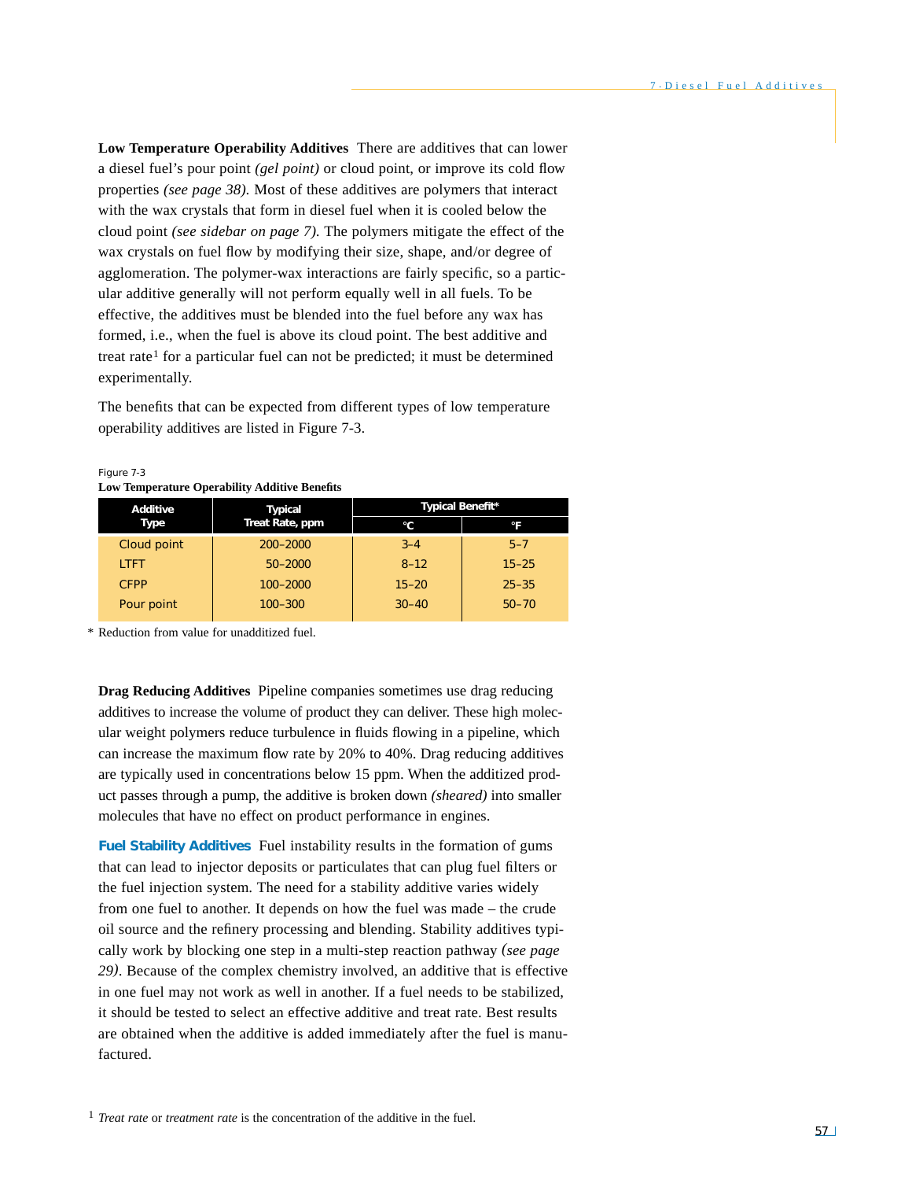**Low Temperature Operability Additives** There are additives that can lower a diesel fuel's pour point *(gel point)* or cloud point, or improve its cold flow properties *(see page 38)*. Most of these additives are polymers that interact with the wax crystals that form in diesel fuel when it is cooled below the cloud point *(see sidebar on page 7)*. The polymers mitigate the effect of the wax crystals on fuel flow by modifying their size, shape, and/or degree of agglomeration. The polymer-wax interactions are fairly specific, so a particular additive generally will not perform equally well in all fuels. To be effective, the additives must be blended into the fuel before any wax has formed, i.e., when the fuel is above its cloud point. The best additive and treat rate[1] for a particular fuel can not be predicted; it must be determined experimentally.

The benefits that can be expected from different types of low temperature operability additives are listed in Figure 7-3.

Figure 7-3
**Low Temperature Operability Additive Benefits**

| Additive Type | Typical Treat Rate, ppm | Typical Benefit* | |
|---|---|---|---|
| | | °C | °F |
| Cloud point | 200–2000 | 3–4 | 5–7 |
| LTFT | 50–2000 | 8–12 | 15–25 |
| CFPP | 100–2000 | 15–20 | 25–35 |
| Pour point | 100–300 | 30–40 | 50–70 |

\* Reduction from value for unadditized fuel.

**Drag Reducing Additives** Pipeline companies sometimes use drag reducing additives to increase the volume of product they can deliver. These high molecular weight polymers reduce turbulence in fluids flowing in a pipeline, which can increase the maximum flow rate by 20% to 40%. Drag reducing additives are typically used in concentrations below 15 ppm. When the additized product passes through a pump, the additive is broken down *(sheared)* into smaller molecules that have no effect on product performance in engines.

**Fuel Stability Additives** Fuel instability results in the formation of gums that can lead to injector deposits or particulates that can plug fuel filters or the fuel injection system. The need for a stability additive varies widely from one fuel to another. It depends on how the fuel was made – the crude oil source and the refinery processing and blending. Stability additives typically work by blocking one step in a multi-step reaction pathway *(see page 29)*. Because of the complex chemistry involved, an additive that is effective in one fuel may not work as well in another. If a fuel needs to be stabilized, it should be tested to select an effective additive and treat rate. Best results are obtained when the additive is added immediately after the fuel is manufactured.

[1] *Treat rate* or *treatment rate* is the concentration of the additive in the fuel.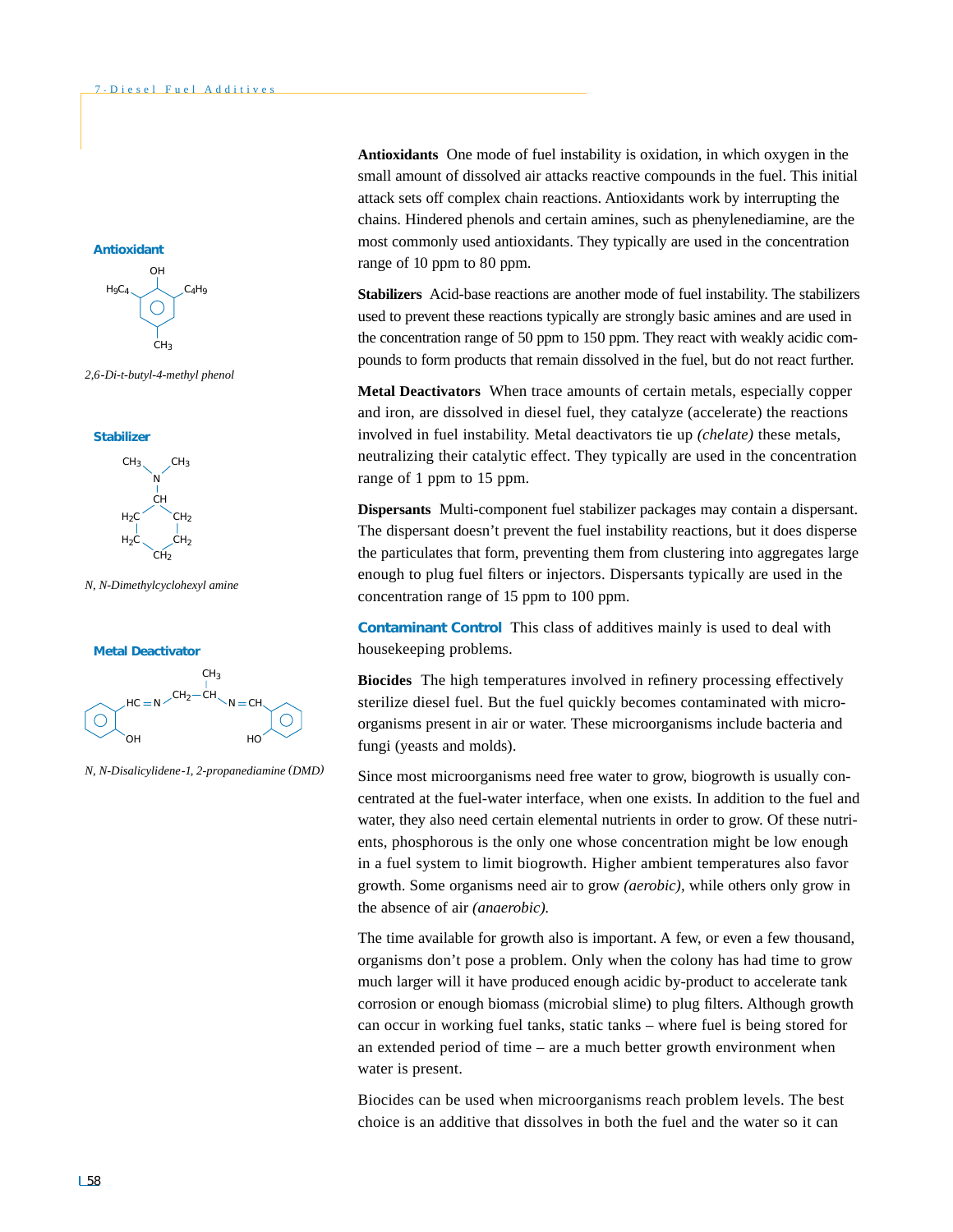**Antioxidant**

*2,6-Di-t-butyl-4-methyl phenol*

**Stabilizer**

*N, N-Dimethylcyclohexyl amine*

**Metal Deactivator**

*N, N-Disalicylidene-1, 2-propanediamine (DMD)*

**Antioxidants** One mode of fuel instability is oxidation, in which oxygen in the small amount of dissolved air attacks reactive compounds in the fuel. This initial attack sets off complex chain reactions. Antioxidants work by interrupting the chains. Hindered phenols and certain amines, such as phenylenediamine, are the most commonly used antioxidants. They typically are used in the concentration range of 10 ppm to 80 ppm.

**Stabilizers** Acid-base reactions are another mode of fuel instability. The stabilizers used to prevent these reactions typically are strongly basic amines and are used in the concentration range of 50 ppm to 150 ppm. They react with weakly acidic compounds to form products that remain dissolved in the fuel, but do not react further.

**Metal Deactivators** When trace amounts of certain metals, especially copper and iron, are dissolved in diesel fuel, they catalyze (accelerate) the reactions involved in fuel instability. Metal deactivators tie up *(chelate)* these metals, neutralizing their catalytic effect. They typically are used in the concentration range of 1 ppm to 15 ppm.

**Dispersants** Multi-component fuel stabilizer packages may contain a dispersant. The dispersant doesn't prevent the fuel instability reactions, but it does disperse the particulates that form, preventing them from clustering into aggregates large enough to plug fuel filters or injectors. Dispersants typically are used in the concentration range of 15 ppm to 100 ppm.

## Contaminant Control

This class of additives mainly is used to deal with housekeeping problems.

**Biocides** The high temperatures involved in refinery processing effectively sterilize diesel fuel. But the fuel quickly becomes contaminated with microorganisms present in air or water. These microorganisms include bacteria and fungi (yeasts and molds).

Since most microorganisms need free water to grow, biogrowth is usually concentrated at the fuel-water interface, when one exists. In addition to the fuel and water, they also need certain elemental nutrients in order to grow. Of these nutrients, phosphorous is the only one whose concentration might be low enough in a fuel system to limit biogrowth. Higher ambient temperatures also favor growth. Some organisms need air to grow *(aerobic)*, while others only grow in the absence of air *(anaerobic)*.

The time available for growth also is important. A few, or even a few thousand, organisms don't pose a problem. Only when the colony has had time to grow much larger will it have produced enough acidic by-product to accelerate tank corrosion or enough biomass (microbial slime) to plug filters. Although growth can occur in working fuel tanks, static tanks – where fuel is being stored for an extended period of time – are a much better growth environment when water is present.

Biocides can be used when microorganisms reach problem levels. The best choice is an additive that dissolves in both the fuel and the water so it can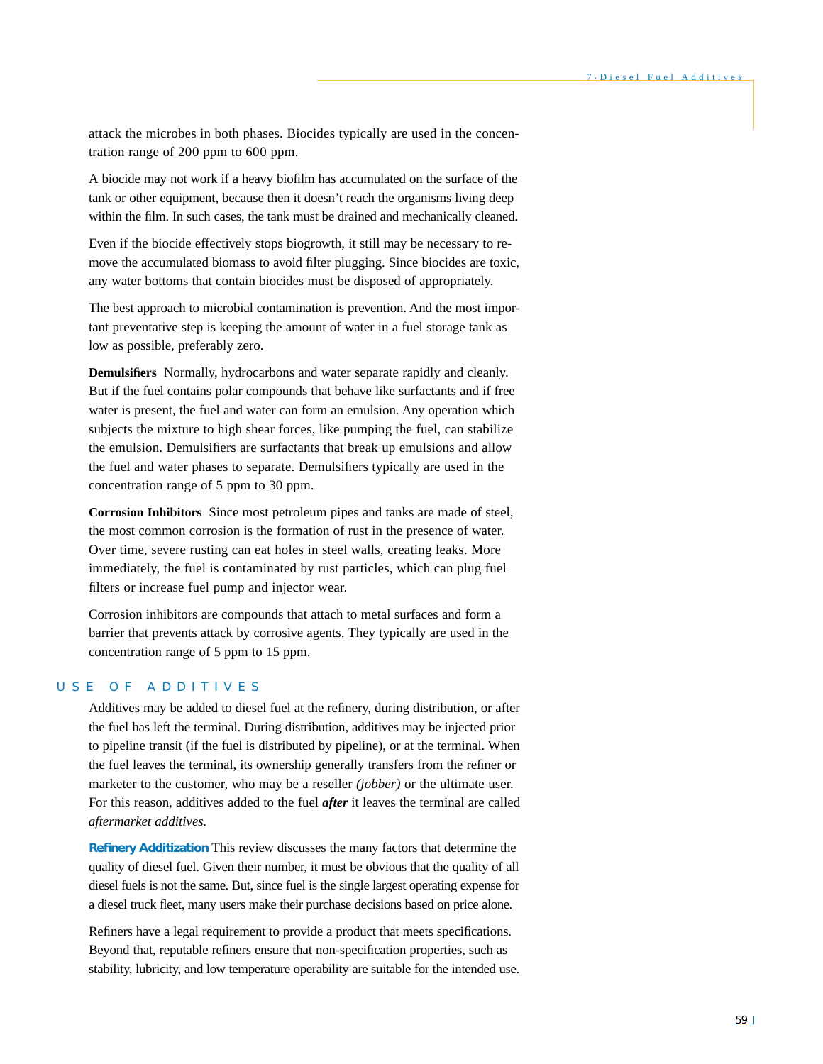attack the microbes in both phases. Biocides typically are used in the concentration range of 200 ppm to 600 ppm.

A biocide may not work if a heavy biofilm has accumulated on the surface of the tank or other equipment, because then it doesn't reach the organisms living deep within the film. In such cases, the tank must be drained and mechanically cleaned.

Even if the biocide effectively stops biogrowth, it still may be necessary to remove the accumulated biomass to avoid filter plugging. Since biocides are toxic, any water bottoms that contain biocides must be disposed of appropriately.

The best approach to microbial contamination is prevention. And the most important preventative step is keeping the amount of water in a fuel storage tank as low as possible, preferably zero.

**Demulsifiers** Normally, hydrocarbons and water separate rapidly and cleanly. But if the fuel contains polar compounds that behave like surfactants and if free water is present, the fuel and water can form an emulsion. Any operation which subjects the mixture to high shear forces, like pumping the fuel, can stabilize the emulsion. Demulsifiers are surfactants that break up emulsions and allow the fuel and water phases to separate. Demulsifiers typically are used in the concentration range of 5 ppm to 30 ppm.

**Corrosion Inhibitors** Since most petroleum pipes and tanks are made of steel, the most common corrosion is the formation of rust in the presence of water. Over time, severe rusting can eat holes in steel walls, creating leaks. More immediately, the fuel is contaminated by rust particles, which can plug fuel filters or increase fuel pump and injector wear.

Corrosion inhibitors are compounds that attach to metal surfaces and form a barrier that prevents attack by corrosive agents. They typically are used in the concentration range of 5 ppm to 15 ppm.

## USE OF ADDITIVES

Additives may be added to diesel fuel at the refinery, during distribution, or after the fuel has left the terminal. During distribution, additives may be injected prior to pipeline transit (if the fuel is distributed by pipeline), or at the terminal. When the fuel leaves the terminal, its ownership generally transfers from the refiner or marketer to the customer, who may be a reseller *(jobber)* or the ultimate user. For this reason, additives added to the fuel ***after*** it leaves the terminal are called *aftermarket additives.*

**Refinery Additization** This review discusses the many factors that determine the quality of diesel fuel. Given their number, it must be obvious that the quality of all diesel fuels is not the same. But, since fuel is the single largest operating expense for a diesel truck fleet, many users make their purchase decisions based on price alone.

Refiners have a legal requirement to provide a product that meets specifications. Beyond that, reputable refiners ensure that non-specification properties, such as stability, lubricity, and low temperature operability are suitable for the intended use.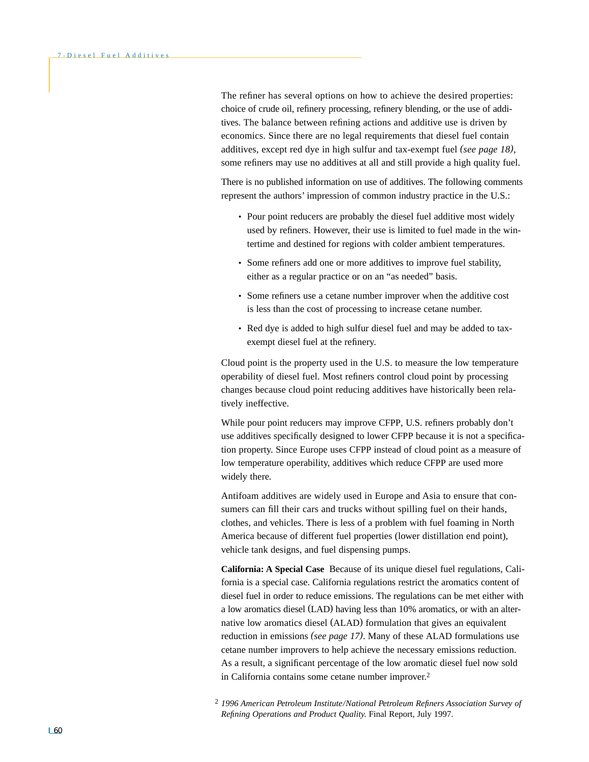The refiner has several options on how to achieve the desired properties: choice of crude oil, refinery processing, refinery blending, or the use of additives. The balance between refining actions and additive use is driven by economics. Since there are no legal requirements that diesel fuel contain additives, except red dye in high sulfur and tax-exempt fuel *(see page 18)*, some refiners may use no additives at all and still provide a high quality fuel.

There is no published information on use of additives. The following comments represent the authors' impression of common industry practice in the U.S.:

- Pour point reducers are probably the diesel fuel additive most widely used by refiners. However, their use is limited to fuel made in the wintertime and destined for regions with colder ambient temperatures.
- Some refiners add one or more additives to improve fuel stability, either as a regular practice or on an "as needed" basis.
- Some refiners use a cetane number improver when the additive cost is less than the cost of processing to increase cetane number.
- Red dye is added to high sulfur diesel fuel and may be added to tax-exempt diesel fuel at the refinery.

Cloud point is the property used in the U.S. to measure the low temperature operability of diesel fuel. Most refiners control cloud point by processing changes because cloud point reducing additives have historically been relatively ineffective.

While pour point reducers may improve CFPP, U.S. refiners probably don't use additives specifically designed to lower CFPP because it is not a specification property. Since Europe uses CFPP instead of cloud point as a measure of low temperature operability, additives which reduce CFPP are used more widely there.

Antifoam additives are widely used in Europe and Asia to ensure that consumers can fill their cars and trucks without spilling fuel on their hands, clothes, and vehicles. There is less of a problem with fuel foaming in North America because of different fuel properties (lower distillation end point), vehicle tank designs, and fuel dispensing pumps.

**California: A Special Case** Because of its unique diesel fuel regulations, California is a special case. California regulations restrict the aromatics content of diesel fuel in order to reduce emissions. The regulations can be met either with a low aromatics diesel (LAD) having less than 10% aromatics, or with an alternative low aromatics diesel (ALAD) formulation that gives an equivalent reduction in emissions *(see page 17)*. Many of these ALAD formulations use cetane number improvers to help achieve the necessary emissions reduction. As a result, a significant percentage of the low aromatic diesel fuel now sold in California contains some cetane number improver.[2]

[2] *1996 American Petroleum Institute/National Petroleum Refiners Association Survey of Refining Operations and Product Quality.* Final Report, July 1997.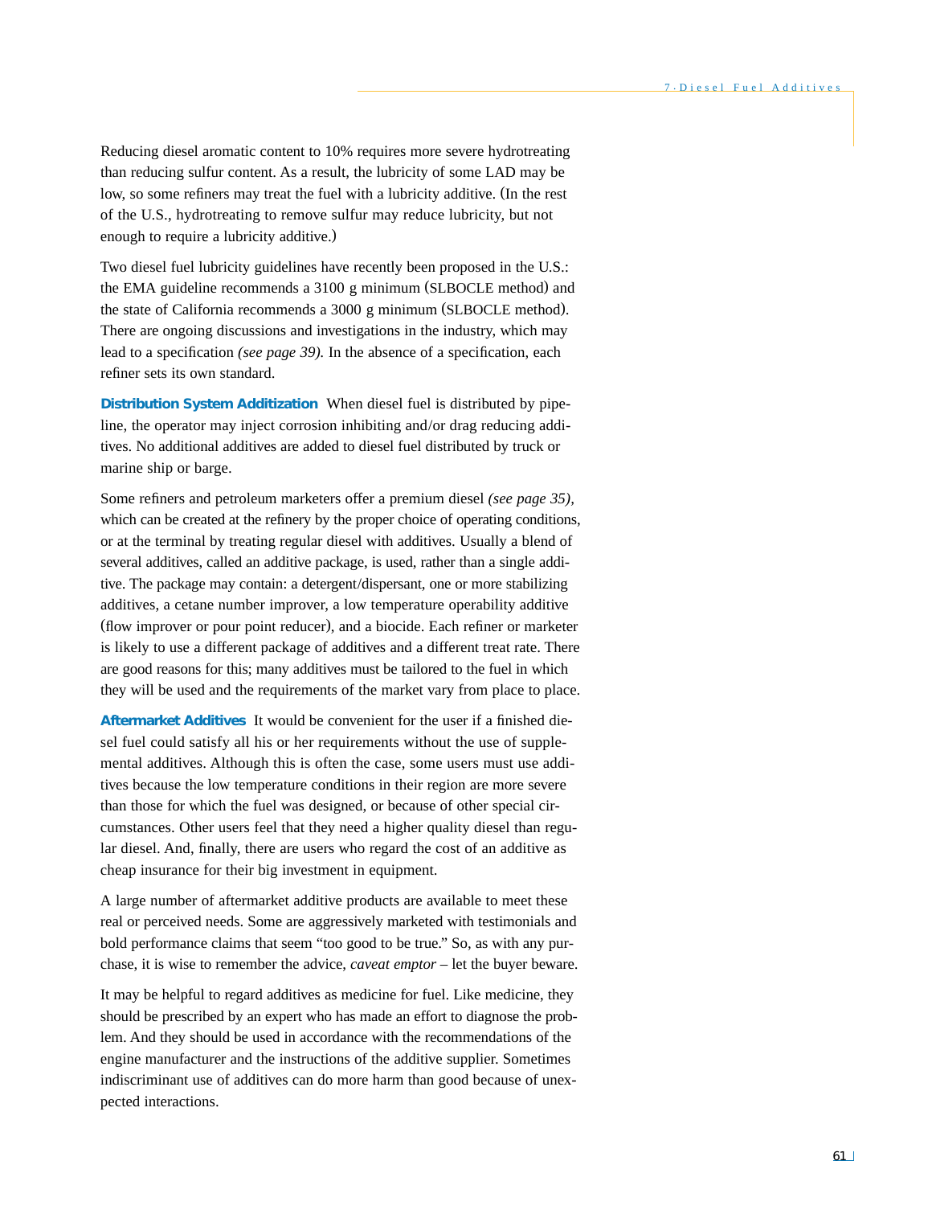Reducing diesel aromatic content to 10% requires more severe hydrotreating than reducing sulfur content. As a result, the lubricity of some LAD may be low, so some refiners may treat the fuel with a lubricity additive. (In the rest of the U.S., hydrotreating to remove sulfur may reduce lubricity, but not enough to require a lubricity additive.)

Two diesel fuel lubricity guidelines have recently been proposed in the U.S.: the EMA guideline recommends a 3100 g minimum (SLBOCLE method) and the state of California recommends a 3000 g minimum (SLBOCLE method). There are ongoing discussions and investigations in the industry, which may lead to a specification *(see page 39).* In the absence of a specification, each refiner sets its own standard.

**Distribution System Additization** When diesel fuel is distributed by pipeline, the operator may inject corrosion inhibiting and/or drag reducing additives. No additional additives are added to diesel fuel distributed by truck or marine ship or barge.

Some refiners and petroleum marketers offer a premium diesel *(see page 35)*, which can be created at the refinery by the proper choice of operating conditions, or at the terminal by treating regular diesel with additives. Usually a blend of several additives, called an additive package, is used, rather than a single additive. The package may contain: a detergent/dispersant, one or more stabilizing additives, a cetane number improver, a low temperature operability additive (flow improver or pour point reducer), and a biocide. Each refiner or marketer is likely to use a different package of additives and a different treat rate. There are good reasons for this; many additives must be tailored to the fuel in which they will be used and the requirements of the market vary from place to place.

**Aftermarket Additives** It would be convenient for the user if a finished diesel fuel could satisfy all his or her requirements without the use of supplemental additives. Although this is often the case, some users must use additives because the low temperature conditions in their region are more severe than those for which the fuel was designed, or because of other special circumstances. Other users feel that they need a higher quality diesel than regular diesel. And, finally, there are users who regard the cost of an additive as cheap insurance for their big investment in equipment.

A large number of aftermarket additive products are available to meet these real or perceived needs. Some are aggressively marketed with testimonials and bold performance claims that seem "too good to be true." So, as with any purchase, it is wise to remember the advice, *caveat emptor* – let the buyer beware.

It may be helpful to regard additives as medicine for fuel. Like medicine, they should be prescribed by an expert who has made an effort to diagnose the problem. And they should be used in accordance with the recommendations of the engine manufacturer and the instructions of the additive supplier. Sometimes indiscriminant use of additives can do more harm than good because of unexpected interactions.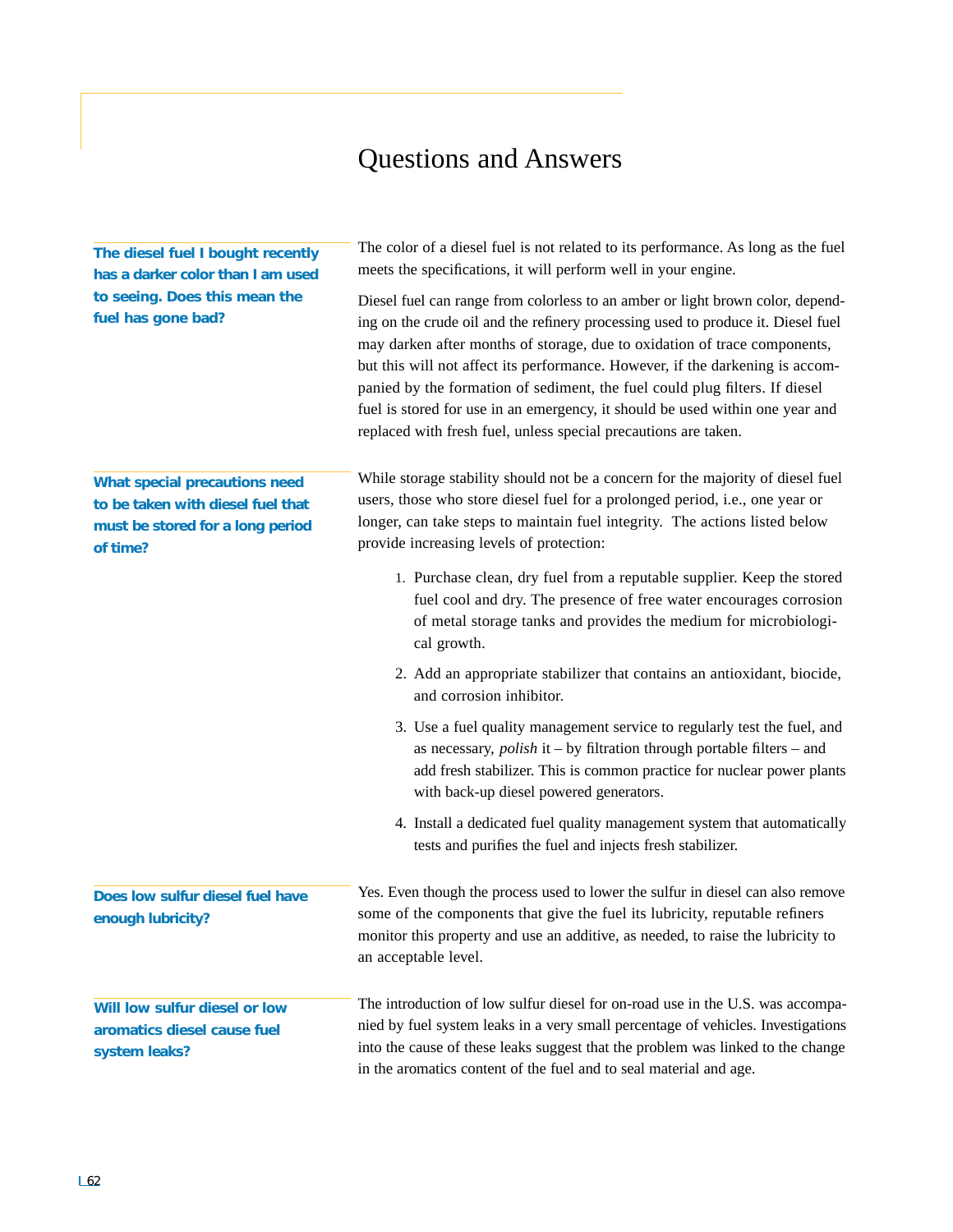# Questions and Answers

**The diesel fuel I bought recently has a darker color than I am used to seeing. Does this mean the fuel has gone bad?**

The color of a diesel fuel is not related to its performance. As long as the fuel meets the specifications, it will perform well in your engine.

Diesel fuel can range from colorless to an amber or light brown color, depending on the crude oil and the refinery processing used to produce it. Diesel fuel may darken after months of storage, due to oxidation of trace components, but this will not affect its performance. However, if the darkening is accompanied by the formation of sediment, the fuel could plug filters. If diesel fuel is stored for use in an emergency, it should be used within one year and replaced with fresh fuel, unless special precautions are taken.

**What special precautions need to be taken with diesel fuel that must be stored for a long period of time?**

While storage stability should not be a concern for the majority of diesel fuel users, those who store diesel fuel for a prolonged period, i.e., one year or longer, can take steps to maintain fuel integrity. The actions listed below provide increasing levels of protection:

1. Purchase clean, dry fuel from a reputable supplier. Keep the stored fuel cool and dry. The presence of free water encourages corrosion of metal storage tanks and provides the medium for microbiological growth.
2. Add an appropriate stabilizer that contains an antioxidant, biocide, and corrosion inhibitor.
3. Use a fuel quality management service to regularly test the fuel, and as necessary, *polish* it – by filtration through portable filters – and add fresh stabilizer. This is common practice for nuclear power plants with back-up diesel powered generators.
4. Install a dedicated fuel quality management system that automatically tests and purifies the fuel and injects fresh stabilizer.

**Does low sulfur diesel fuel have enough lubricity?**

Yes. Even though the process used to lower the sulfur in diesel can also remove some of the components that give the fuel its lubricity, reputable refiners monitor this property and use an additive, as needed, to raise the lubricity to an acceptable level.

**Will low sulfur diesel or low aromatics diesel cause fuel system leaks?**

The introduction of low sulfur diesel for on-road use in the U.S. was accompanied by fuel system leaks in a very small percentage of vehicles. Investigations into the cause of these leaks suggest that the problem was linked to the change in the aromatics content of the fuel and to seal material and age.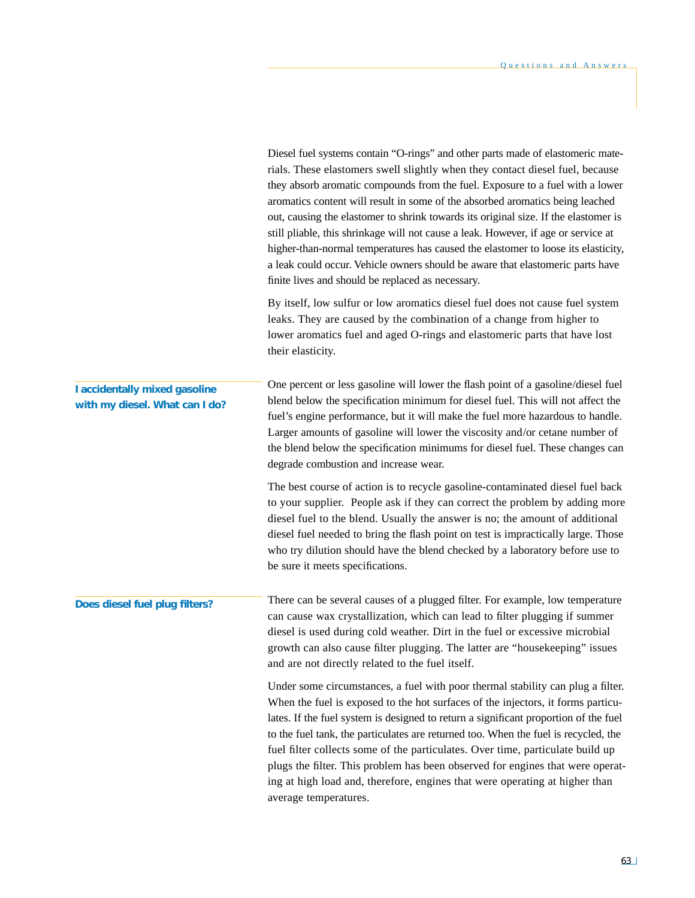Diesel fuel systems contain "O-rings" and other parts made of elastomeric materials. These elastomers swell slightly when they contact diesel fuel, because they absorb aromatic compounds from the fuel. Exposure to a fuel with a lower aromatics content will result in some of the absorbed aromatics being leached out, causing the elastomer to shrink towards its original size. If the elastomer is still pliable, this shrinkage will not cause a leak. However, if age or service at higher-than-normal temperatures has caused the elastomer to loose its elasticity, a leak could occur. Vehicle owners should be aware that elastomeric parts have finite lives and should be replaced as necessary.

By itself, low sulfur or low aromatics diesel fuel does not cause fuel system leaks. They are caused by the combination of a change from higher to lower aromatics fuel and aged O-rings and elastomeric parts that have lost their elasticity.

### I accidentally mixed gasoline with my diesel. What can I do?

One percent or less gasoline will lower the flash point of a gasoline/diesel fuel blend below the specification minimum for diesel fuel. This will not affect the fuel's engine performance, but it will make the fuel more hazardous to handle. Larger amounts of gasoline will lower the viscosity and/or cetane number of the blend below the specification minimums for diesel fuel. These changes can degrade combustion and increase wear.

The best course of action is to recycle gasoline-contaminated diesel fuel back to your supplier. People ask if they can correct the problem by adding more diesel fuel to the blend. Usually the answer is no; the amount of additional diesel fuel needed to bring the flash point on test is impractically large. Those who try dilution should have the blend checked by a laboratory before use to be sure it meets specifications.

### Does diesel fuel plug filters?

There can be several causes of a plugged filter. For example, low temperature can cause wax crystallization, which can lead to filter plugging if summer diesel is used during cold weather. Dirt in the fuel or excessive microbial growth can also cause filter plugging. The latter are "housekeeping" issues and are not directly related to the fuel itself.

Under some circumstances, a fuel with poor thermal stability can plug a filter. When the fuel is exposed to the hot surfaces of the injectors, it forms particulates. If the fuel system is designed to return a significant proportion of the fuel to the fuel tank, the particulates are returned too. When the fuel is recycled, the fuel filter collects some of the particulates. Over time, particulate build up plugs the filter. This problem has been observed for engines that were operating at high load and, therefore, engines that were operating at higher than average temperatures.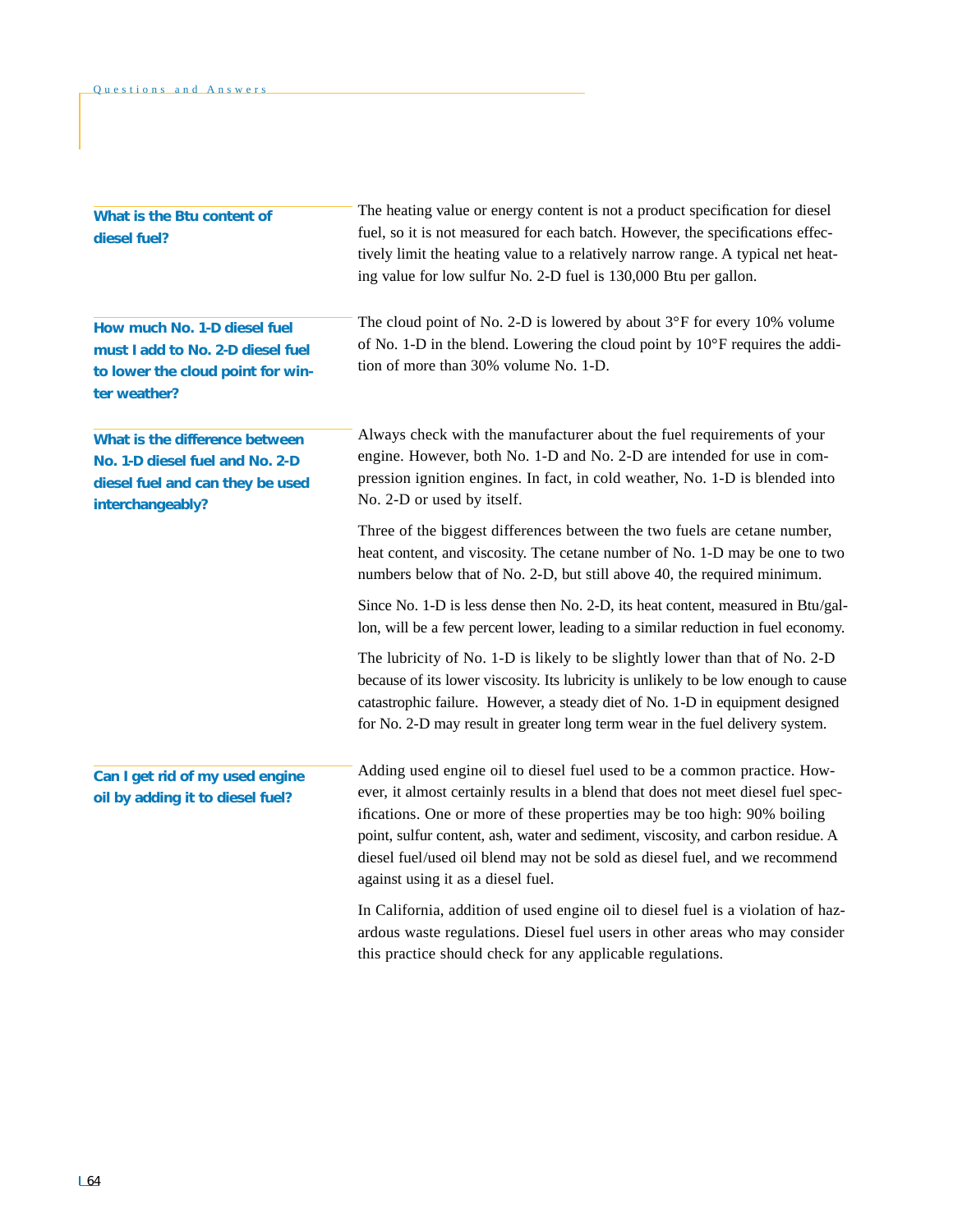### What is the Btu content of diesel fuel?

The heating value or energy content is not a product specification for diesel fuel, so it is not measured for each batch. However, the specifications effectively limit the heating value to a relatively narrow range. A typical net heating value for low sulfur No. 2-D fuel is 130,000 Btu per gallon.

### How much No. 1-D diesel fuel must I add to No. 2-D diesel fuel to lower the cloud point for winter weather?

The cloud point of No. 2-D is lowered by about 3°F for every 10% volume of No. 1-D in the blend. Lowering the cloud point by 10°F requires the addition of more than 30% volume No. 1-D.

### What is the difference between No. 1-D diesel fuel and No. 2-D diesel fuel and can they be used interchangeably?

Always check with the manufacturer about the fuel requirements of your engine. However, both No. 1-D and No. 2-D are intended for use in compression ignition engines. In fact, in cold weather, No. 1-D is blended into No. 2-D or used by itself.

Three of the biggest differences between the two fuels are cetane number, heat content, and viscosity. The cetane number of No. 1-D may be one to two numbers below that of No. 2-D, but still above 40, the required minimum.

Since No. 1-D is less dense then No. 2-D, its heat content, measured in Btu/gallon, will be a few percent lower, leading to a similar reduction in fuel economy.

The lubricity of No. 1-D is likely to be slightly lower than that of No. 2-D because of its lower viscosity. Its lubricity is unlikely to be low enough to cause catastrophic failure. However, a steady diet of No. 1-D in equipment designed for No. 2-D may result in greater long term wear in the fuel delivery system.

### Can I get rid of my used engine oil by adding it to diesel fuel?

Adding used engine oil to diesel fuel used to be a common practice. However, it almost certainly results in a blend that does not meet diesel fuel specifications. One or more of these properties may be too high: 90% boiling point, sulfur content, ash, water and sediment, viscosity, and carbon residue. A diesel fuel/used oil blend may not be sold as diesel fuel, and we recommend against using it as a diesel fuel.

In California, addition of used engine oil to diesel fuel is a violation of hazardous waste regulations. Diesel fuel users in other areas who may consider this practice should check for any applicable regulations.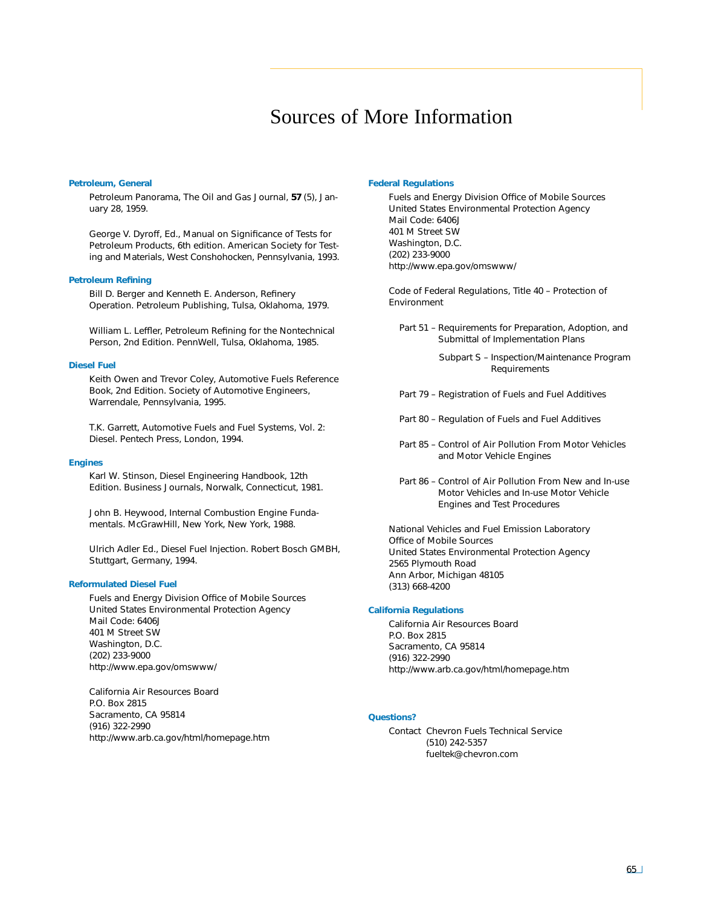# Sources of More Information

### Petroleum, General

Petroleum Panorama, The Oil and Gas Journal, **57** (5), January 28, 1959.

George V. Dyroff, Ed., Manual on Significance of Tests for Petroleum Products, 6th edition. American Society for Testing and Materials, West Conshohocken, Pennsylvania, 1993.

### Petroleum Refining

Bill D. Berger and Kenneth E. Anderson, Refinery Operation. Petroleum Publishing, Tulsa, Oklahoma, 1979.

William L. Leffler, Petroleum Refining for the Nontechnical Person, 2nd Edition. PennWell, Tulsa, Oklahoma, 1985.

### Diesel Fuel

Keith Owen and Trevor Coley, Automotive Fuels Reference Book, 2nd Edition. Society of Automotive Engineers, Warrendale, Pennsylvania, 1995.

T.K. Garrett, Automotive Fuels and Fuel Systems, Vol. 2: Diesel. Pentech Press, London, 1994.

### Engines

Karl W. Stinson, Diesel Engineering Handbook, 12th Edition. Business Journals, Norwalk, Connecticut, 1981.

John B. Heywood, Internal Combustion Engine Fundamentals. McGrawHill, New York, New York, 1988.

Ulrich Adler Ed., Diesel Fuel Injection. Robert Bosch GMBH, Stuttgart, Germany, 1994.

### Reformulated Diesel Fuel

Fuels and Energy Division Office of Mobile Sources
United States Environmental Protection Agency
Mail Code: 6406J
401 M Street SW
Washington, D.C.
(202) 233-9000
http://www.epa.gov/omswww/

California Air Resources Board
P.O. Box 2815
Sacramento, CA 95814
(916) 322-2990
http://www.arb.ca.gov/html/homepage.htm

### Federal Regulations

Fuels and Energy Division Office of Mobile Sources
United States Environmental Protection Agency
Mail Code: 6406J
401 M Street SW
Washington, D.C.
(202) 233-9000
http://www.epa.gov/omswww/

Code of Federal Regulations, Title 40 – Protection of Environment

- Part 51 – Requirements for Preparation, Adoption, and Submittal of Implementation Plans
  - Subpart S – Inspection/Maintenance Program Requirements
- Part 79 – Registration of Fuels and Fuel Additives
- Part 80 – Regulation of Fuels and Fuel Additives
- Part 85 – Control of Air Pollution From Motor Vehicles and Motor Vehicle Engines
- Part 86 – Control of Air Pollution From New and In-use Motor Vehicles and In-use Motor Vehicle Engines and Test Procedures

National Vehicles and Fuel Emission Laboratory
Office of Mobile Sources
United States Environmental Protection Agency
2565 Plymouth Road
Ann Arbor, Michigan 48105
(313) 668-4200

### California Regulations

California Air Resources Board
P.O. Box 2815
Sacramento, CA 95814
(916) 322-2990
http://www.arb.ca.gov/html/homepage.htm

### Questions?

Contact Chevron Fuels Technical Service
(510) 242-5357
fueltek@chevron.com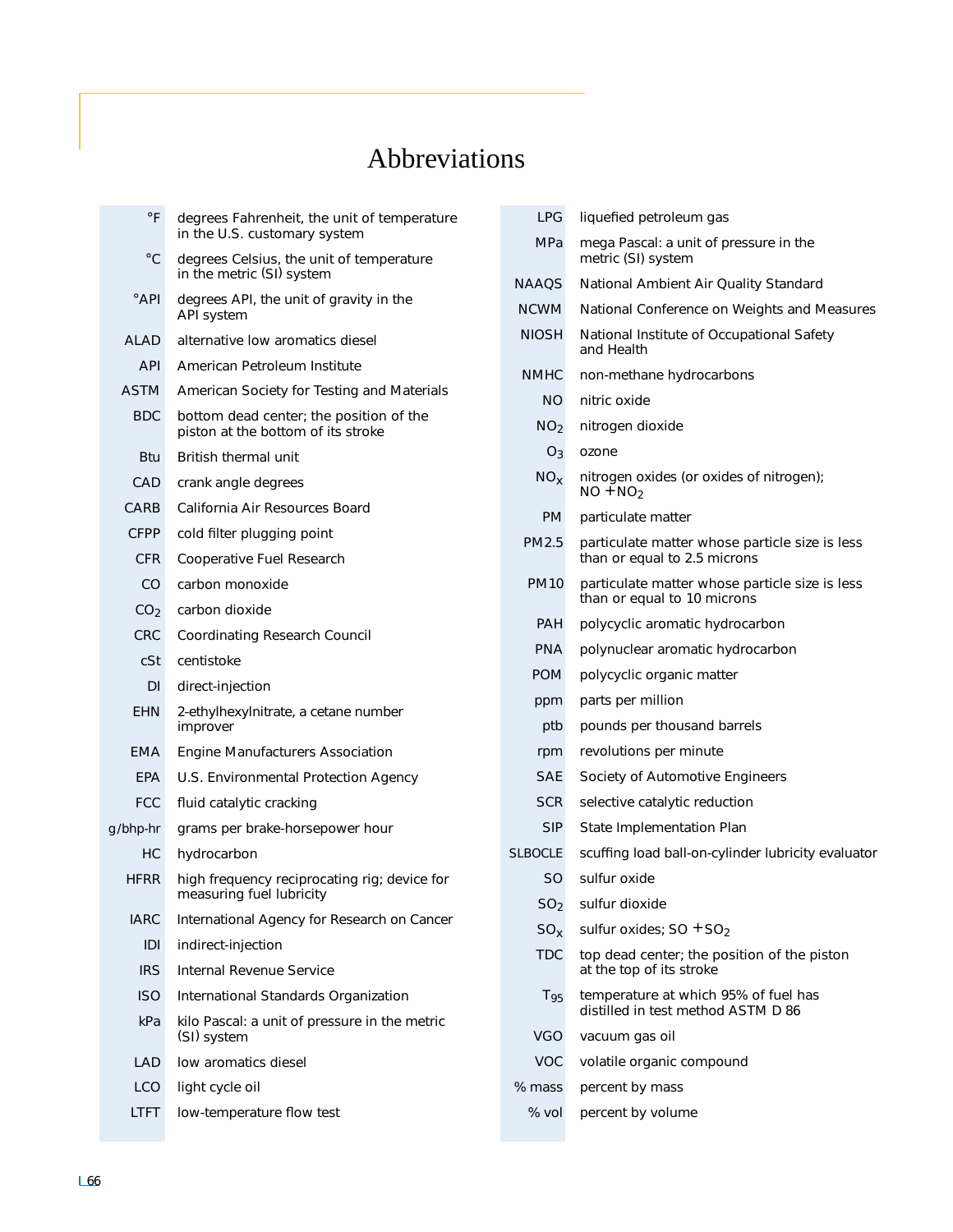# Abbreviations

| Abbreviation | Meaning |
|---|---|
| °F | degrees Fahrenheit, the unit of temperature in the U.S. customary system |
| °C | degrees Celsius, the unit of temperature in the metric (SI) system |
| °API | degrees API, the unit of gravity in the API system |
| ALAD | alternative low aromatics diesel |
| API | American Petroleum Institute |
| ASTM | American Society for Testing and Materials |
| BDC | bottom dead center; the position of the piston at the bottom of its stroke |
| Btu | British thermal unit |
| CAD | crank angle degrees |
| CARB | California Air Resources Board |
| CFPP | cold filter plugging point |
| CFR | Cooperative Fuel Research |
| CO | carbon monoxide |
| $CO_2$ | carbon dioxide |
| CRC | Coordinating Research Council |
| cSt | centistoke |
| DI | direct-injection |
| EHN | 2-ethylhexylnitrate, a cetane number improver |
| EMA | Engine Manufacturers Association |
| EPA | U.S. Environmental Protection Agency |
| FCC | fluid catalytic cracking |
| g/bhp-hr | grams per brake-horsepower hour |
| HC | hydrocarbon |
| HFRR | high frequency reciprocating rig; device for measuring fuel lubricity |
| IARC | International Agency for Research on Cancer |
| IDI | indirect-injection |
| IRS | Internal Revenue Service |
| ISO | International Standards Organization |
| kPa | kilo Pascal: a unit of pressure in the metric (SI) system |
| LAD | low aromatics diesel |
| LCO | light cycle oil |
| LTFT | low-temperature flow test |
| LPG | liquefied petroleum gas |
| MPa | mega Pascal: a unit of pressure in the metric (SI) system |
| NAAQS | National Ambient Air Quality Standard |
| NCWM | National Conference on Weights and Measures |
| NIOSH | National Institute of Occupational Safety and Health |
| NMHC | non-methane hydrocarbons |
| NO | nitric oxide |
| $NO_2$ | nitrogen dioxide |
| $O_3$ | ozone |
| $NO_x$ | nitrogen oxides (or oxides of nitrogen); $NO + NO_2$ |
| PM | particulate matter |
| PM2.5 | particulate matter whose particle size is less than or equal to 2.5 microns |
| PM10 | particulate matter whose particle size is less than or equal to 10 microns |
| PAH | polycyclic aromatic hydrocarbon |
| PNA | polynuclear aromatic hydrocarbon |
| POM | polycyclic organic matter |
| ppm | parts per million |
| ptb | pounds per thousand barrels |
| rpm | revolutions per minute |
| SAE | Society of Automotive Engineers |
| SCR | selective catalytic reduction |
| SIP | State Implementation Plan |
| SLBOCLE | scuffing load ball-on-cylinder lubricity evaluator |
| SO | sulfur oxide |
| $SO_2$ | sulfur dioxide |
| $SO_x$ | sulfur oxides; $SO + SO_2$ |
| TDC | top dead center; the position of the piston at the top of its stroke |
| $T_{95}$ | temperature at which 95% of fuel has distilled in test method ASTM D 86 |
| VGO | vacuum gas oil |
| VOC | volatile organic compound |
| % mass | percent by mass |
| % vol | percent by volume |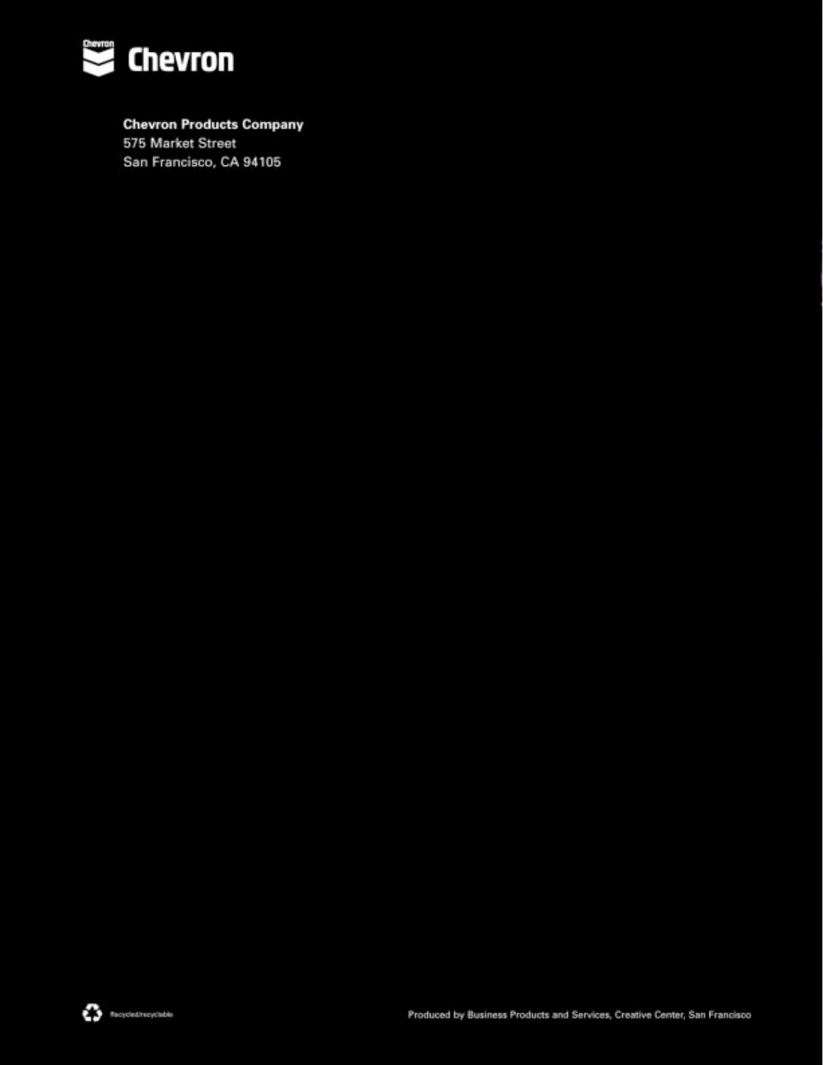Chevron

**Chevron Products Company**
575 Market Street
San Francisco, CA 94105

Recycled/recyclable

Produced by Business Products and Services, Creative Center, San Francisco